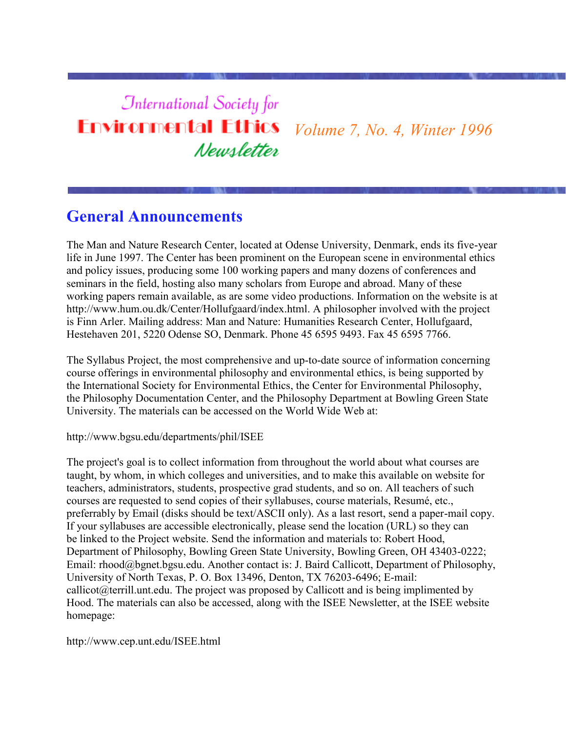# International Society for Environmental Ethics Newsletter

*Volume 7, No. 4, Winter 1996*

## General Announcements

The Man and Nature Research Center, located at Odense University, Denmark, ends its five-year life in June 1997. The Center has been prominent on the European scene in environmental ethics and policy issues, producing some 100 working papers and many dozens of conferences and seminars in the field, hosting also many scholars from Europe and abroad. Many of these working papers remain available, as are some video productions. Information on the website is at http://www.hum.ou.dk/Center/Hollufgaard/index.html. A philosopher involved with the project is Finn Arler. Mailing address: Man and Nature: Humanities Research Center, Hollufgaard, Hestehaven 201, 5220 Odense SO, Denmark. Phone 45 6595 9493. Fax 45 6595 7766.

The Syllabus Project, the most comprehensive and up-to-date source of information concerning course offerings in environmental philosophy and environmental ethics, is being supported by the International Society for Environmental Ethics, the Center for Environmental Philosophy, the Philosophy Documentation Center, and the Philosophy Department at Bowling Green State University. The materials can be accessed on the World Wide Web at:

http://www.bgsu.edu/departments/phil/ISEE

The project's goal is to collect information from throughout the world about what courses are taught, by whom, in which colleges and universities, and to make this available on website for teachers, administrators, students, prospective grad students, and so on. All teachers of such courses are requested to send copies of their syllabuses, course materials, Resumé, etc., preferrably by Email (disks should be text/ASCII only). As a last resort, send a paper-mail copy. If your syllabuses are accessible electronically, please send the location (URL) so they can be linked to the Project website. Send the information and materials to: Robert Hood, Department of Philosophy, Bowling Green State University, Bowling Green, OH 43403-0222; Email: rhood@bgnet.bgsu.edu. Another contact is: J. Baird Callicott, Department of Philosophy, University of North Texas, P. O. Box 13496, Denton, TX 76203-6496; E-mail: callicot@terrill.unt.edu. The project was proposed by Callicott and is being implimented by Hood. The materials can also be accessed, along with the ISEE Newsletter, at the ISEE website homepage:

http://www.cep.unt.edu/ISEE.html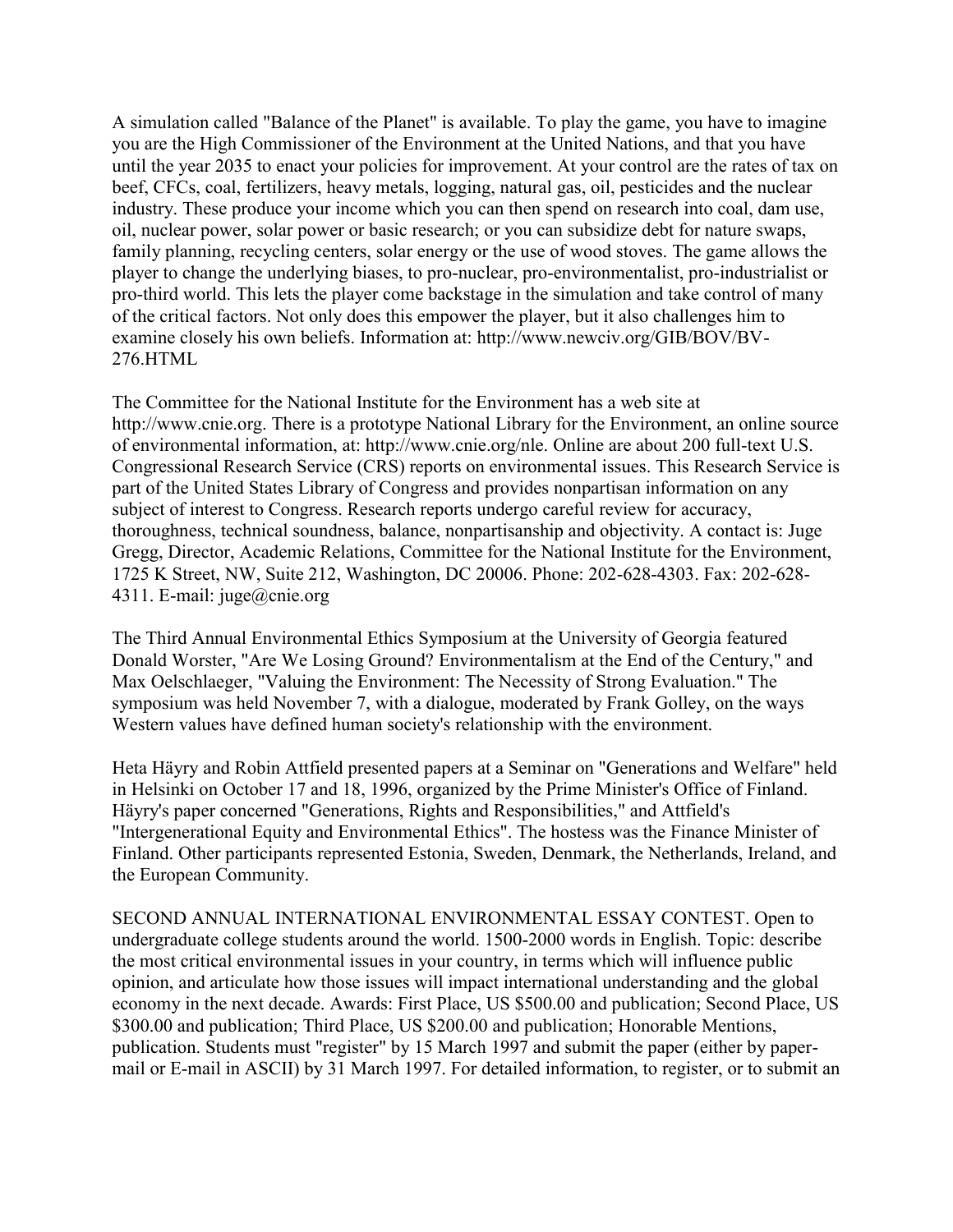A simulation called "Balance of the Planet" is available. To play the game, you have to imagine you are the High Commissioner of the Environment at the United Nations, and that you have until the year 2035 to enact your policies for improvement. At your control are the rates of tax on beef, CFCs, coal, fertilizers, heavy metals, logging, natural gas, oil, pesticides and the nuclear industry. These produce your income which you can then spend on research into coal, dam use, oil, nuclear power, solar power or basic research; or you can subsidize debt for nature swaps, family planning, recycling centers, solar energy or the use of wood stoves. The game allows the player to change the underlying biases, to pro-nuclear, pro-environmentalist, pro-industrialist or pro-third world. This lets the player come backstage in the simulation and take control of many of the critical factors. Not only does this empower the player, but it also challenges him to examine closely his own beliefs. Information at: http://www.newciv.org/GIB/BOV/BV-276.HTML

The Committee for the National Institute for the Environment has a web site at http://www.cnie.org. There is a prototype National Library for the Environment, an online source of environmental information, at: http://www.cnie.org/nle. Online are about 200 full-text U.S. Congressional Research Service (CRS) reports on environmental issues. This Research Service is part of the United States Library of Congress and provides nonpartisan information on any subject of interest to Congress. Research reports undergo careful review for accuracy, thoroughness, technical soundness, balance, nonpartisanship and objectivity. A contact is: Juge Gregg, Director, Academic Relations, Committee for the National Institute for the Environment, 1725 K Street, NW, Suite 212, Washington, DC 20006. Phone: 202-628-4303. Fax: 202-628-4311. E-mail: juge@cnie.org

The Third Annual Environmental Ethics Symposium at the University of Georgia featured Donald Worster, "Are We Losing Ground? Environmentalism at the End of the Century," and Max Oelschlaeger, "Valuing the Environment: The Necessity of Strong Evaluation." The symposium was held November 7, with a dialogue, moderated by Frank Golley, on the ways Western values have defined human society's relationship with the environment.

Heta Häyry and Robin Attfield presented papers at a Seminar on "Generations and Welfare" held in Helsinki on October 17 and 18, 1996, organized by the Prime Minister's Office of Finland. Häyry's paper concerned "Generations, Rights and Responsibilities," and Attfield's "Intergenerational Equity and Environmental Ethics". The hostess was the Finance Minister of Finland. Other participants represented Estonia, Sweden, Denmark, the Netherlands, Ireland, and the European Community.

SECOND ANNUAL INTERNATIONAL ENVIRONMENTAL ESSAY CONTEST. Open to undergraduate college students around the world. 1500-2000 words in English. Topic: describe the most critical environmental issues in your country, in terms which will influence public opinion, and articulate how those issues will impact international understanding and the global economy in the next decade. Awards: First Place, US $500.00 and publication; Second Place, US $300.00 and publication; Third Place, US $200.00 and publication; Honorable Mentions, publication. Students must "register" by 15 March 1997 and submit the paper (either by paper-mail or E-mail in ASCII) by 31 March 1997. For detailed information, to register, or to submit an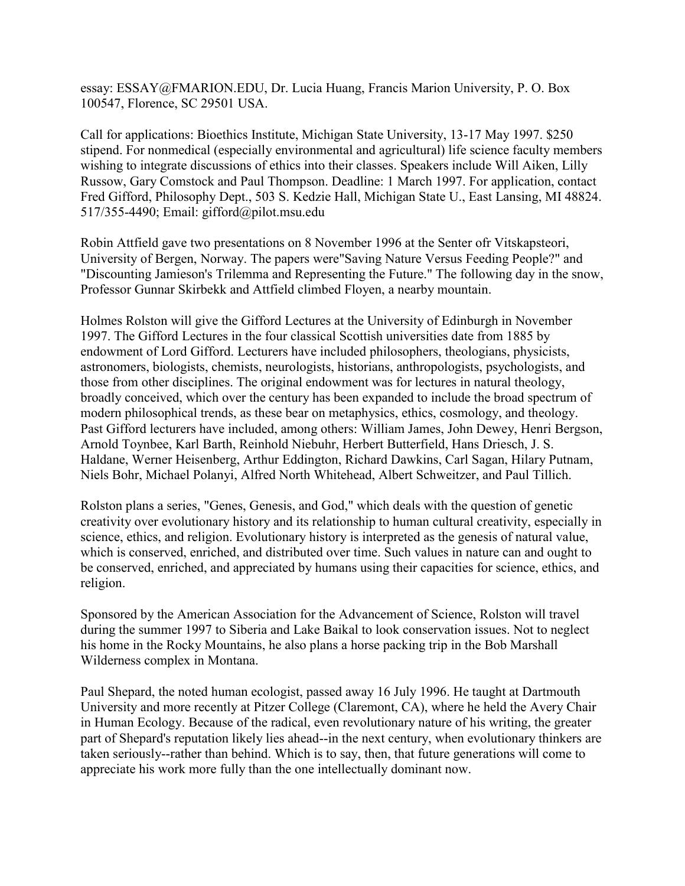essay: ESSAY@FMARION.EDU, Dr. Lucia Huang, Francis Marion University, P. O. Box 100547, Florence, SC 29501 USA.

Call for applications: Bioethics Institute, Michigan State University, 13-17 May 1997. $250 stipend. For nonmedical (especially environmental and agricultural) life science faculty members wishing to integrate discussions of ethics into their classes. Speakers include Will Aiken, Lilly Russow, Gary Comstock and Paul Thompson. Deadline: 1 March 1997. For application, contact Fred Gifford, Philosophy Dept., 503 S. Kedzie Hall, Michigan State U., East Lansing, MI 48824. 517/355-4490; Email: gifford@pilot.msu.edu

Robin Attfield gave two presentations on 8 November 1996 at the Senter ofr Vitskapsteori, University of Bergen, Norway. The papers were"Saving Nature Versus Feeding People?" and "Discounting Jamieson's Trilemma and Representing the Future." The following day in the snow, Professor Gunnar Skirbekk and Attfield climbed Floyen, a nearby mountain.

Holmes Rolston will give the Gifford Lectures at the University of Edinburgh in November 1997. The Gifford Lectures in the four classical Scottish universities date from 1885 by endowment of Lord Gifford. Lecturers have included philosophers, theologians, physicists, astronomers, biologists, chemists, neurologists, historians, anthropologists, psychologists, and those from other disciplines. The original endowment was for lectures in natural theology, broadly conceived, which over the century has been expanded to include the broad spectrum of modern philosophical trends, as these bear on metaphysics, ethics, cosmology, and theology. Past Gifford lecturers have included, among others: William James, John Dewey, Henri Bergson, Arnold Toynbee, Karl Barth, Reinhold Niebuhr, Herbert Butterfield, Hans Driesch, J. S. Haldane, Werner Heisenberg, Arthur Eddington, Richard Dawkins, Carl Sagan, Hilary Putnam, Niels Bohr, Michael Polanyi, Alfred North Whitehead, Albert Schweitzer, and Paul Tillich.

Rolston plans a series, "Genes, Genesis, and God," which deals with the question of genetic creativity over evolutionary history and its relationship to human cultural creativity, especially in science, ethics, and religion. Evolutionary history is interpreted as the genesis of natural value, which is conserved, enriched, and distributed over time. Such values in nature can and ought to be conserved, enriched, and appreciated by humans using their capacities for science, ethics, and religion.

Sponsored by the American Association for the Advancement of Science, Rolston will travel during the summer 1997 to Siberia and Lake Baikal to look conservation issues. Not to neglect his home in the Rocky Mountains, he also plans a horse packing trip in the Bob Marshall Wilderness complex in Montana.

Paul Shepard, the noted human ecologist, passed away 16 July 1996. He taught at Dartmouth University and more recently at Pitzer College (Claremont, CA), where he held the Avery Chair in Human Ecology. Because of the radical, even revolutionary nature of his writing, the greater part of Shepard's reputation likely lies ahead--in the next century, when evolutionary thinkers are taken seriously--rather than behind. Which is to say, then, that future generations will come to appreciate his work more fully than the one intellectually dominant now.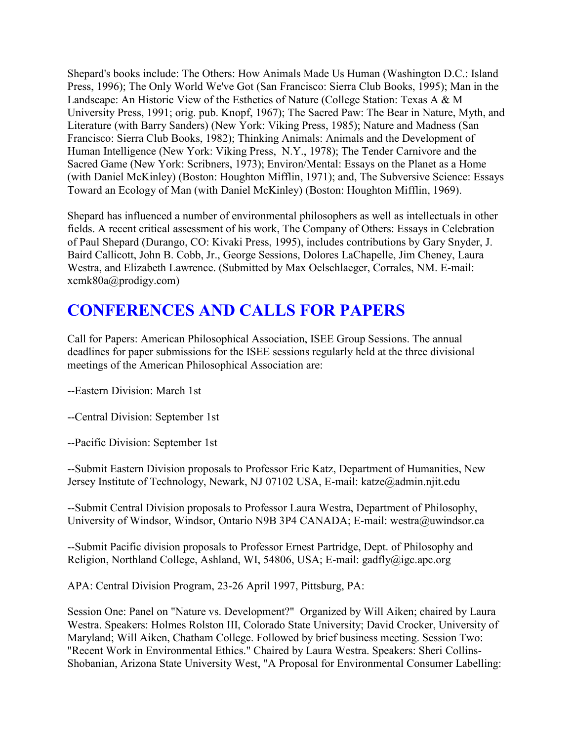Shepard's books include: The Others: How Animals Made Us Human (Washington D.C.: Island Press, 1996); The Only World We've Got (San Francisco: Sierra Club Books, 1995); Man in the Landscape: An Historic View of the Esthetics of Nature (College Station: Texas A & M University Press, 1991; orig. pub. Knopf, 1967); The Sacred Paw: The Bear in Nature, Myth, and Literature (with Barry Sanders) (New York: Viking Press, 1985); Nature and Madness (San Francisco: Sierra Club Books, 1982); Thinking Animals: Animals and the Development of Human Intelligence (New York: Viking Press, N.Y., 1978); The Tender Carnivore and the Sacred Game (New York: Scribners, 1973); Environ/Mental: Essays on the Planet as a Home (with Daniel McKinley) (Boston: Houghton Mifflin, 1971); and, The Subversive Science: Essays Toward an Ecology of Man (with Daniel McKinley) (Boston: Houghton Mifflin, 1969).

Shepard has influenced a number of environmental philosophers as well as intellectuals in other fields. A recent critical assessment of his work, The Company of Others: Essays in Celebration of Paul Shepard (Durango, CO: Kivaki Press, 1995), includes contributions by Gary Snyder, J. Baird Callicott, John B. Cobb, Jr., George Sessions, Dolores LaChapelle, Jim Cheney, Laura Westra, and Elizabeth Lawrence. (Submitted by Max Oelschlaeger, Corrales, NM. E-mail: xcmk80a@prodigy.com)

## CONFERENCES AND CALLS FOR PAPERS

Call for Papers: American Philosophical Association, ISEE Group Sessions. The annual deadlines for paper submissions for the ISEE sessions regularly held at the three divisional meetings of the American Philosophical Association are:

--Eastern Division: March 1st

--Central Division: September 1st

--Pacific Division: September 1st

--Submit Eastern Division proposals to Professor Eric Katz, Department of Humanities, New Jersey Institute of Technology, Newark, NJ 07102 USA, E-mail: katze@admin.njit.edu

--Submit Central Division proposals to Professor Laura Westra, Department of Philosophy, University of Windsor, Windsor, Ontario N9B 3P4 CANADA; E-mail: westra@uwindsor.ca

--Submit Pacific division proposals to Professor Ernest Partridge, Dept. of Philosophy and Religion, Northland College, Ashland, WI, 54806, USA; E-mail: gadfly@igc.apc.org

APA: Central Division Program, 23-26 April 1997, Pittsburg, PA:

Session One: Panel on "Nature vs. Development?" Organized by Will Aiken; chaired by Laura Westra. Speakers: Holmes Rolston III, Colorado State University; David Crocker, University of Maryland; Will Aiken, Chatham College. Followed by brief business meeting. Session Two: "Recent Work in Environmental Ethics." Chaired by Laura Westra. Speakers: Sheri Collins-Shobanian, Arizona State University West, "A Proposal for Environmental Consumer Labelling: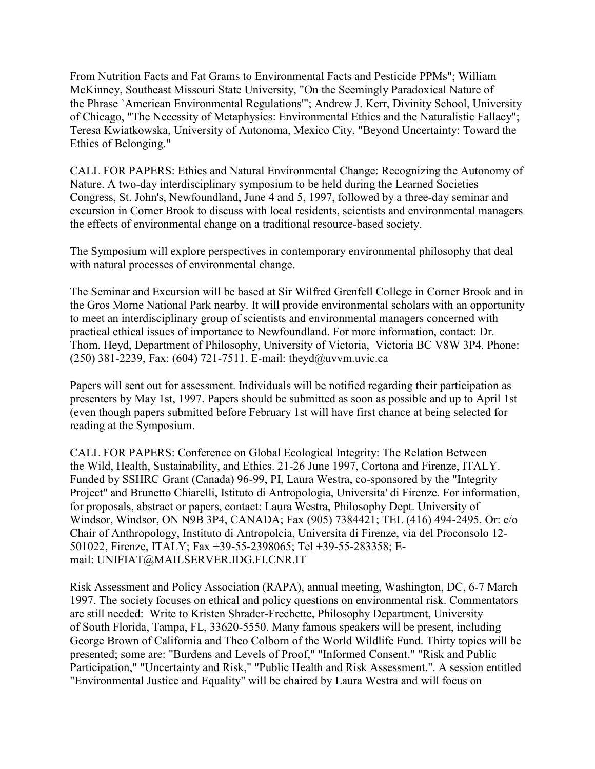From Nutrition Facts and Fat Grams to Environmental Facts and Pesticide PPMs"; William McKinney, Southeast Missouri State University, "On the Seemingly Paradoxical Nature of the Phrase `American Environmental Regulations'"; Andrew J. Kerr, Divinity School, University of Chicago, "The Necessity of Metaphysics: Environmental Ethics and the Naturalistic Fallacy"; Teresa Kwiatkowska, University of Autonoma, Mexico City, "Beyond Uncertainty: Toward the Ethics of Belonging."

CALL FOR PAPERS: Ethics and Natural Environmental Change: Recognizing the Autonomy of Nature. A two-day interdisciplinary symposium to be held during the Learned Societies Congress, St. John's, Newfoundland, June 4 and 5, 1997, followed by a three-day seminar and excursion in Corner Brook to discuss with local residents, scientists and environmental managers the effects of environmental change on a traditional resource-based society.

The Symposium will explore perspectives in contemporary environmental philosophy that deal with natural processes of environmental change.

The Seminar and Excursion will be based at Sir Wilfred Grenfell College in Corner Brook and in the Gros Morne National Park nearby. It will provide environmental scholars with an opportunity to meet an interdisciplinary group of scientists and environmental managers concerned with practical ethical issues of importance to Newfoundland. For more information, contact: Dr. Thom. Heyd, Department of Philosophy, University of Victoria, Victoria BC V8W 3P4. Phone: (250) 381-2239, Fax: (604) 721-7511. E-mail: theyd@uvvm.uvic.ca

Papers will sent out for assessment. Individuals will be notified regarding their participation as presenters by May 1st, 1997. Papers should be submitted as soon as possible and up to April 1st (even though papers submitted before February 1st will have first chance at being selected for reading at the Symposium.

CALL FOR PAPERS: Conference on Global Ecological Integrity: The Relation Between the Wild, Health, Sustainability, and Ethics. 21-26 June 1997, Cortona and Firenze, ITALY. Funded by SSHRC Grant (Canada) 96-99, PI, Laura Westra, co-sponsored by the "Integrity Project" and Brunetto Chiarelli, Istituto di Antropologia, Universita' di Firenze. For information, for proposals, abstract or papers, contact: Laura Westra, Philosophy Dept. University of Windsor, Windsor, ON N9B 3P4, CANADA; Fax (905) 7384421; TEL (416) 494-2495. Or: c/o Chair of Anthropology, Instituto di Antropolcia, Universita di Firenze, via del Proconsolo 12-501022, Firenze, ITALY; Fax +39-55-2398065; Tel +39-55-283358; E-mail: UNIFIAT@MAILSERVER.IDG.FI.CNR.IT

Risk Assessment and Policy Association (RAPA), annual meeting, Washington, DC, 6-7 March 1997. The society focuses on ethical and policy questions on environmental risk. Commentators are still needed: Write to Kristen Shrader-Frechette, Philosophy Department, University of South Florida, Tampa, FL, 33620-5550. Many famous speakers will be present, including George Brown of California and Theo Colborn of the World Wildlife Fund. Thirty topics will be presented; some are: "Burdens and Levels of Proof," "Informed Consent," "Risk and Public Participation," "Uncertainty and Risk," "Public Health and Risk Assessment.". A session entitled "Environmental Justice and Equality" will be chaired by Laura Westra and will focus on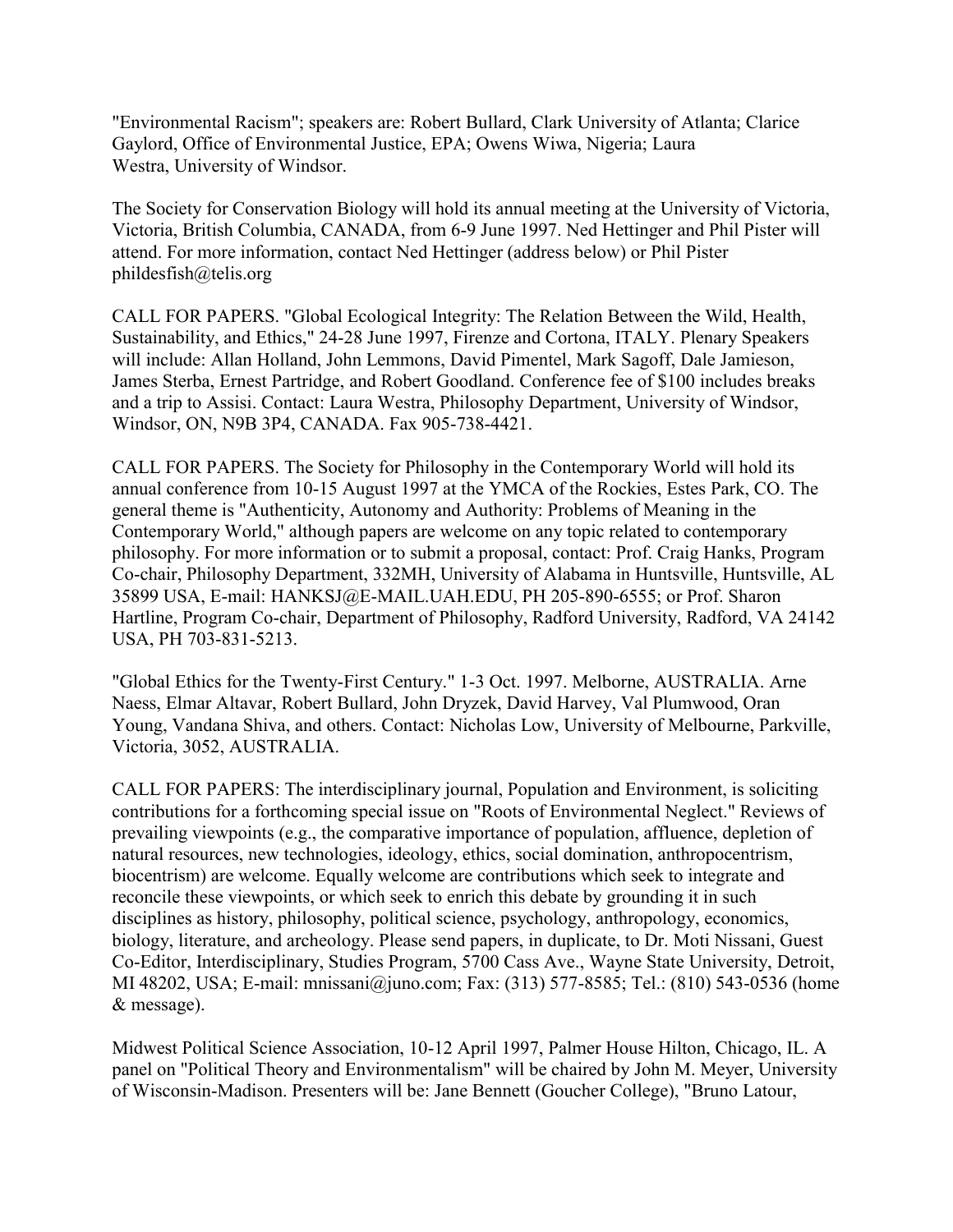"Environmental Racism"; speakers are: Robert Bullard, Clark University of Atlanta; Clarice Gaylord, Office of Environmental Justice, EPA; Owens Wiwa, Nigeria; Laura Westra, University of Windsor.

The Society for Conservation Biology will hold its annual meeting at the University of Victoria, Victoria, British Columbia, CANADA, from 6-9 June 1997. Ned Hettinger and Phil Pister will attend. For more information, contact Ned Hettinger (address below) or Phil Pister phildesfish@telis.org

CALL FOR PAPERS. "Global Ecological Integrity: The Relation Between the Wild, Health, Sustainability, and Ethics," 24-28 June 1997, Firenze and Cortona, ITALY. Plenary Speakers will include: Allan Holland, John Lemmons, David Pimentel, Mark Sagoff, Dale Jamieson, James Sterba, Ernest Partridge, and Robert Goodland. Conference fee of $100 includes breaks and a trip to Assisi. Contact: Laura Westra, Philosophy Department, University of Windsor, Windsor, ON, N9B 3P4, CANADA. Fax 905-738-4421.

CALL FOR PAPERS. The Society for Philosophy in the Contemporary World will hold its annual conference from 10-15 August 1997 at the YMCA of the Rockies, Estes Park, CO. The general theme is "Authenticity, Autonomy and Authority: Problems of Meaning in the Contemporary World," although papers are welcome on any topic related to contemporary philosophy. For more information or to submit a proposal, contact: Prof. Craig Hanks, Program Co-chair, Philosophy Department, 332MH, University of Alabama in Huntsville, Huntsville, AL 35899 USA, E-mail: HANKSJ@E-MAIL.UAH.EDU, PH 205-890-6555; or Prof. Sharon Hartline, Program Co-chair, Department of Philosophy, Radford University, Radford, VA 24142 USA, PH 703-831-5213.

"Global Ethics for the Twenty-First Century." 1-3 Oct. 1997. Melborne, AUSTRALIA. Arne Naess, Elmar Altavar, Robert Bullard, John Dryzek, David Harvey, Val Plumwood, Oran Young, Vandana Shiva, and others. Contact: Nicholas Low, University of Melbourne, Parkville, Victoria, 3052, AUSTRALIA.

CALL FOR PAPERS: The interdisciplinary journal, Population and Environment, is soliciting contributions for a forthcoming special issue on "Roots of Environmental Neglect." Reviews of prevailing viewpoints (e.g., the comparative importance of population, affluence, depletion of natural resources, new technologies, ideology, ethics, social domination, anthropocentrism, biocentrism) are welcome. Equally welcome are contributions which seek to integrate and reconcile these viewpoints, or which seek to enrich this debate by grounding it in such disciplines as history, philosophy, political science, psychology, anthropology, economics, biology, literature, and archeology. Please send papers, in duplicate, to Dr. Moti Nissani, Guest Co-Editor, Interdisciplinary, Studies Program, 5700 Cass Ave., Wayne State University, Detroit, MI 48202, USA; E-mail: mnissani@juno.com; Fax: (313) 577-8585; Tel.: (810) 543-0536 (home & message).

Midwest Political Science Association, 10-12 April 1997, Palmer House Hilton, Chicago, IL. A panel on "Political Theory and Environmentalism" will be chaired by John M. Meyer, University of Wisconsin-Madison. Presenters will be: Jane Bennett (Goucher College), "Bruno Latour,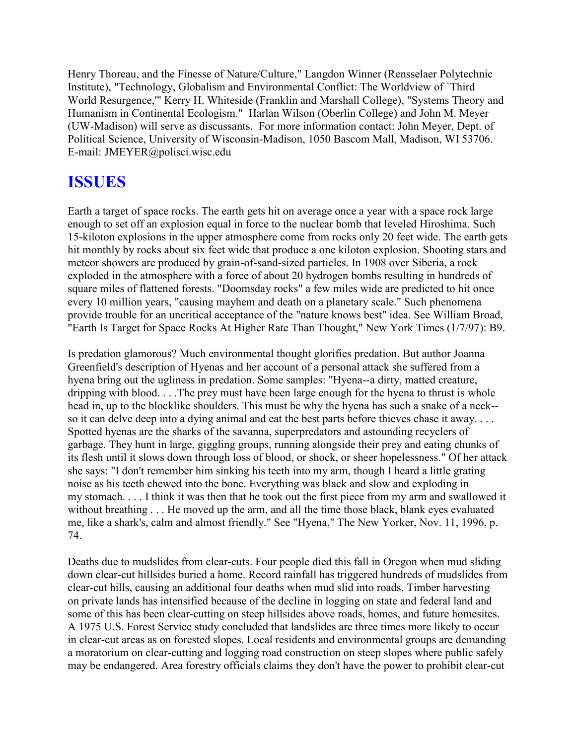Henry Thoreau, and the Finesse of Nature/Culture," Langdon Winner (Rensselaer Polytechnic Institute), "Technology, Globalism and Environmental Conflict: The Worldview of `Third World Resurgence,'" Kerry H. Whiteside (Franklin and Marshall College), "Systems Theory and Humanism in Continental Ecologism." Harlan Wilson (Oberlin College) and John M. Meyer (UW-Madison) will serve as discussants. For more information contact: John Meyer, Dept. of Political Science, University of Wisconsin-Madison, 1050 Bascom Mall, Madison, WI 53706. E-mail: JMEYER@polisci.wisc.edu

## ISSUES

Earth a target of space rocks. The earth gets hit on average once a year with a space rock large enough to set off an explosion equal in force to the nuclear bomb that leveled Hiroshima. Such 15-kiloton explosions in the upper atmosphere come from rocks only 20 feet wide. The earth gets hit monthly by rocks about six feet wide that produce a one kiloton explosion. Shooting stars and meteor showers are produced by grain-of-sand-sized particles. In 1908 over Siberia, a rock exploded in the atmosphere with a force of about 20 hydrogen bombs resulting in hundreds of square miles of flattened forests. "Doomsday rocks" a few miles wide are predicted to hit once every 10 million years, "causing mayhem and death on a planetary scale." Such phenomena provide trouble for an uncritical acceptance of the "nature knows best" idea. See William Broad, "Earth Is Target for Space Rocks At Higher Rate Than Thought," New York Times (1/7/97): B9.

Is predation glamorous? Much environmental thought glorifies predation. But author Joanna Greenfield's description of Hyenas and her account of a personal attack she suffered from a hyena bring out the ugliness in predation. Some samples: "Hyena--a dirty, matted creature, dripping with blood. . . .The prey must have been large enough for the hyena to thrust is whole head in, up to the blocklike shoulders. This must be why the hyena has such a snake of a neck--so it can delve deep into a dying animal and eat the best parts before thieves chase it away. . . . Spotted hyenas are the sharks of the savanna, superpredators and astounding recyclers of garbage. They hunt in large, giggling groups, running alongside their prey and eating chunks of its flesh until it slows down through loss of blood, or shock, or sheer hopelessness." Of her attack she says: "I don't remember him sinking his teeth into my arm, though I heard a little grating noise as his teeth chewed into the bone. Everything was black and slow and exploding in my stomach. . . . I think it was then that he took out the first piece from my arm and swallowed it without breathing . . . He moved up the arm, and all the time those black, blank eyes evaluated me, like a shark's, calm and almost friendly." See "Hyena," The New Yorker, Nov. 11, 1996, p. 74.

Deaths due to mudslides from clear-cuts. Four people died this fall in Oregon when mud sliding down clear-cut hillsides buried a home. Record rainfall has triggered hundreds of mudslides from clear-cut hills, causing an additional four deaths when mud slid into roads. Timber harvesting on private lands has intensified because of the decline in logging on state and federal land and some of this has been clear-cutting on steep hillsides above roads, homes, and future homesites. A 1975 U.S. Forest Service study concluded that landslides are three times more likely to occur in clear-cut areas as on forested slopes. Local residents and environmental groups are demanding a moratorium on clear-cutting and logging road construction on steep slopes where public safely may be endangered. Area forestry officials claims they don't have the power to prohibit clear-cut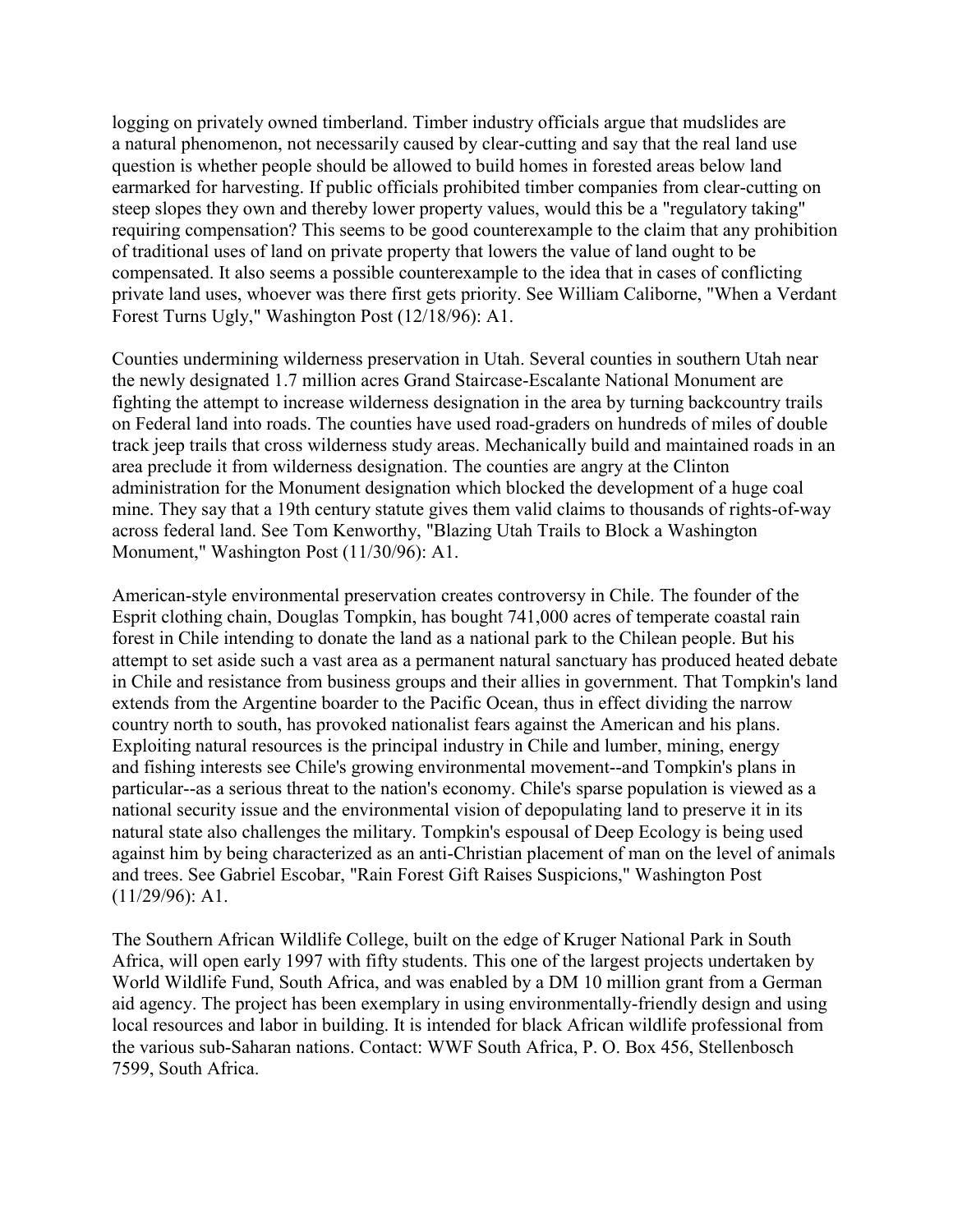logging on privately owned timberland. Timber industry officials argue that mudslides are a natural phenomenon, not necessarily caused by clear-cutting and say that the real land use question is whether people should be allowed to build homes in forested areas below land earmarked for harvesting. If public officials prohibited timber companies from clear-cutting on steep slopes they own and thereby lower property values, would this be a "regulatory taking" requiring compensation? This seems to be good counterexample to the claim that any prohibition of traditional uses of land on private property that lowers the value of land ought to be compensated. It also seems a possible counterexample to the idea that in cases of conflicting private land uses, whoever was there first gets priority. See William Caliborne, "When a Verdant Forest Turns Ugly," Washington Post (12/18/96): A1.

Counties undermining wilderness preservation in Utah. Several counties in southern Utah near the newly designated 1.7 million acres Grand Staircase-Escalante National Monument are fighting the attempt to increase wilderness designation in the area by turning backcountry trails on Federal land into roads. The counties have used road-graders on hundreds of miles of double track jeep trails that cross wilderness study areas. Mechanically build and maintained roads in an area preclude it from wilderness designation. The counties are angry at the Clinton administration for the Monument designation which blocked the development of a huge coal mine. They say that a 19th century statute gives them valid claims to thousands of rights-of-way across federal land. See Tom Kenworthy, "Blazing Utah Trails to Block a Washington Monument," Washington Post (11/30/96): A1.

American-style environmental preservation creates controversy in Chile. The founder of the Esprit clothing chain, Douglas Tompkin, has bought 741,000 acres of temperate coastal rain forest in Chile intending to donate the land as a national park to the Chilean people. But his attempt to set aside such a vast area as a permanent natural sanctuary has produced heated debate in Chile and resistance from business groups and their allies in government. That Tompkin's land extends from the Argentine boarder to the Pacific Ocean, thus in effect dividing the narrow country north to south, has provoked nationalist fears against the American and his plans. Exploiting natural resources is the principal industry in Chile and lumber, mining, energy and fishing interests see Chile's growing environmental movement--and Tompkin's plans in particular--as a serious threat to the nation's economy. Chile's sparse population is viewed as a national security issue and the environmental vision of depopulating land to preserve it in its natural state also challenges the military. Tompkin's espousal of Deep Ecology is being used against him by being characterized as an anti-Christian placement of man on the level of animals and trees. See Gabriel Escobar, "Rain Forest Gift Raises Suspicions," Washington Post (11/29/96): A1.

The Southern African Wildlife College, built on the edge of Kruger National Park in South Africa, will open early 1997 with fifty students. This one of the largest projects undertaken by World Wildlife Fund, South Africa, and was enabled by a DM 10 million grant from a German aid agency. The project has been exemplary in using environmentally-friendly design and using local resources and labor in building. It is intended for black African wildlife professional from the various sub-Saharan nations. Contact: WWF South Africa, P. O. Box 456, Stellenbosch 7599, South Africa.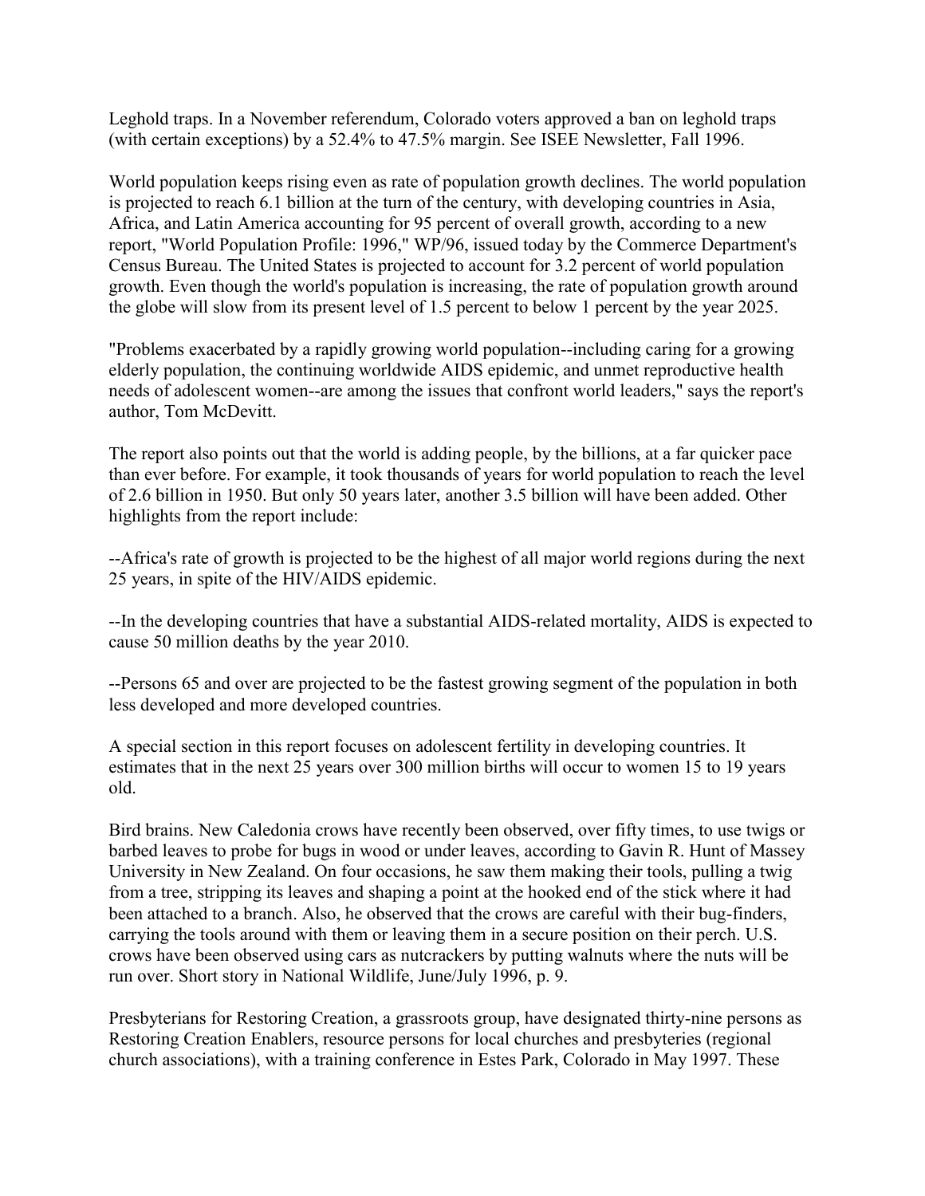Leghold traps. In a November referendum, Colorado voters approved a ban on leghold traps (with certain exceptions) by a 52.4% to 47.5% margin. See ISEE Newsletter, Fall 1996.

World population keeps rising even as rate of population growth declines. The world population is projected to reach 6.1 billion at the turn of the century, with developing countries in Asia, Africa, and Latin America accounting for 95 percent of overall growth, according to a new report, "World Population Profile: 1996," WP/96, issued today by the Commerce Department's Census Bureau. The United States is projected to account for 3.2 percent of world population growth. Even though the world's population is increasing, the rate of population growth around the globe will slow from its present level of 1.5 percent to below 1 percent by the year 2025.

"Problems exacerbated by a rapidly growing world population--including caring for a growing elderly population, the continuing worldwide AIDS epidemic, and unmet reproductive health needs of adolescent women--are among the issues that confront world leaders," says the report's author, Tom McDevitt.

The report also points out that the world is adding people, by the billions, at a far quicker pace than ever before. For example, it took thousands of years for world population to reach the level of 2.6 billion in 1950. But only 50 years later, another 3.5 billion will have been added. Other highlights from the report include:

--Africa's rate of growth is projected to be the highest of all major world regions during the next 25 years, in spite of the HIV/AIDS epidemic.

--In the developing countries that have a substantial AIDS-related mortality, AIDS is expected to cause 50 million deaths by the year 2010.

--Persons 65 and over are projected to be the fastest growing segment of the population in both less developed and more developed countries.

A special section in this report focuses on adolescent fertility in developing countries. It estimates that in the next 25 years over 300 million births will occur to women 15 to 19 years old.

Bird brains. New Caledonia crows have recently been observed, over fifty times, to use twigs or barbed leaves to probe for bugs in wood or under leaves, according to Gavin R. Hunt of Massey University in New Zealand. On four occasions, he saw them making their tools, pulling a twig from a tree, stripping its leaves and shaping a point at the hooked end of the stick where it had been attached to a branch. Also, he observed that the crows are careful with their bug-finders, carrying the tools around with them or leaving them in a secure position on their perch. U.S. crows have been observed using cars as nutcrackers by putting walnuts where the nuts will be run over. Short story in National Wildlife, June/July 1996, p. 9.

Presbyterians for Restoring Creation, a grassroots group, have designated thirty-nine persons as Restoring Creation Enablers, resource persons for local churches and presbyteries (regional church associations), with a training conference in Estes Park, Colorado in May 1997. These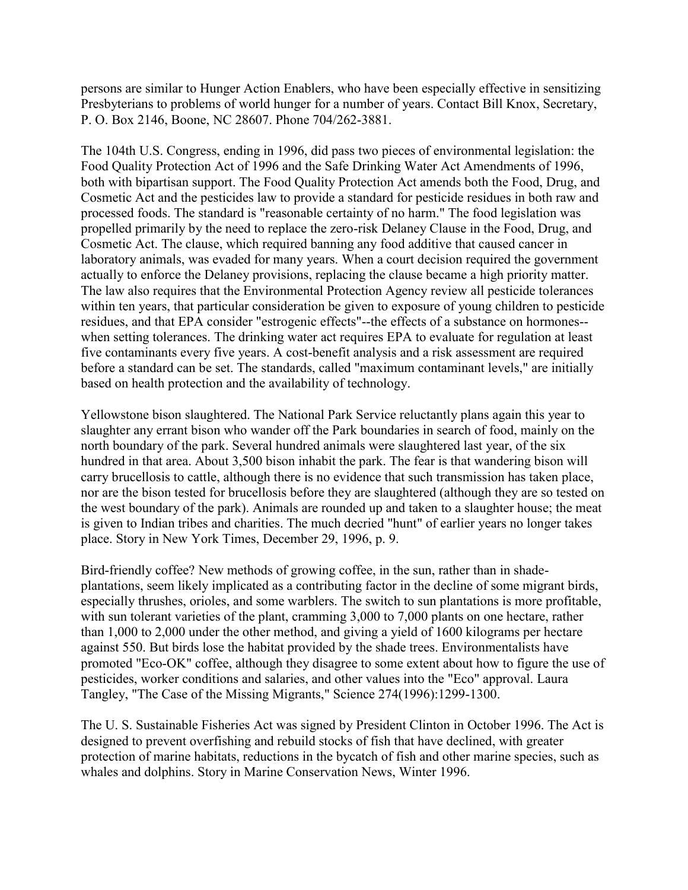persons are similar to Hunger Action Enablers, who have been especially effective in sensitizing Presbyterians to problems of world hunger for a number of years. Contact Bill Knox, Secretary, P. O. Box 2146, Boone, NC 28607. Phone 704/262-3881.

The 104th U.S. Congress, ending in 1996, did pass two pieces of environmental legislation: the Food Quality Protection Act of 1996 and the Safe Drinking Water Act Amendments of 1996, both with bipartisan support. The Food Quality Protection Act amends both the Food, Drug, and Cosmetic Act and the pesticides law to provide a standard for pesticide residues in both raw and processed foods. The standard is "reasonable certainty of no harm." The food legislation was propelled primarily by the need to replace the zero-risk Delaney Clause in the Food, Drug, and Cosmetic Act. The clause, which required banning any food additive that caused cancer in laboratory animals, was evaded for many years. When a court decision required the government actually to enforce the Delaney provisions, replacing the clause became a high priority matter. The law also requires that the Environmental Protection Agency review all pesticide tolerances within ten years, that particular consideration be given to exposure of young children to pesticide residues, and that EPA consider "estrogenic effects"--the effects of a substance on hormones--when setting tolerances. The drinking water act requires EPA to evaluate for regulation at least five contaminants every five years. A cost-benefit analysis and a risk assessment are required before a standard can be set. The standards, called "maximum contaminant levels," are initially based on health protection and the availability of technology.

Yellowstone bison slaughtered. The National Park Service reluctantly plans again this year to slaughter any errant bison who wander off the Park boundaries in search of food, mainly on the north boundary of the park. Several hundred animals were slaughtered last year, of the six hundred in that area. About 3,500 bison inhabit the park. The fear is that wandering bison will carry brucellosis to cattle, although there is no evidence that such transmission has taken place, nor are the bison tested for brucellosis before they are slaughtered (although they are so tested on the west boundary of the park). Animals are rounded up and taken to a slaughter house; the meat is given to Indian tribes and charities. The much decried "hunt" of earlier years no longer takes place. Story in New York Times, December 29, 1996, p. 9.

Bird-friendly coffee? New methods of growing coffee, in the sun, rather than in shade-plantations, seem likely implicated as a contributing factor in the decline of some migrant birds, especially thrushes, orioles, and some warblers. The switch to sun plantations is more profitable, with sun tolerant varieties of the plant, cramming 3,000 to 7,000 plants on one hectare, rather than 1,000 to 2,000 under the other method, and giving a yield of 1600 kilograms per hectare against 550. But birds lose the habitat provided by the shade trees. Environmentalists have promoted "Eco-OK" coffee, although they disagree to some extent about how to figure the use of pesticides, worker conditions and salaries, and other values into the "Eco" approval. Laura Tangley, "The Case of the Missing Migrants," Science 274(1996):1299-1300.

The U. S. Sustainable Fisheries Act was signed by President Clinton in October 1996. The Act is designed to prevent overfishing and rebuild stocks of fish that have declined, with greater protection of marine habitats, reductions in the bycatch of fish and other marine species, such as whales and dolphins. Story in Marine Conservation News, Winter 1996.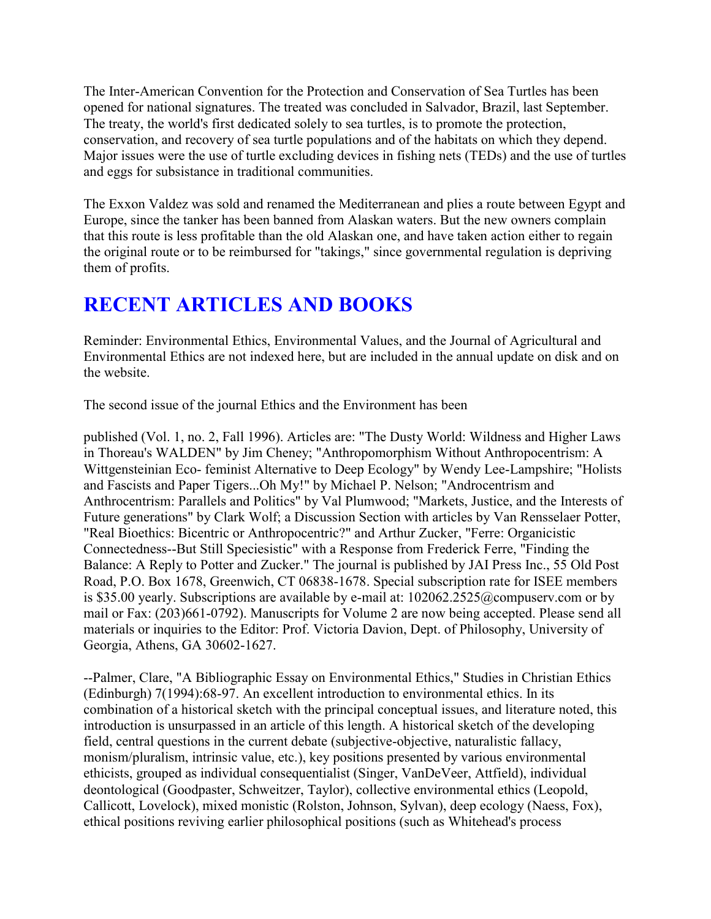The Inter-American Convention for the Protection and Conservation of Sea Turtles has been opened for national signatures. The treated was concluded in Salvador, Brazil, last September. The treaty, the world's first dedicated solely to sea turtles, is to promote the protection, conservation, and recovery of sea turtle populations and of the habitats on which they depend. Major issues were the use of turtle excluding devices in fishing nets (TEDs) and the use of turtles and eggs for subsistance in traditional communities.

The Exxon Valdez was sold and renamed the Mediterranean and plies a route between Egypt and Europe, since the tanker has been banned from Alaskan waters. But the new owners complain that this route is less profitable than the old Alaskan one, and have taken action either to regain the original route or to be reimbursed for "takings," since governmental regulation is depriving them of profits.

## RECENT ARTICLES AND BOOKS

Reminder: Environmental Ethics, Environmental Values, and the Journal of Agricultural and Environmental Ethics are not indexed here, but are included in the annual update on disk and on the website.

The second issue of the journal Ethics and the Environment has been

published (Vol. 1, no. 2, Fall 1996). Articles are: "The Dusty World: Wildness and Higher Laws in Thoreau's WALDEN" by Jim Cheney; "Anthropomorphism Without Anthropocentrism: A Wittgensteinian Eco- feminist Alternative to Deep Ecology" by Wendy Lee-Lampshire; "Holists and Fascists and Paper Tigers...Oh My!" by Michael P. Nelson; "Androcentrism and Anthrocentrism: Parallels and Politics" by Val Plumwood; "Markets, Justice, and the Interests of Future generations" by Clark Wolf; a Discussion Section with articles by Van Rensselaer Potter, "Real Bioethics: Bicentric or Anthropocentric?" and Arthur Zucker, "Ferre: Organicistic Connectedness--But Still Speciesistic" with a Response from Frederick Ferre, "Finding the Balance: A Reply to Potter and Zucker." The journal is published by JAI Press Inc., 55 Old Post Road, P.O. Box 1678, Greenwich, CT 06838-1678. Special subscription rate for ISEE members is $35.00 yearly. Subscriptions are available by e-mail at: 102062.2525@compuserv.com or by mail or Fax: (203)661-0792). Manuscripts for Volume 2 are now being accepted. Please send all materials or inquiries to the Editor: Prof. Victoria Davion, Dept. of Philosophy, University of Georgia, Athens, GA 30602-1627.

--Palmer, Clare, "A Bibliographic Essay on Environmental Ethics," Studies in Christian Ethics (Edinburgh) 7(1994):68-97. An excellent introduction to environmental ethics. In its combination of a historical sketch with the principal conceptual issues, and literature noted, this introduction is unsurpassed in an article of this length. A historical sketch of the developing field, central questions in the current debate (subjective-objective, naturalistic fallacy, monism/pluralism, intrinsic value, etc.), key positions presented by various environmental ethicists, grouped as individual consequentialist (Singer, VanDeVeer, Attfield), individual deontological (Goodpaster, Schweitzer, Taylor), collective environmental ethics (Leopold, Callicott, Lovelock), mixed monistic (Rolston, Johnson, Sylvan), deep ecology (Naess, Fox), ethical positions reviving earlier philosophical positions (such as Whitehead's process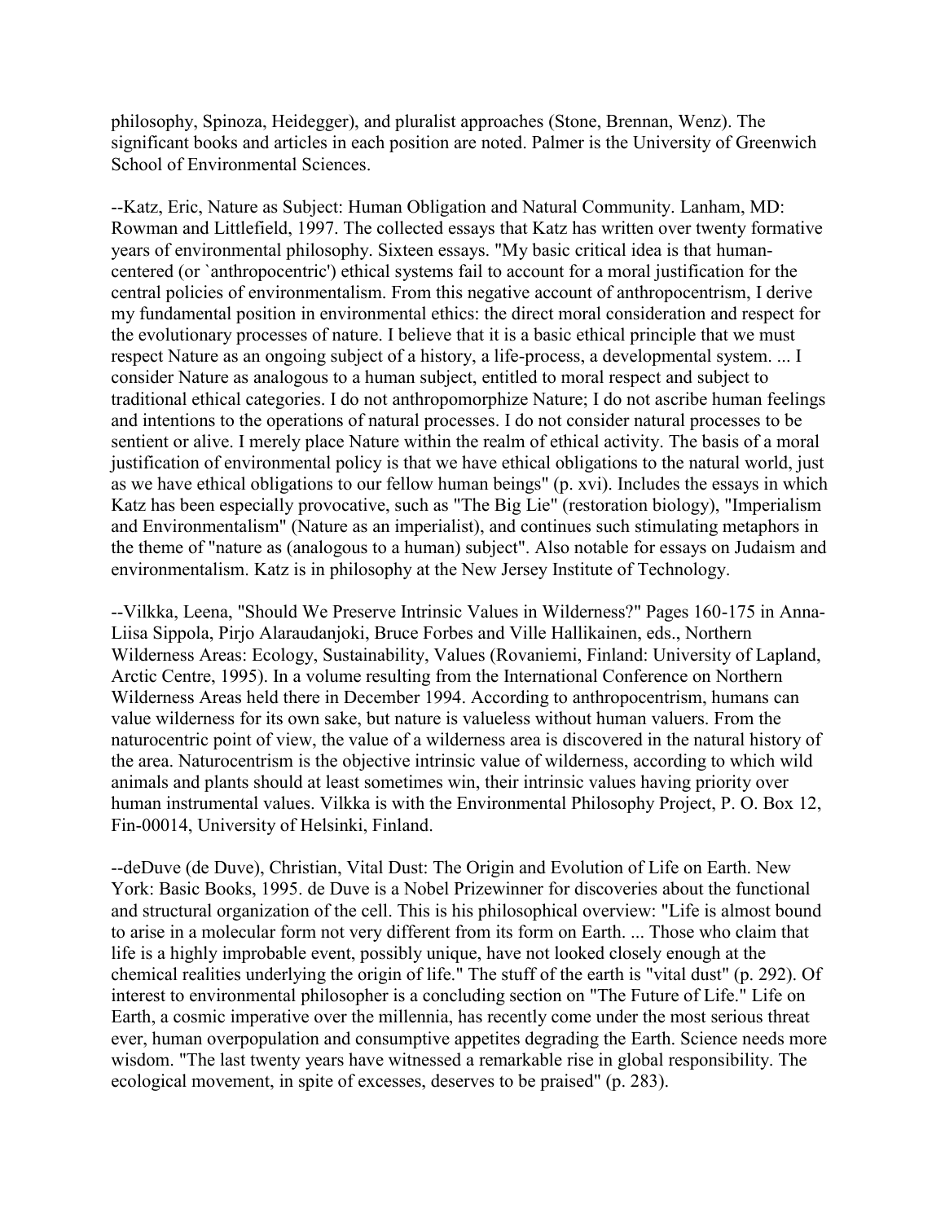philosophy, Spinoza, Heidegger), and pluralist approaches (Stone, Brennan, Wenz). The significant books and articles in each position are noted. Palmer is the University of Greenwich School of Environmental Sciences.

--Katz, Eric, Nature as Subject: Human Obligation and Natural Community. Lanham, MD: Rowman and Littlefield, 1997. The collected essays that Katz has written over twenty formative years of environmental philosophy. Sixteen essays. "My basic critical idea is that human-centered (or `anthropocentric') ethical systems fail to account for a moral justification for the central policies of environmentalism. From this negative account of anthropocentrism, I derive my fundamental position in environmental ethics: the direct moral consideration and respect for the evolutionary processes of nature. I believe that it is a basic ethical principle that we must respect Nature as an ongoing subject of a history, a life-process, a developmental system. ... I consider Nature as analogous to a human subject, entitled to moral respect and subject to traditional ethical categories. I do not anthropomorphize Nature; I do not ascribe human feelings and intentions to the operations of natural processes. I do not consider natural processes to be sentient or alive. I merely place Nature within the realm of ethical activity. The basis of a moral justification of environmental policy is that we have ethical obligations to the natural world, just as we have ethical obligations to our fellow human beings" (p. xvi). Includes the essays in which Katz has been especially provocative, such as "The Big Lie" (restoration biology), "Imperialism and Environmentalism" (Nature as an imperialist), and continues such stimulating metaphors in the theme of "nature as (analogous to a human) subject". Also notable for essays on Judaism and environmentalism. Katz is in philosophy at the New Jersey Institute of Technology.

--Vilkka, Leena, "Should We Preserve Intrinsic Values in Wilderness?" Pages 160-175 in Anna-Liisa Sippola, Pirjo Alaraudanjoki, Bruce Forbes and Ville Hallikainen, eds., Northern Wilderness Areas: Ecology, Sustainability, Values (Rovaniemi, Finland: University of Lapland, Arctic Centre, 1995). In a volume resulting from the International Conference on Northern Wilderness Areas held there in December 1994. According to anthropocentrism, humans can value wilderness for its own sake, but nature is valueless without human valuers. From the naturocentric point of view, the value of a wilderness area is discovered in the natural history of the area. Naturocentrism is the objective intrinsic value of wilderness, according to which wild animals and plants should at least sometimes win, their intrinsic values having priority over human instrumental values. Vilkka is with the Environmental Philosophy Project, P. O. Box 12, Fin-00014, University of Helsinki, Finland.

--deDuve (de Duve), Christian, Vital Dust: The Origin and Evolution of Life on Earth. New York: Basic Books, 1995. de Duve is a Nobel Prizewinner for discoveries about the functional and structural organization of the cell. This is his philosophical overview: "Life is almost bound to arise in a molecular form not very different from its form on Earth. ... Those who claim that life is a highly improbable event, possibly unique, have not looked closely enough at the chemical realities underlying the origin of life." The stuff of the earth is "vital dust" (p. 292). Of interest to environmental philosopher is a concluding section on "The Future of Life." Life on Earth, a cosmic imperative over the millennia, has recently come under the most serious threat ever, human overpopulation and consumptive appetites degrading the Earth. Science needs more wisdom. "The last twenty years have witnessed a remarkable rise in global responsibility. The ecological movement, in spite of excesses, deserves to be praised" (p. 283).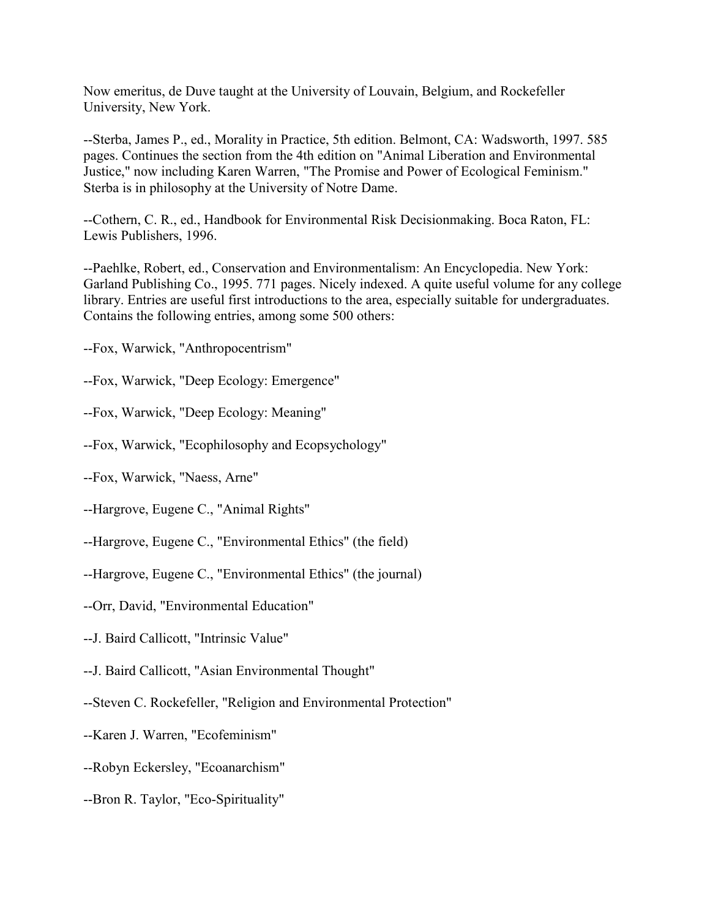Now emeritus, de Duve taught at the University of Louvain, Belgium, and Rockefeller University, New York.

--Sterba, James P., ed., Morality in Practice, 5th edition. Belmont, CA: Wadsworth, 1997. 585 pages. Continues the section from the 4th edition on "Animal Liberation and Environmental Justice," now including Karen Warren, "The Promise and Power of Ecological Feminism." Sterba is in philosophy at the University of Notre Dame.

--Cothern, C. R., ed., Handbook for Environmental Risk Decisionmaking. Boca Raton, FL: Lewis Publishers, 1996.

--Paehlke, Robert, ed., Conservation and Environmentalism: An Encyclopedia. New York: Garland Publishing Co., 1995. 771 pages. Nicely indexed. A quite useful volume for any college library. Entries are useful first introductions to the area, especially suitable for undergraduates. Contains the following entries, among some 500 others:

--Fox, Warwick, "Anthropocentrism"

--Fox, Warwick, "Deep Ecology: Emergence"

--Fox, Warwick, "Deep Ecology: Meaning"

--Fox, Warwick, "Ecophilosophy and Ecopsychology"

--Fox, Warwick, "Naess, Arne"

--Hargrove, Eugene C., "Animal Rights"

--Hargrove, Eugene C., "Environmental Ethics" (the field)

--Hargrove, Eugene C., "Environmental Ethics" (the journal)

--Orr, David, "Environmental Education"

--J. Baird Callicott, "Intrinsic Value"

--J. Baird Callicott, "Asian Environmental Thought"

--Steven C. Rockefeller, "Religion and Environmental Protection"

--Karen J. Warren, "Ecofeminism"

--Robyn Eckersley, "Ecoanarchism"

--Bron R. Taylor, "Eco-Spirituality"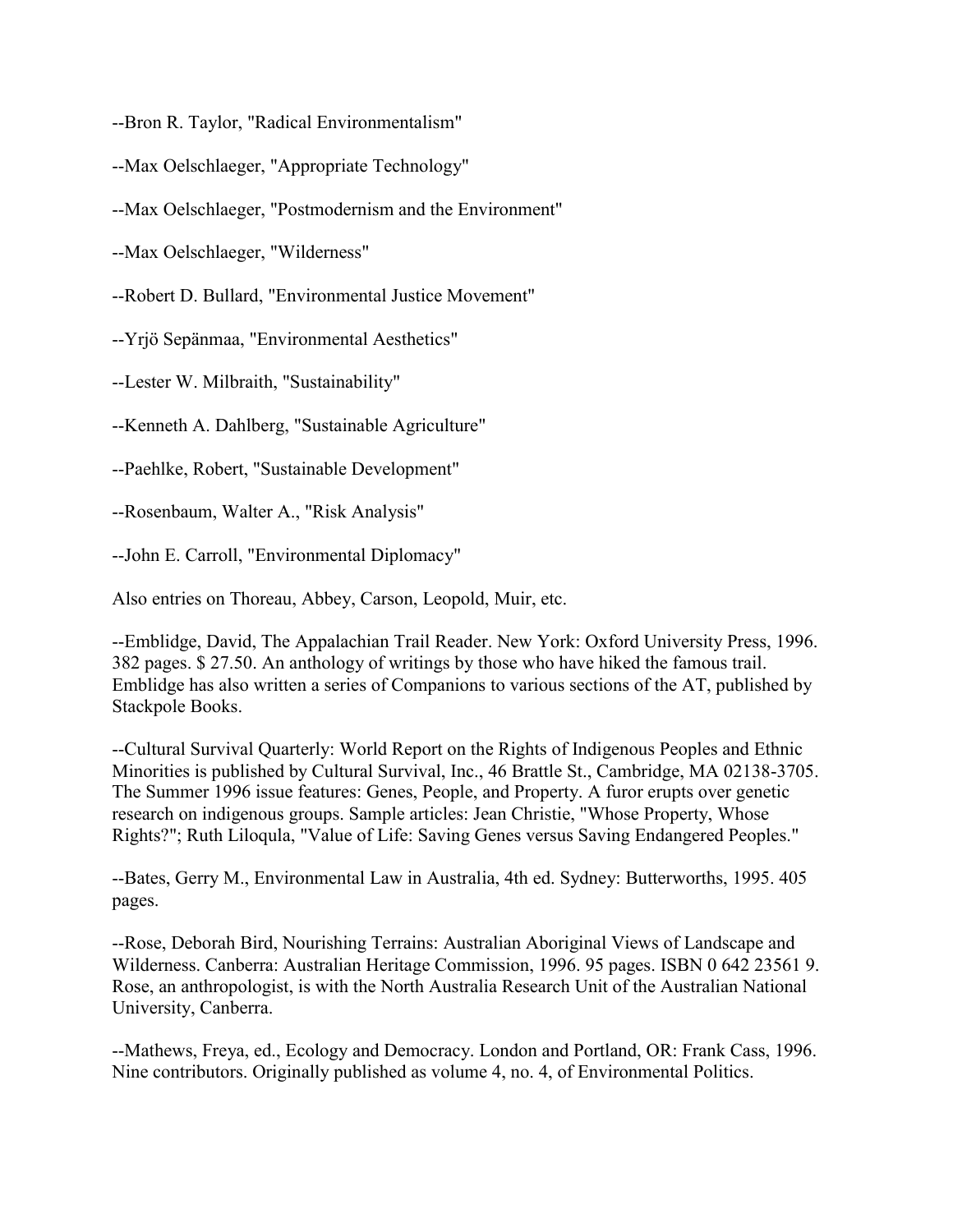--Bron R. Taylor, "Radical Environmentalism"

--Max Oelschlaeger, "Appropriate Technology"

--Max Oelschlaeger, "Postmodernism and the Environment"

--Max Oelschlaeger, "Wilderness"

--Robert D. Bullard, "Environmental Justice Movement"

--Yrjö Sepänmaa, "Environmental Aesthetics"

--Lester W. Milbraith, "Sustainability"

--Kenneth A. Dahlberg, "Sustainable Agriculture"

--Paehlke, Robert, "Sustainable Development"

--Rosenbaum, Walter A., "Risk Analysis"

--John E. Carroll, "Environmental Diplomacy"

Also entries on Thoreau, Abbey, Carson, Leopold, Muir, etc.

--Emblidge, David, The Appalachian Trail Reader. New York: Oxford University Press, 1996. 382 pages. $ 27.50. An anthology of writings by those who have hiked the famous trail. Emblidge has also written a series of Companions to various sections of the AT, published by Stackpole Books.

--Cultural Survival Quarterly: World Report on the Rights of Indigenous Peoples and Ethnic Minorities is published by Cultural Survival, Inc., 46 Brattle St., Cambridge, MA 02138-3705. The Summer 1996 issue features: Genes, People, and Property. A furor erupts over genetic research on indigenous groups. Sample articles: Jean Christie, "Whose Property, Whose Rights?"; Ruth Liloqula, "Value of Life: Saving Genes versus Saving Endangered Peoples."

--Bates, Gerry M., Environmental Law in Australia, 4th ed. Sydney: Butterworths, 1995. 405 pages.

--Rose, Deborah Bird, Nourishing Terrains: Australian Aboriginal Views of Landscape and Wilderness. Canberra: Australian Heritage Commission, 1996. 95 pages. ISBN 0 642 23561 9. Rose, an anthropologist, is with the North Australia Research Unit of the Australian National University, Canberra.

--Mathews, Freya, ed., Ecology and Democracy. London and Portland, OR: Frank Cass, 1996. Nine contributors. Originally published as volume 4, no. 4, of Environmental Politics.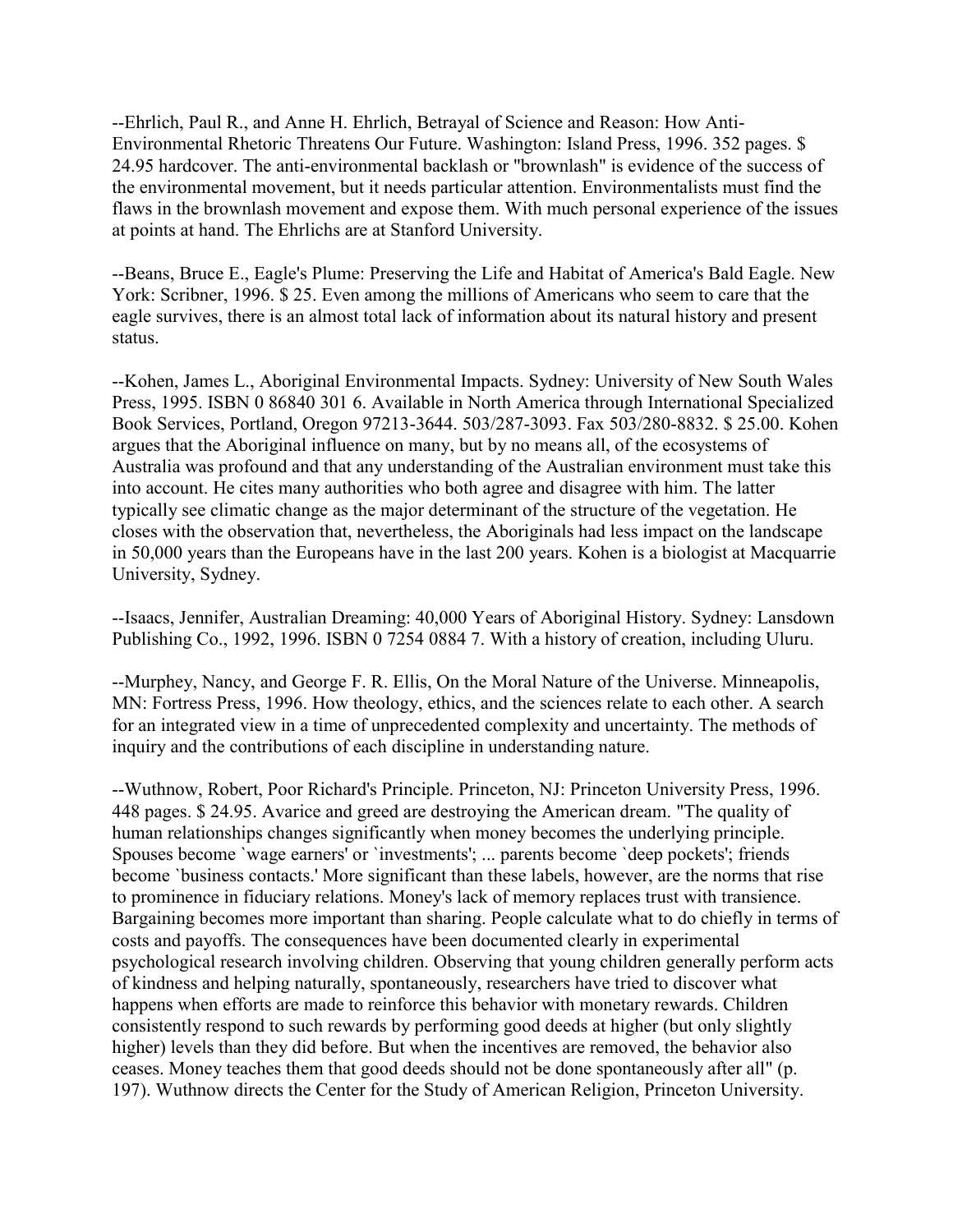--Ehrlich, Paul R., and Anne H. Ehrlich, Betrayal of Science and Reason: How Anti-Environmental Rhetoric Threatens Our Future. Washington: Island Press, 1996. 352 pages. $ 24.95 hardcover. The anti-environmental backlash or "brownlash" is evidence of the success of the environmental movement, but it needs particular attention. Environmentalists must find the flaws in the brownlash movement and expose them. With much personal experience of the issues at points at hand. The Ehrlichs are at Stanford University.

--Beans, Bruce E., Eagle's Plume: Preserving the Life and Habitat of America's Bald Eagle. New York: Scribner, 1996. $ 25. Even among the millions of Americans who seem to care that the eagle survives, there is an almost total lack of information about its natural history and present status.

--Kohen, James L., Aboriginal Environmental Impacts. Sydney: University of New South Wales Press, 1995. ISBN 0 86840 301 6. Available in North America through International Specialized Book Services, Portland, Oregon 97213-3644. 503/287-3093. Fax 503/280-8832. $ 25.00. Kohen argues that the Aboriginal influence on many, but by no means all, of the ecosystems of Australia was profound and that any understanding of the Australian environment must take this into account. He cites many authorities who both agree and disagree with him. The latter typically see climatic change as the major determinant of the structure of the vegetation. He closes with the observation that, nevertheless, the Aboriginals had less impact on the landscape in 50,000 years than the Europeans have in the last 200 years. Kohen is a biologist at Macquarrie University, Sydney.

--Isaacs, Jennifer, Australian Dreaming: 40,000 Years of Aboriginal History. Sydney: Lansdown Publishing Co., 1992, 1996. ISBN 0 7254 0884 7. With a history of creation, including Uluru.

--Murphey, Nancy, and George F. R. Ellis, On the Moral Nature of the Universe. Minneapolis, MN: Fortress Press, 1996. How theology, ethics, and the sciences relate to each other. A search for an integrated view in a time of unprecedented complexity and uncertainty. The methods of inquiry and the contributions of each discipline in understanding nature.

--Wuthnow, Robert, Poor Richard's Principle. Princeton, NJ: Princeton University Press, 1996. 448 pages. $ 24.95. Avarice and greed are destroying the American dream. "The quality of human relationships changes significantly when money becomes the underlying principle. Spouses become `wage earners' or `investments'; ... parents become `deep pockets'; friends become `business contacts.' More significant than these labels, however, are the norms that rise to prominence in fiduciary relations. Money's lack of memory replaces trust with transience. Bargaining becomes more important than sharing. People calculate what to do chiefly in terms of costs and payoffs. The consequences have been documented clearly in experimental psychological research involving children. Observing that young children generally perform acts of kindness and helping naturally, spontaneously, researchers have tried to discover what happens when efforts are made to reinforce this behavior with monetary rewards. Children consistently respond to such rewards by performing good deeds at higher (but only slightly higher) levels than they did before. But when the incentives are removed, the behavior also ceases. Money teaches them that good deeds should not be done spontaneously after all" (p. 197). Wuthnow directs the Center for the Study of American Religion, Princeton University.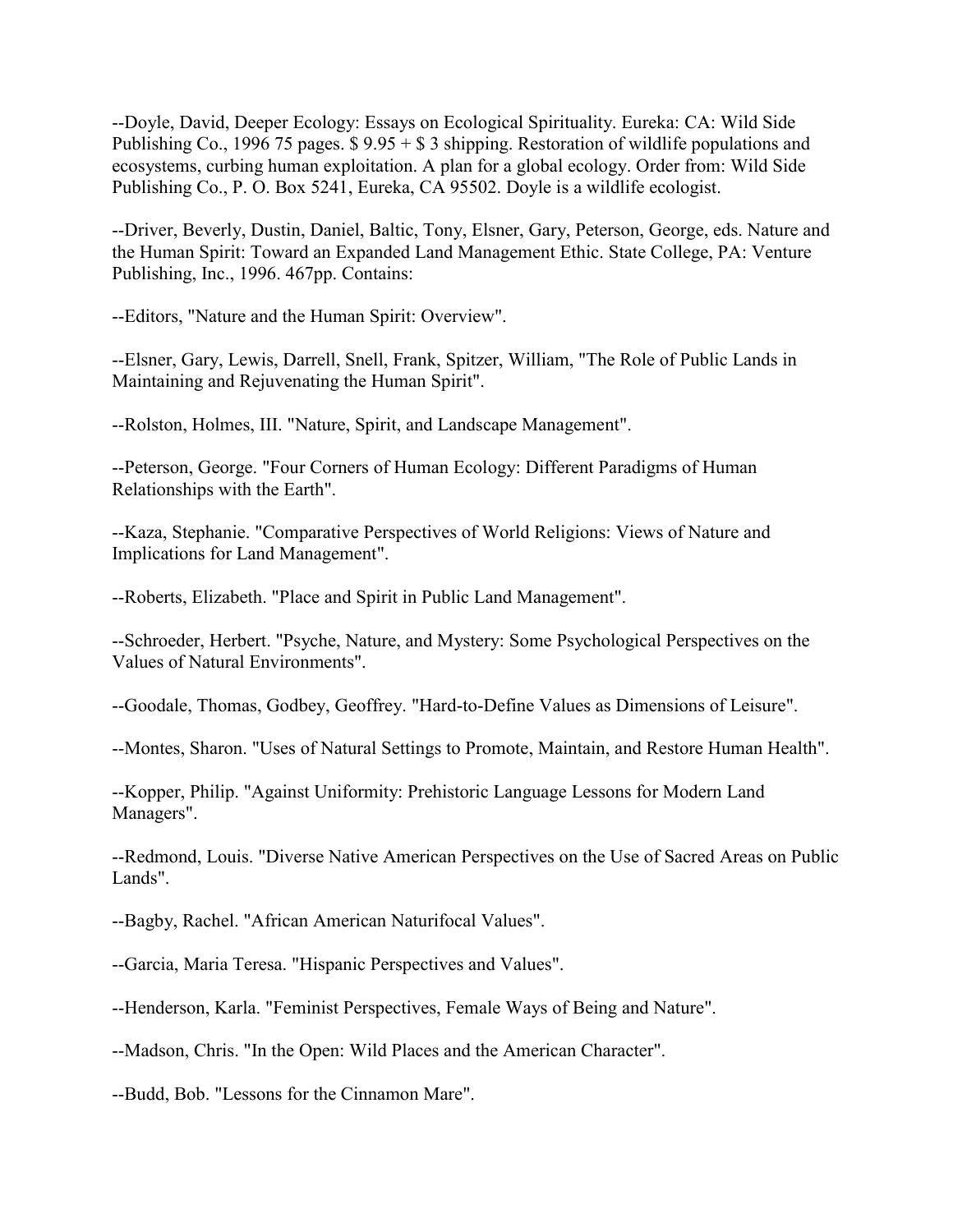--Doyle, David, Deeper Ecology: Essays on Ecological Spirituality. Eureka: CA: Wild Side Publishing Co., 1996 75 pages. $ 9.95 + $ 3 shipping. Restoration of wildlife populations and ecosystems, curbing human exploitation. A plan for a global ecology. Order from: Wild Side Publishing Co., P. O. Box 5241, Eureka, CA 95502. Doyle is a wildlife ecologist.

--Driver, Beverly, Dustin, Daniel, Baltic, Tony, Elsner, Gary, Peterson, George, eds. Nature and the Human Spirit: Toward an Expanded Land Management Ethic. State College, PA: Venture Publishing, Inc., 1996. 467pp. Contains:

--Editors, "Nature and the Human Spirit: Overview".

--Elsner, Gary, Lewis, Darrell, Snell, Frank, Spitzer, William, "The Role of Public Lands in Maintaining and Rejuvenating the Human Spirit".

--Rolston, Holmes, III. "Nature, Spirit, and Landscape Management".

--Peterson, George. "Four Corners of Human Ecology: Different Paradigms of Human Relationships with the Earth".

--Kaza, Stephanie. "Comparative Perspectives of World Religions: Views of Nature and Implications for Land Management".

--Roberts, Elizabeth. "Place and Spirit in Public Land Management".

--Schroeder, Herbert. "Psyche, Nature, and Mystery: Some Psychological Perspectives on the Values of Natural Environments".

--Goodale, Thomas, Godbey, Geoffrey. "Hard-to-Define Values as Dimensions of Leisure".

--Montes, Sharon. "Uses of Natural Settings to Promote, Maintain, and Restore Human Health".

--Kopper, Philip. "Against Uniformity: Prehistoric Language Lessons for Modern Land Managers".

--Redmond, Louis. "Diverse Native American Perspectives on the Use of Sacred Areas on Public Lands".

--Bagby, Rachel. "African American Naturifocal Values".

--Garcia, Maria Teresa. "Hispanic Perspectives and Values".

--Henderson, Karla. "Feminist Perspectives, Female Ways of Being and Nature".

--Madson, Chris. "In the Open: Wild Places and the American Character".

--Budd, Bob. "Lessons for the Cinnamon Mare".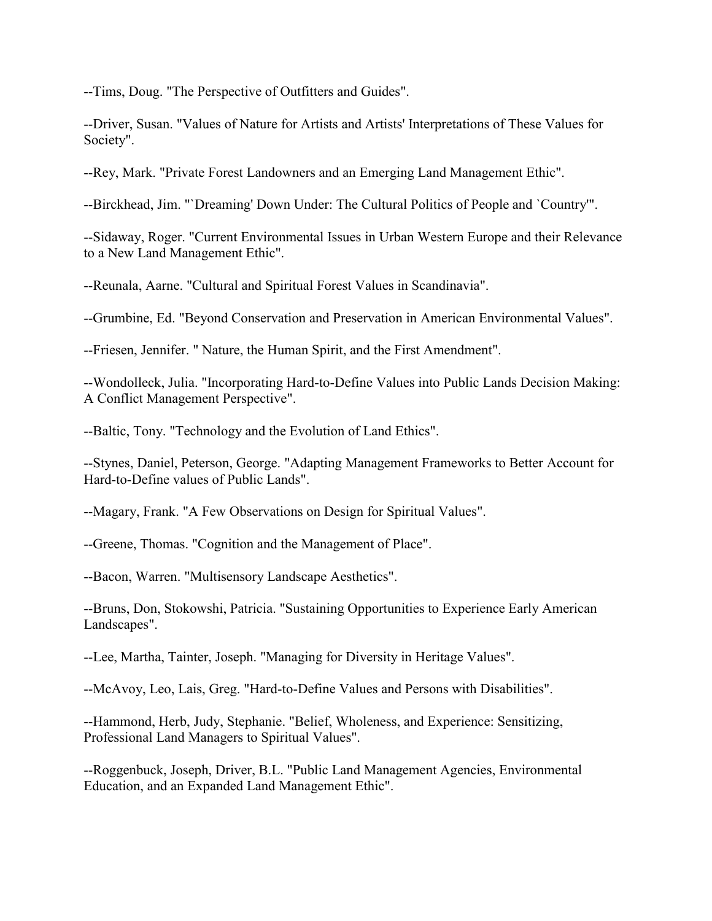--Tims, Doug. "The Perspective of Outfitters and Guides".

--Driver, Susan. "Values of Nature for Artists and Artists' Interpretations of These Values for Society".

--Rey, Mark. "Private Forest Landowners and an Emerging Land Management Ethic".

--Birckhead, Jim. "`Dreaming' Down Under: The Cultural Politics of People and `Country'".

--Sidaway, Roger. "Current Environmental Issues in Urban Western Europe and their Relevance to a New Land Management Ethic".

--Reunala, Aarne. "Cultural and Spiritual Forest Values in Scandinavia".

--Grumbine, Ed. "Beyond Conservation and Preservation in American Environmental Values".

--Friesen, Jennifer. " Nature, the Human Spirit, and the First Amendment".

--Wondolleck, Julia. "Incorporating Hard-to-Define Values into Public Lands Decision Making: A Conflict Management Perspective".

--Baltic, Tony. "Technology and the Evolution of Land Ethics".

--Stynes, Daniel, Peterson, George. "Adapting Management Frameworks to Better Account for Hard-to-Define values of Public Lands".

--Magary, Frank. "A Few Observations on Design for Spiritual Values".

--Greene, Thomas. "Cognition and the Management of Place".

--Bacon, Warren. "Multisensory Landscape Aesthetics".

--Bruns, Don, Stokowshi, Patricia. "Sustaining Opportunities to Experience Early American Landscapes".

--Lee, Martha, Tainter, Joseph. "Managing for Diversity in Heritage Values".

--McAvoy, Leo, Lais, Greg. "Hard-to-Define Values and Persons with Disabilities".

--Hammond, Herb, Judy, Stephanie. "Belief, Wholeness, and Experience: Sensitizing, Professional Land Managers to Spiritual Values".

--Roggenbuck, Joseph, Driver, B.L. "Public Land Management Agencies, Environmental Education, and an Expanded Land Management Ethic".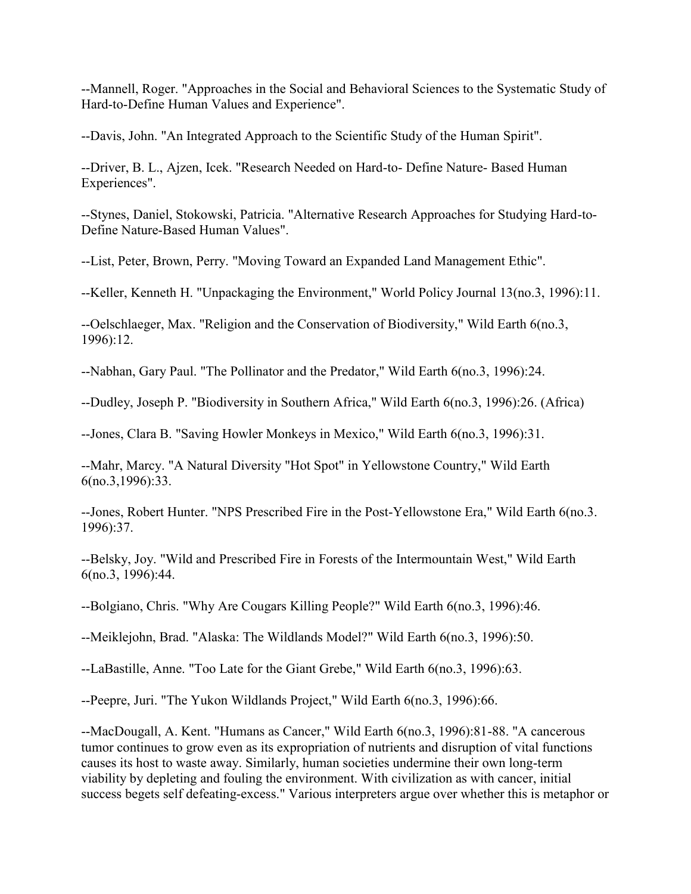--Mannell, Roger. "Approaches in the Social and Behavioral Sciences to the Systematic Study of Hard-to-Define Human Values and Experience".

--Davis, John. "An Integrated Approach to the Scientific Study of the Human Spirit".

--Driver, B. L., Ajzen, Icek. "Research Needed on Hard-to- Define Nature- Based Human Experiences".

--Stynes, Daniel, Stokowski, Patricia. "Alternative Research Approaches for Studying Hard-to-Define Nature-Based Human Values".

--List, Peter, Brown, Perry. "Moving Toward an Expanded Land Management Ethic".

--Keller, Kenneth H. "Unpackaging the Environment," World Policy Journal 13(no.3, 1996):11.

--Oelschlaeger, Max. "Religion and the Conservation of Biodiversity," Wild Earth 6(no.3, 1996):12.

--Nabhan, Gary Paul. "The Pollinator and the Predator," Wild Earth 6(no.3, 1996):24.

--Dudley, Joseph P. "Biodiversity in Southern Africa," Wild Earth 6(no.3, 1996):26. (Africa)

--Jones, Clara B. "Saving Howler Monkeys in Mexico," Wild Earth 6(no.3, 1996):31.

--Mahr, Marcy. "A Natural Diversity "Hot Spot" in Yellowstone Country," Wild Earth 6(no.3,1996):33.

--Jones, Robert Hunter. "NPS Prescribed Fire in the Post-Yellowstone Era," Wild Earth 6(no.3. 1996):37.

--Belsky, Joy. "Wild and Prescribed Fire in Forests of the Intermountain West," Wild Earth 6(no.3, 1996):44.

--Bolgiano, Chris. "Why Are Cougars Killing People?" Wild Earth 6(no.3, 1996):46.

--Meiklejohn, Brad. "Alaska: The Wildlands Model?" Wild Earth 6(no.3, 1996):50.

--LaBastille, Anne. "Too Late for the Giant Grebe," Wild Earth 6(no.3, 1996):63.

--Peepre, Juri. "The Yukon Wildlands Project," Wild Earth 6(no.3, 1996):66.

--MacDougall, A. Kent. "Humans as Cancer," Wild Earth 6(no.3, 1996):81-88. "A cancerous tumor continues to grow even as its expropriation of nutrients and disruption of vital functions causes its host to waste away. Similarly, human societies undermine their own long-term viability by depleting and fouling the environment. With civilization as with cancer, initial success begets self defeating-excess." Various interpreters argue over whether this is metaphor or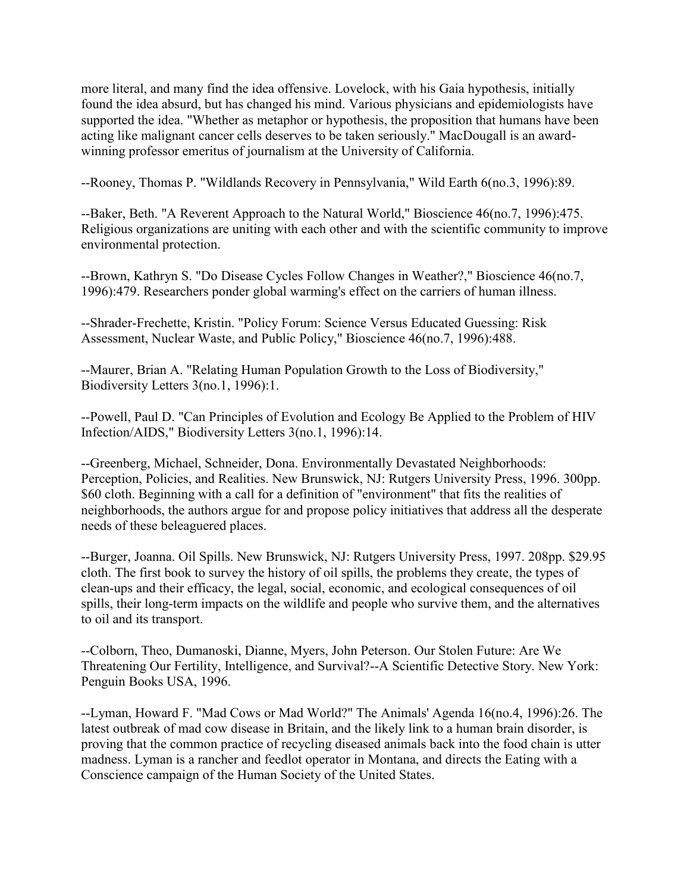more literal, and many find the idea offensive. Lovelock, with his Gaia hypothesis, initially found the idea absurd, but has changed his mind. Various physicians and epidemiologists have supported the idea. "Whether as metaphor or hypothesis, the proposition that humans have been acting like malignant cancer cells deserves to be taken seriously." MacDougall is an award-winning professor emeritus of journalism at the University of California.

--Rooney, Thomas P. "Wildlands Recovery in Pennsylvania," Wild Earth 6(no.3, 1996):89.

--Baker, Beth. "A Reverent Approach to the Natural World," Bioscience 46(no.7, 1996):475. Religious organizations are uniting with each other and with the scientific community to improve environmental protection.

--Brown, Kathryn S. "Do Disease Cycles Follow Changes in Weather?," Bioscience 46(no.7, 1996):479. Researchers ponder global warming's effect on the carriers of human illness.

--Shrader-Frechette, Kristin. "Policy Forum: Science Versus Educated Guessing: Risk Assessment, Nuclear Waste, and Public Policy," Bioscience 46(no.7, 1996):488.

--Maurer, Brian A. "Relating Human Population Growth to the Loss of Biodiversity," Biodiversity Letters 3(no.1, 1996):1.

--Powell, Paul D. "Can Principles of Evolution and Ecology Be Applied to the Problem of HIV Infection/AIDS," Biodiversity Letters 3(no.1, 1996):14.

--Greenberg, Michael, Schneider, Dona. Environmentally Devastated Neighborhoods: Perception, Policies, and Realities. New Brunswick, NJ: Rutgers University Press, 1996. 300pp. $60 cloth. Beginning with a call for a definition of "environment" that fits the realities of neighborhoods, the authors argue for and propose policy initiatives that address all the desperate needs of these beleaguered places.

--Burger, Joanna. Oil Spills. New Brunswick, NJ: Rutgers University Press, 1997. 208pp. $29.95 cloth. The first book to survey the history of oil spills, the problems they create, the types of clean-ups and their efficacy, the legal, social, economic, and ecological consequences of oil spills, their long-term impacts on the wildlife and people who survive them, and the alternatives to oil and its transport.

--Colborn, Theo, Dumanoski, Dianne, Myers, John Peterson. Our Stolen Future: Are We Threatening Our Fertility, Intelligence, and Survival?--A Scientific Detective Story. New York: Penguin Books USA, 1996.

--Lyman, Howard F. "Mad Cows or Mad World?" The Animals' Agenda 16(no.4, 1996):26. The latest outbreak of mad cow disease in Britain, and the likely link to a human brain disorder, is proving that the common practice of recycling diseased animals back into the food chain is utter madness. Lyman is a rancher and feedlot operator in Montana, and directs the Eating with a Conscience campaign of the Human Society of the United States.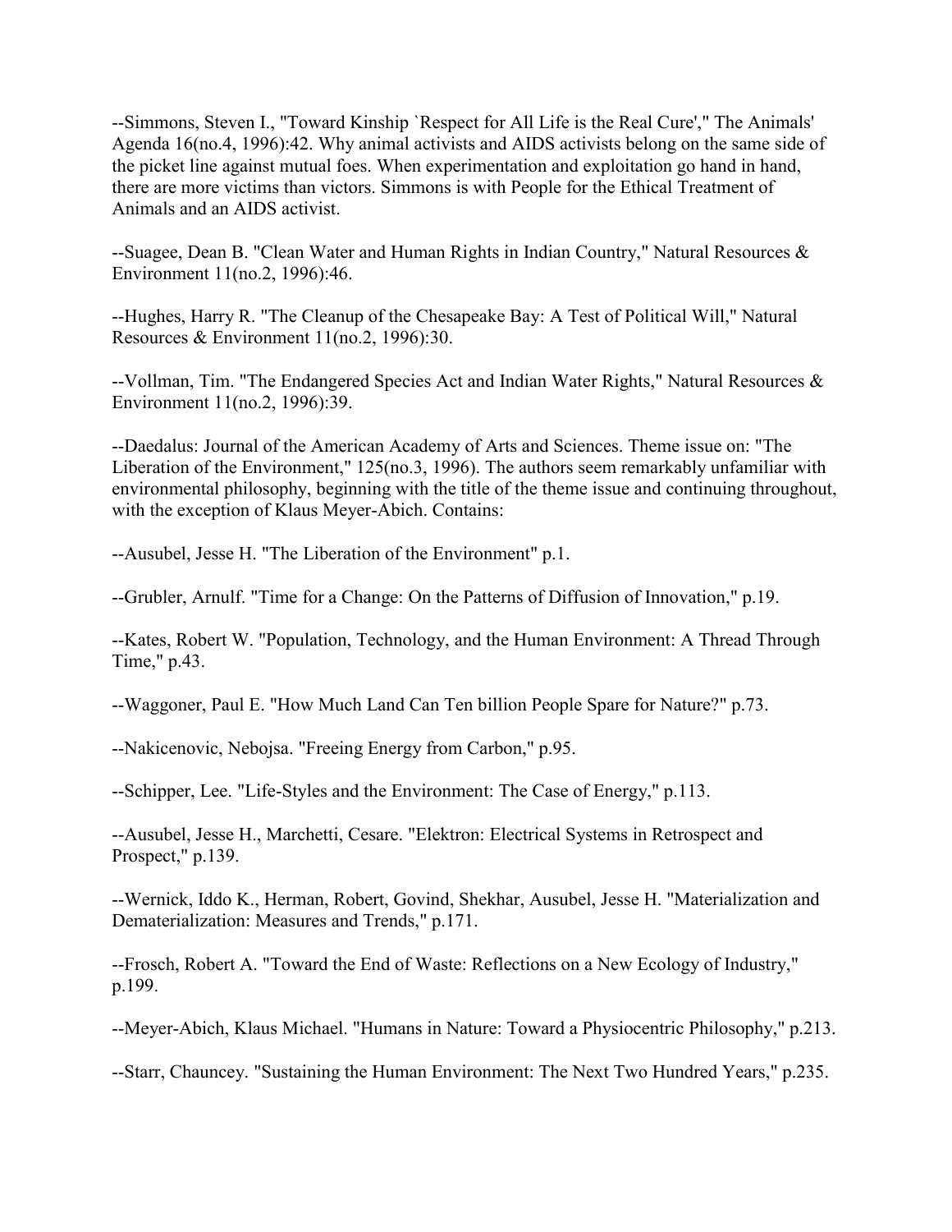--Simmons, Steven I., "Toward Kinship `Respect for All Life is the Real Cure'," The Animals' Agenda 16(no.4, 1996):42. Why animal activists and AIDS activists belong on the same side of the picket line against mutual foes. When experimentation and exploitation go hand in hand, there are more victims than victors. Simmons is with People for the Ethical Treatment of Animals and an AIDS activist.

--Suagee, Dean B. "Clean Water and Human Rights in Indian Country," Natural Resources & Environment 11(no.2, 1996):46.

--Hughes, Harry R. "The Cleanup of the Chesapeake Bay: A Test of Political Will," Natural Resources & Environment 11(no.2, 1996):30.

--Vollman, Tim. "The Endangered Species Act and Indian Water Rights," Natural Resources & Environment 11(no.2, 1996):39.

--Daedalus: Journal of the American Academy of Arts and Sciences. Theme issue on: "The Liberation of the Environment," 125(no.3, 1996). The authors seem remarkably unfamiliar with environmental philosophy, beginning with the title of the theme issue and continuing throughout, with the exception of Klaus Meyer-Abich. Contains:

--Ausubel, Jesse H. "The Liberation of the Environment" p.1.

--Grubler, Arnulf. "Time for a Change: On the Patterns of Diffusion of Innovation," p.19.

--Kates, Robert W. "Population, Technology, and the Human Environment: A Thread Through Time," p.43.

--Waggoner, Paul E. "How Much Land Can Ten billion People Spare for Nature?" p.73.

--Nakicenovic, Nebojsa. "Freeing Energy from Carbon," p.95.

--Schipper, Lee. "Life-Styles and the Environment: The Case of Energy," p.113.

--Ausubel, Jesse H., Marchetti, Cesare. "Elektron: Electrical Systems in Retrospect and Prospect," p.139.

--Wernick, Iddo K., Herman, Robert, Govind, Shekhar, Ausubel, Jesse H. "Materialization and Dematerialization: Measures and Trends," p.171.

--Frosch, Robert A. "Toward the End of Waste: Reflections on a New Ecology of Industry," p.199.

--Meyer-Abich, Klaus Michael. "Humans in Nature: Toward a Physiocentric Philosophy," p.213.

--Starr, Chauncey. "Sustaining the Human Environment: The Next Two Hundred Years," p.235.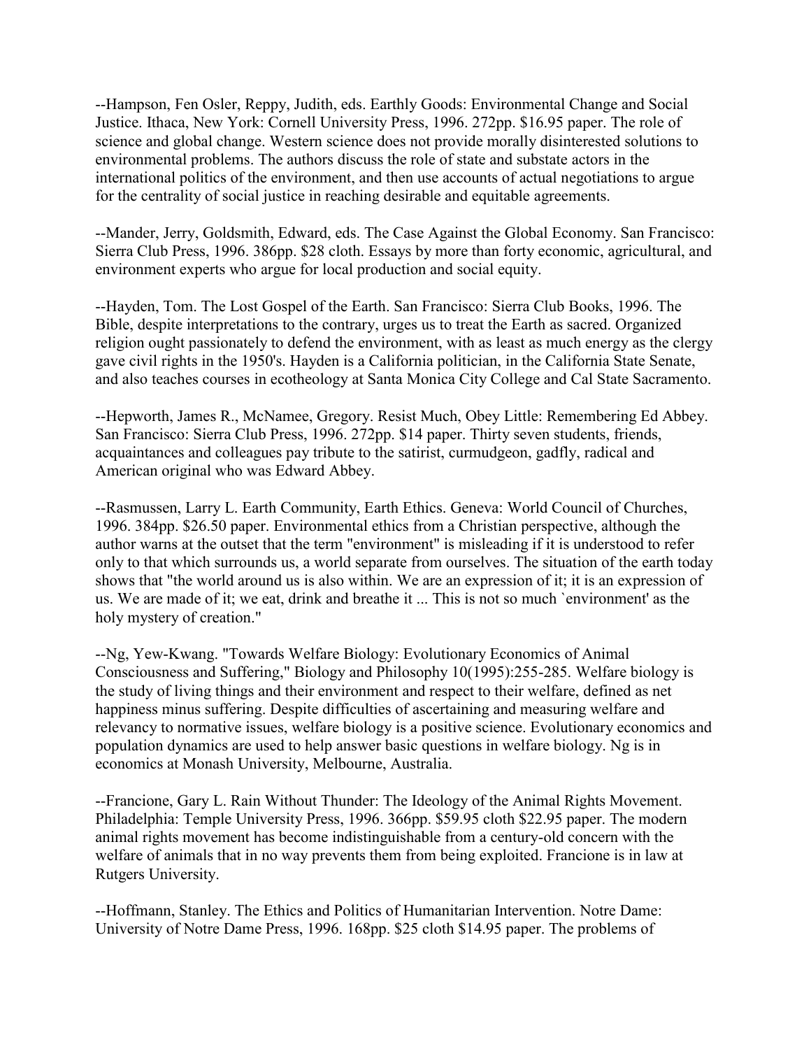--Hampson, Fen Osler, Reppy, Judith, eds. Earthly Goods: Environmental Change and Social Justice. Ithaca, New York: Cornell University Press, 1996. 272pp. $16.95 paper. The role of science and global change. Western science does not provide morally disinterested solutions to environmental problems. The authors discuss the role of state and substate actors in the international politics of the environment, and then use accounts of actual negotiations to argue for the centrality of social justice in reaching desirable and equitable agreements.

--Mander, Jerry, Goldsmith, Edward, eds. The Case Against the Global Economy. San Francisco: Sierra Club Press, 1996. 386pp. $28 cloth. Essays by more than forty economic, agricultural, and environment experts who argue for local production and social equity.

--Hayden, Tom. The Lost Gospel of the Earth. San Francisco: Sierra Club Books, 1996. The Bible, despite interpretations to the contrary, urges us to treat the Earth as sacred. Organized religion ought passionately to defend the environment, with as least as much energy as the clergy gave civil rights in the 1950's. Hayden is a California politician, in the California State Senate, and also teaches courses in ecotheology at Santa Monica City College and Cal State Sacramento.

--Hepworth, James R., McNamee, Gregory. Resist Much, Obey Little: Remembering Ed Abbey. San Francisco: Sierra Club Press, 1996. 272pp. $14 paper. Thirty seven students, friends, acquaintances and colleagues pay tribute to the satirist, curmudgeon, gadfly, radical and American original who was Edward Abbey.

--Rasmussen, Larry L. Earth Community, Earth Ethics. Geneva: World Council of Churches, 1996. 384pp. $26.50 paper. Environmental ethics from a Christian perspective, although the author warns at the outset that the term "environment" is misleading if it is understood to refer only to that which surrounds us, a world separate from ourselves. The situation of the earth today shows that "the world around us is also within. We are an expression of it; it is an expression of us. We are made of it; we eat, drink and breathe it ... This is not so much `environment' as the holy mystery of creation."

--Ng, Yew-Kwang. "Towards Welfare Biology: Evolutionary Economics of Animal Consciousness and Suffering," Biology and Philosophy 10(1995):255-285. Welfare biology is the study of living things and their environment and respect to their welfare, defined as net happiness minus suffering. Despite difficulties of ascertaining and measuring welfare and relevancy to normative issues, welfare biology is a positive science. Evolutionary economics and population dynamics are used to help answer basic questions in welfare biology. Ng is in economics at Monash University, Melbourne, Australia.

--Francione, Gary L. Rain Without Thunder: The Ideology of the Animal Rights Movement. Philadelphia: Temple University Press, 1996. 366pp. $59.95 cloth $22.95 paper. The modern animal rights movement has become indistinguishable from a century-old concern with the welfare of animals that in no way prevents them from being exploited. Francione is in law at Rutgers University.

--Hoffmann, Stanley. The Ethics and Politics of Humanitarian Intervention. Notre Dame: University of Notre Dame Press, 1996. 168pp. $25 cloth $14.95 paper. The problems of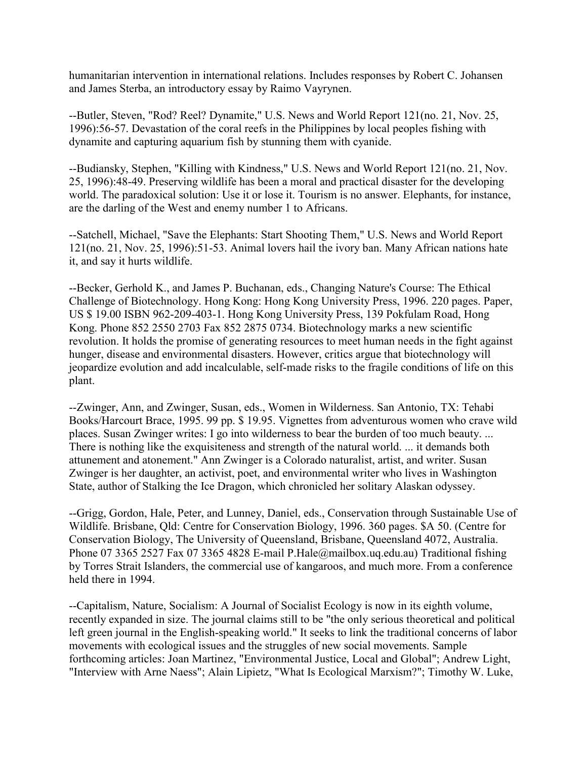humanitarian intervention in international relations. Includes responses by Robert C. Johansen and James Sterba, an introductory essay by Raimo Vayrynen.

--Butler, Steven, "Rod? Reel? Dynamite," U.S. News and World Report 121(no. 21, Nov. 25, 1996):56-57. Devastation of the coral reefs in the Philippines by local peoples fishing with dynamite and capturing aquarium fish by stunning them with cyanide.

--Budiansky, Stephen, "Killing with Kindness," U.S. News and World Report 121(no. 21, Nov. 25, 1996):48-49. Preserving wildlife has been a moral and practical disaster for the developing world. The paradoxical solution: Use it or lose it. Tourism is no answer. Elephants, for instance, are the darling of the West and enemy number 1 to Africans.

--Satchell, Michael, "Save the Elephants: Start Shooting Them," U.S. News and World Report 121(no. 21, Nov. 25, 1996):51-53. Animal lovers hail the ivory ban. Many African nations hate it, and say it hurts wildlife.

--Becker, Gerhold K., and James P. Buchanan, eds., Changing Nature's Course: The Ethical Challenge of Biotechnology. Hong Kong: Hong Kong University Press, 1996. 220 pages. Paper, US $ 19.00 ISBN 962-209-403-1. Hong Kong University Press, 139 Pokfulam Road, Hong Kong. Phone 852 2550 2703 Fax 852 2875 0734. Biotechnology marks a new scientific revolution. It holds the promise of generating resources to meet human needs in the fight against hunger, disease and environmental disasters. However, critics argue that biotechnology will jeopardize evolution and add incalculable, self-made risks to the fragile conditions of life on this plant.

--Zwinger, Ann, and Zwinger, Susan, eds., Women in Wilderness. San Antonio, TX: Tehabi Books/Harcourt Brace, 1995. 99 pp. $ 19.95. Vignettes from adventurous women who crave wild places. Susan Zwinger writes: I go into wilderness to bear the burden of too much beauty. ... There is nothing like the exquisiteness and strength of the natural world. ... it demands both attunement and atonement." Ann Zwinger is a Colorado naturalist, artist, and writer. Susan Zwinger is her daughter, an activist, poet, and environmental writer who lives in Washington State, author of Stalking the Ice Dragon, which chronicled her solitary Alaskan odyssey.

--Grigg, Gordon, Hale, Peter, and Lunney, Daniel, eds., Conservation through Sustainable Use of Wildlife. Brisbane, Qld: Centre for Conservation Biology, 1996. 360 pages. $A 50. (Centre for Conservation Biology, The University of Queensland, Brisbane, Queensland 4072, Australia. Phone 07 3365 2527 Fax 07 3365 4828 E-mail P.Hale@mailbox.uq.edu.au) Traditional fishing by Torres Strait Islanders, the commercial use of kangaroos, and much more. From a conference held there in 1994.

--Capitalism, Nature, Socialism: A Journal of Socialist Ecology is now in its eighth volume, recently expanded in size. The journal claims still to be "the only serious theoretical and political left green journal in the English-speaking world." It seeks to link the traditional concerns of labor movements with ecological issues and the struggles of new social movements. Sample forthcoming articles: Joan Martinez, "Environmental Justice, Local and Global"; Andrew Light, "Interview with Arne Naess"; Alain Lipietz, "What Is Ecological Marxism?"; Timothy W. Luke,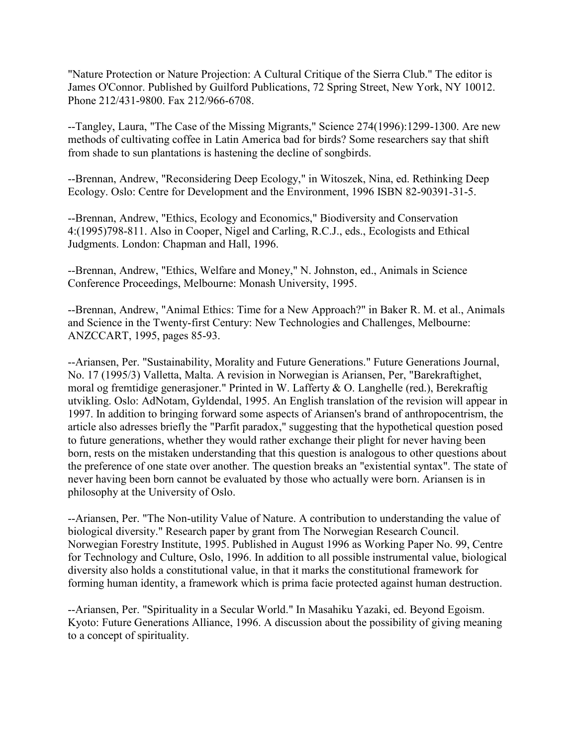"Nature Protection or Nature Projection: A Cultural Critique of the Sierra Club." The editor is James O'Connor. Published by Guilford Publications, 72 Spring Street, New York, NY 10012. Phone 212/431-9800. Fax 212/966-6708.

--Tangley, Laura, "The Case of the Missing Migrants," Science 274(1996):1299-1300. Are new methods of cultivating coffee in Latin America bad for birds? Some researchers say that shift from shade to sun plantations is hastening the decline of songbirds.

--Brennan, Andrew, "Reconsidering Deep Ecology," in Witoszek, Nina, ed. Rethinking Deep Ecology. Oslo: Centre for Development and the Environment, 1996 ISBN 82-90391-31-5.

--Brennan, Andrew, "Ethics, Ecology and Economics," Biodiversity and Conservation 4:(1995)798-811. Also in Cooper, Nigel and Carling, R.C.J., eds., Ecologists and Ethical Judgments. London: Chapman and Hall, 1996.

--Brennan, Andrew, "Ethics, Welfare and Money," N. Johnston, ed., Animals in Science Conference Proceedings, Melbourne: Monash University, 1995.

--Brennan, Andrew, "Animal Ethics: Time for a New Approach?" in Baker R. M. et al., Animals and Science in the Twenty-first Century: New Technologies and Challenges, Melbourne: ANZCCART, 1995, pages 85-93.

--Ariansen, Per. "Sustainability, Morality and Future Generations." Future Generations Journal, No. 17 (1995/3) Valletta, Malta. A revision in Norwegian is Ariansen, Per, "Barekraftighet, moral og fremtidige generasjoner." Printed in W. Lafferty & O. Langhelle (red.), Berekraftig utvikling. Oslo: AdNotam, Gyldendal, 1995. An English translation of the revision will appear in 1997. In addition to bringing forward some aspects of Ariansen's brand of anthropocentrism, the article also adresses briefly the "Parfit paradox," suggesting that the hypothetical question posed to future generations, whether they would rather exchange their plight for never having been born, rests on the mistaken understanding that this question is analogous to other questions about the preference of one state over another. The question breaks an "existential syntax". The state of never having been born cannot be evaluated by those who actually were born. Ariansen is in philosophy at the University of Oslo.

--Ariansen, Per. "The Non-utility Value of Nature. A contribution to understanding the value of biological diversity." Research paper by grant from The Norwegian Research Council. Norwegian Forestry Institute, 1995. Published in August 1996 as Working Paper No. 99, Centre for Technology and Culture, Oslo, 1996. In addition to all possible instrumental value, biological diversity also holds a constitutional value, in that it marks the constitutional framework for forming human identity, a framework which is prima facie protected against human destruction.

--Ariansen, Per. "Spirituality in a Secular World." In Masahiku Yazaki, ed. Beyond Egoism. Kyoto: Future Generations Alliance, 1996. A discussion about the possibility of giving meaning to a concept of spirituality.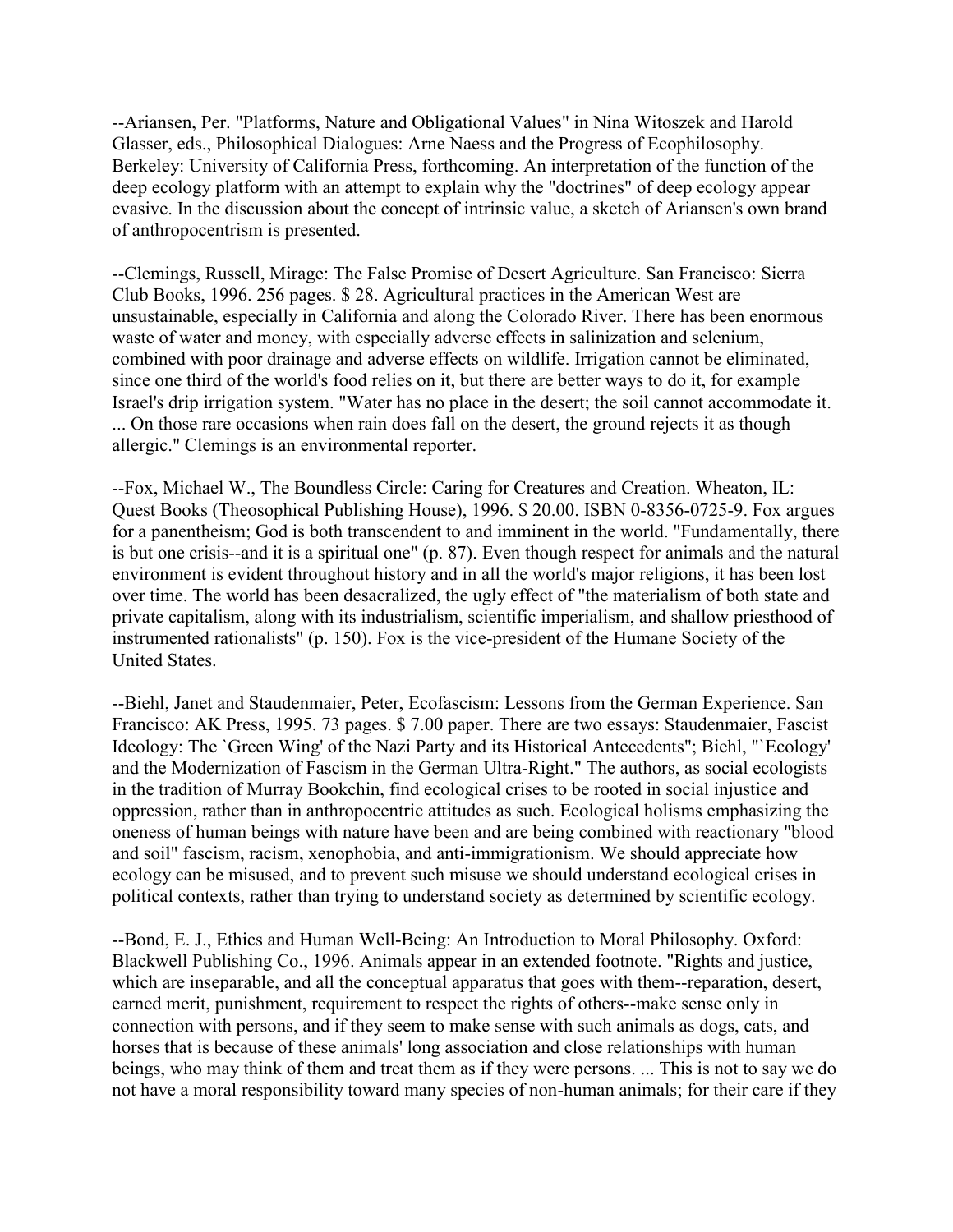--Ariansen, Per. "Platforms, Nature and Obligational Values" in Nina Witoszek and Harold Glasser, eds., Philosophical Dialogues: Arne Naess and the Progress of Ecophilosophy. Berkeley: University of California Press, forthcoming. An interpretation of the function of the deep ecology platform with an attempt to explain why the "doctrines" of deep ecology appear evasive. In the discussion about the concept of intrinsic value, a sketch of Ariansen's own brand of anthropocentrism is presented.

--Clemings, Russell, Mirage: The False Promise of Desert Agriculture. San Francisco: Sierra Club Books, 1996. 256 pages. $ 28. Agricultural practices in the American West are unsustainable, especially in California and along the Colorado River. There has been enormous waste of water and money, with especially adverse effects in salinization and selenium, combined with poor drainage and adverse effects on wildlife. Irrigation cannot be eliminated, since one third of the world's food relies on it, but there are better ways to do it, for example Israel's drip irrigation system. "Water has no place in the desert; the soil cannot accommodate it. ... On those rare occasions when rain does fall on the desert, the ground rejects it as though allergic." Clemings is an environmental reporter.

--Fox, Michael W., The Boundless Circle: Caring for Creatures and Creation. Wheaton, IL: Quest Books (Theosophical Publishing House), 1996. $ 20.00. ISBN 0-8356-0725-9. Fox argues for a panentheism; God is both transcendent to and imminent in the world. "Fundamentally, there is but one crisis--and it is a spiritual one" (p. 87). Even though respect for animals and the natural environment is evident throughout history and in all the world's major religions, it has been lost over time. The world has been desacralized, the ugly effect of "the materialism of both state and private capitalism, along with its industrialism, scientific imperialism, and shallow priesthood of instrumented rationalists" (p. 150). Fox is the vice-president of the Humane Society of the United States.

--Biehl, Janet and Staudenmaier, Peter, Ecofascism: Lessons from the German Experience. San Francisco: AK Press, 1995. 73 pages. $ 7.00 paper. There are two essays: Staudenmaier, Fascist Ideology: The `Green Wing' of the Nazi Party and its Historical Antecedents"; Biehl, "`Ecology' and the Modernization of Fascism in the German Ultra-Right." The authors, as social ecologists in the tradition of Murray Bookchin, find ecological crises to be rooted in social injustice and oppression, rather than in anthropocentric attitudes as such. Ecological holisms emphasizing the oneness of human beings with nature have been and are being combined with reactionary "blood and soil" fascism, racism, xenophobia, and anti-immigrationism. We should appreciate how ecology can be misused, and to prevent such misuse we should understand ecological crises in political contexts, rather than trying to understand society as determined by scientific ecology.

--Bond, E. J., Ethics and Human Well-Being: An Introduction to Moral Philosophy. Oxford: Blackwell Publishing Co., 1996. Animals appear in an extended footnote. "Rights and justice, which are inseparable, and all the conceptual apparatus that goes with them--reparation, desert, earned merit, punishment, requirement to respect the rights of others--make sense only in connection with persons, and if they seem to make sense with such animals as dogs, cats, and horses that is because of these animals' long association and close relationships with human beings, who may think of them and treat them as if they were persons. ... This is not to say we do not have a moral responsibility toward many species of non-human animals; for their care if they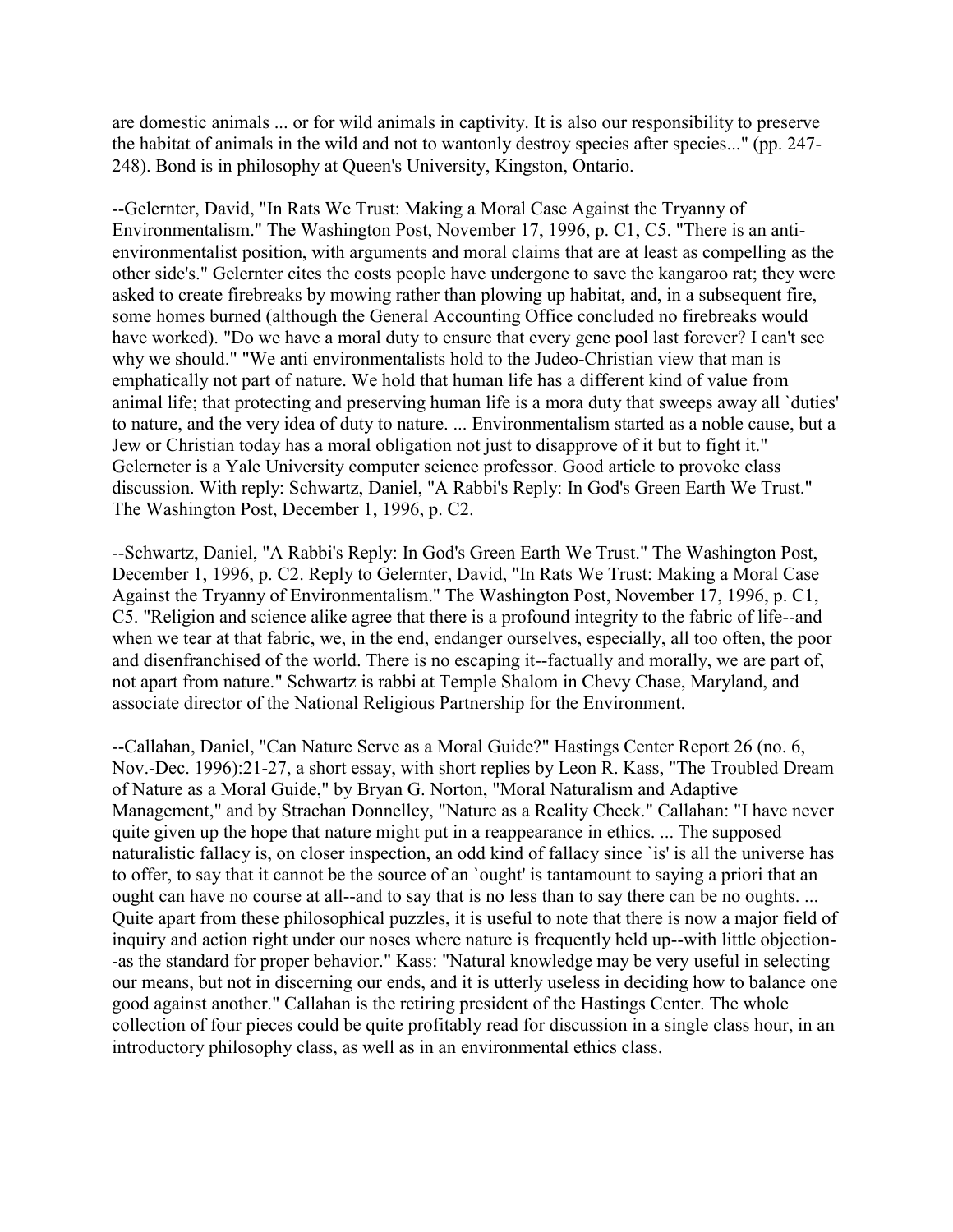are domestic animals ... or for wild animals in captivity. It is also our responsibility to preserve the habitat of animals in the wild and not to wantonly destroy species after species..." (pp. 247-248). Bond is in philosophy at Queen's University, Kingston, Ontario.

--Gelernter, David, "In Rats We Trust: Making a Moral Case Against the Tryanny of Environmentalism." The Washington Post, November 17, 1996, p. C1, C5. "There is an anti-environmentalist position, with arguments and moral claims that are at least as compelling as the other side's." Gelernter cites the costs people have undergone to save the kangaroo rat; they were asked to create firebreaks by mowing rather than plowing up habitat, and, in a subsequent fire, some homes burned (although the General Accounting Office concluded no firebreaks would have worked). "Do we have a moral duty to ensure that every gene pool last forever? I can't see why we should." "We anti environmentalists hold to the Judeo-Christian view that man is emphatically not part of nature. We hold that human life has a different kind of value from animal life; that protecting and preserving human life is a mora duty that sweeps away all `duties' to nature, and the very idea of duty to nature. ... Environmentalism started as a noble cause, but a Jew or Christian today has a moral obligation not just to disapprove of it but to fight it." Gelerneter is a Yale University computer science professor. Good article to provoke class discussion. With reply: Schwartz, Daniel, "A Rabbi's Reply: In God's Green Earth We Trust." The Washington Post, December 1, 1996, p. C2.

--Schwartz, Daniel, "A Rabbi's Reply: In God's Green Earth We Trust." The Washington Post, December 1, 1996, p. C2. Reply to Gelernter, David, "In Rats We Trust: Making a Moral Case Against the Tryanny of Environmentalism." The Washington Post, November 17, 1996, p. C1, C5. "Religion and science alike agree that there is a profound integrity to the fabric of life--and when we tear at that fabric, we, in the end, endanger ourselves, especially, all too often, the poor and disenfranchised of the world. There is no escaping it--factually and morally, we are part of, not apart from nature." Schwartz is rabbi at Temple Shalom in Chevy Chase, Maryland, and associate director of the National Religious Partnership for the Environment.

--Callahan, Daniel, "Can Nature Serve as a Moral Guide?" Hastings Center Report 26 (no. 6, Nov.-Dec. 1996):21-27, a short essay, with short replies by Leon R. Kass, "The Troubled Dream of Nature as a Moral Guide," by Bryan G. Norton, "Moral Naturalism and Adaptive Management," and by Strachan Donnelley, "Nature as a Reality Check." Callahan: "I have never quite given up the hope that nature might put in a reappearance in ethics. ... The supposed naturalistic fallacy is, on closer inspection, an odd kind of fallacy since `is' is all the universe has to offer, to say that it cannot be the source of an `ought' is tantamount to saying a priori that an ought can have no course at all--and to say that is no less than to say there can be no oughts. ... Quite apart from these philosophical puzzles, it is useful to note that there is now a major field of inquiry and action right under our noses where nature is frequently held up--with little objection--as the standard for proper behavior." Kass: "Natural knowledge may be very useful in selecting our means, but not in discerning our ends, and it is utterly useless in deciding how to balance one good against another." Callahan is the retiring president of the Hastings Center. The whole collection of four pieces could be quite profitably read for discussion in a single class hour, in an introductory philosophy class, as well as in an environmental ethics class.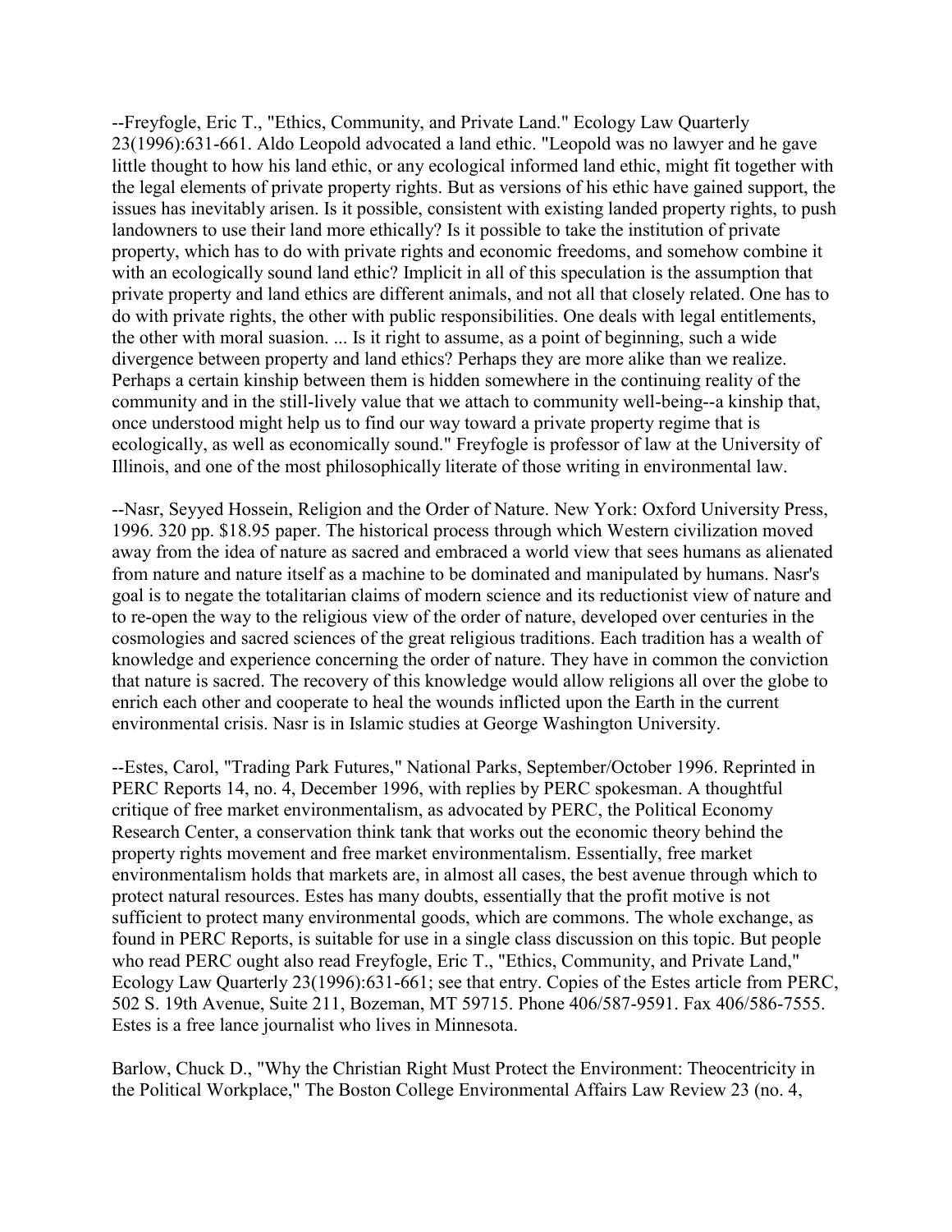--Freyfogle, Eric T., "Ethics, Community, and Private Land." Ecology Law Quarterly 23(1996):631-661. Aldo Leopold advocated a land ethic. "Leopold was no lawyer and he gave little thought to how his land ethic, or any ecological informed land ethic, might fit together with the legal elements of private property rights. But as versions of his ethic have gained support, the issues has inevitably arisen. Is it possible, consistent with existing landed property rights, to push landowners to use their land more ethically? Is it possible to take the institution of private property, which has to do with private rights and economic freedoms, and somehow combine it with an ecologically sound land ethic? Implicit in all of this speculation is the assumption that private property and land ethics are different animals, and not all that closely related. One has to do with private rights, the other with public responsibilities. One deals with legal entitlements, the other with moral suasion. ... Is it right to assume, as a point of beginning, such a wide divergence between property and land ethics? Perhaps they are more alike than we realize. Perhaps a certain kinship between them is hidden somewhere in the continuing reality of the community and in the still-lively value that we attach to community well-being--a kinship that, once understood might help us to find our way toward a private property regime that is ecologically, as well as economically sound." Freyfogle is professor of law at the University of Illinois, and one of the most philosophically literate of those writing in environmental law.

--Nasr, Seyyed Hossein, Religion and the Order of Nature. New York: Oxford University Press, 1996. 320 pp. $18.95 paper. The historical process through which Western civilization moved away from the idea of nature as sacred and embraced a world view that sees humans as alienated from nature and nature itself as a machine to be dominated and manipulated by humans. Nasr's goal is to negate the totalitarian claims of modern science and its reductionist view of nature and to re-open the way to the religious view of the order of nature, developed over centuries in the cosmologies and sacred sciences of the great religious traditions. Each tradition has a wealth of knowledge and experience concerning the order of nature. They have in common the conviction that nature is sacred. The recovery of this knowledge would allow religions all over the globe to enrich each other and cooperate to heal the wounds inflicted upon the Earth in the current environmental crisis. Nasr is in Islamic studies at George Washington University.

--Estes, Carol, "Trading Park Futures," National Parks, September/October 1996. Reprinted in PERC Reports 14, no. 4, December 1996, with replies by PERC spokesman. A thoughtful critique of free market environmentalism, as advocated by PERC, the Political Economy Research Center, a conservation think tank that works out the economic theory behind the property rights movement and free market environmentalism. Essentially, free market environmentalism holds that markets are, in almost all cases, the best avenue through which to protect natural resources. Estes has many doubts, essentially that the profit motive is not sufficient to protect many environmental goods, which are commons. The whole exchange, as found in PERC Reports, is suitable for use in a single class discussion on this topic. But people who read PERC ought also read Freyfogle, Eric T., "Ethics, Community, and Private Land," Ecology Law Quarterly 23(1996):631-661; see that entry. Copies of the Estes article from PERC, 502 S. 19th Avenue, Suite 211, Bozeman, MT 59715. Phone 406/587-9591. Fax 406/586-7555. Estes is a free lance journalist who lives in Minnesota.

Barlow, Chuck D., "Why the Christian Right Must Protect the Environment: Theocentricity in the Political Workplace," The Boston College Environmental Affairs Law Review 23 (no. 4,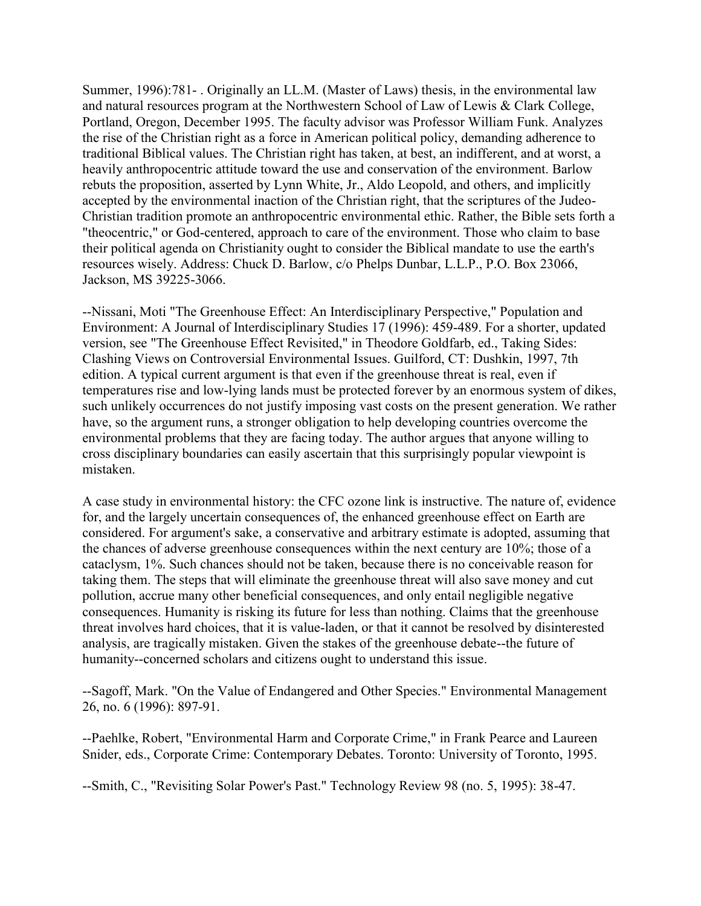Summer, 1996):781- . Originally an LL.M. (Master of Laws) thesis, in the environmental law and natural resources program at the Northwestern School of Law of Lewis & Clark College, Portland, Oregon, December 1995. The faculty advisor was Professor William Funk. Analyzes the rise of the Christian right as a force in American political policy, demanding adherence to traditional Biblical values. The Christian right has taken, at best, an indifferent, and at worst, a heavily anthropocentric attitude toward the use and conservation of the environment. Barlow rebuts the proposition, asserted by Lynn White, Jr., Aldo Leopold, and others, and implicitly accepted by the environmental inaction of the Christian right, that the scriptures of the Judeo-Christian tradition promote an anthropocentric environmental ethic. Rather, the Bible sets forth a "theocentric," or God-centered, approach to care of the environment. Those who claim to base their political agenda on Christianity ought to consider the Biblical mandate to use the earth's resources wisely. Address: Chuck D. Barlow, c/o Phelps Dunbar, L.L.P., P.O. Box 23066, Jackson, MS 39225-3066.

--Nissani, Moti "The Greenhouse Effect: An Interdisciplinary Perspective," Population and Environment: A Journal of Interdisciplinary Studies 17 (1996): 459-489. For a shorter, updated version, see "The Greenhouse Effect Revisited," in Theodore Goldfarb, ed., Taking Sides: Clashing Views on Controversial Environmental Issues. Guilford, CT: Dushkin, 1997, 7th edition. A typical current argument is that even if the greenhouse threat is real, even if temperatures rise and low-lying lands must be protected forever by an enormous system of dikes, such unlikely occurrences do not justify imposing vast costs on the present generation. We rather have, so the argument runs, a stronger obligation to help developing countries overcome the environmental problems that they are facing today. The author argues that anyone willing to cross disciplinary boundaries can easily ascertain that this surprisingly popular viewpoint is mistaken.

A case study in environmental history: the CFC ozone link is instructive. The nature of, evidence for, and the largely uncertain consequences of, the enhanced greenhouse effect on Earth are considered. For argument's sake, a conservative and arbitrary estimate is adopted, assuming that the chances of adverse greenhouse consequences within the next century are 10%; those of a cataclysm, 1%. Such chances should not be taken, because there is no conceivable reason for taking them. The steps that will eliminate the greenhouse threat will also save money and cut pollution, accrue many other beneficial consequences, and only entail negligible negative consequences. Humanity is risking its future for less than nothing. Claims that the greenhouse threat involves hard choices, that it is value-laden, or that it cannot be resolved by disinterested analysis, are tragically mistaken. Given the stakes of the greenhouse debate--the future of humanity--concerned scholars and citizens ought to understand this issue.

--Sagoff, Mark. "On the Value of Endangered and Other Species." Environmental Management 26, no. 6 (1996): 897-91.

--Paehlke, Robert, "Environmental Harm and Corporate Crime," in Frank Pearce and Laureen Snider, eds., Corporate Crime: Contemporary Debates. Toronto: University of Toronto, 1995.

--Smith, C., "Revisiting Solar Power's Past." Technology Review 98 (no. 5, 1995): 38-47.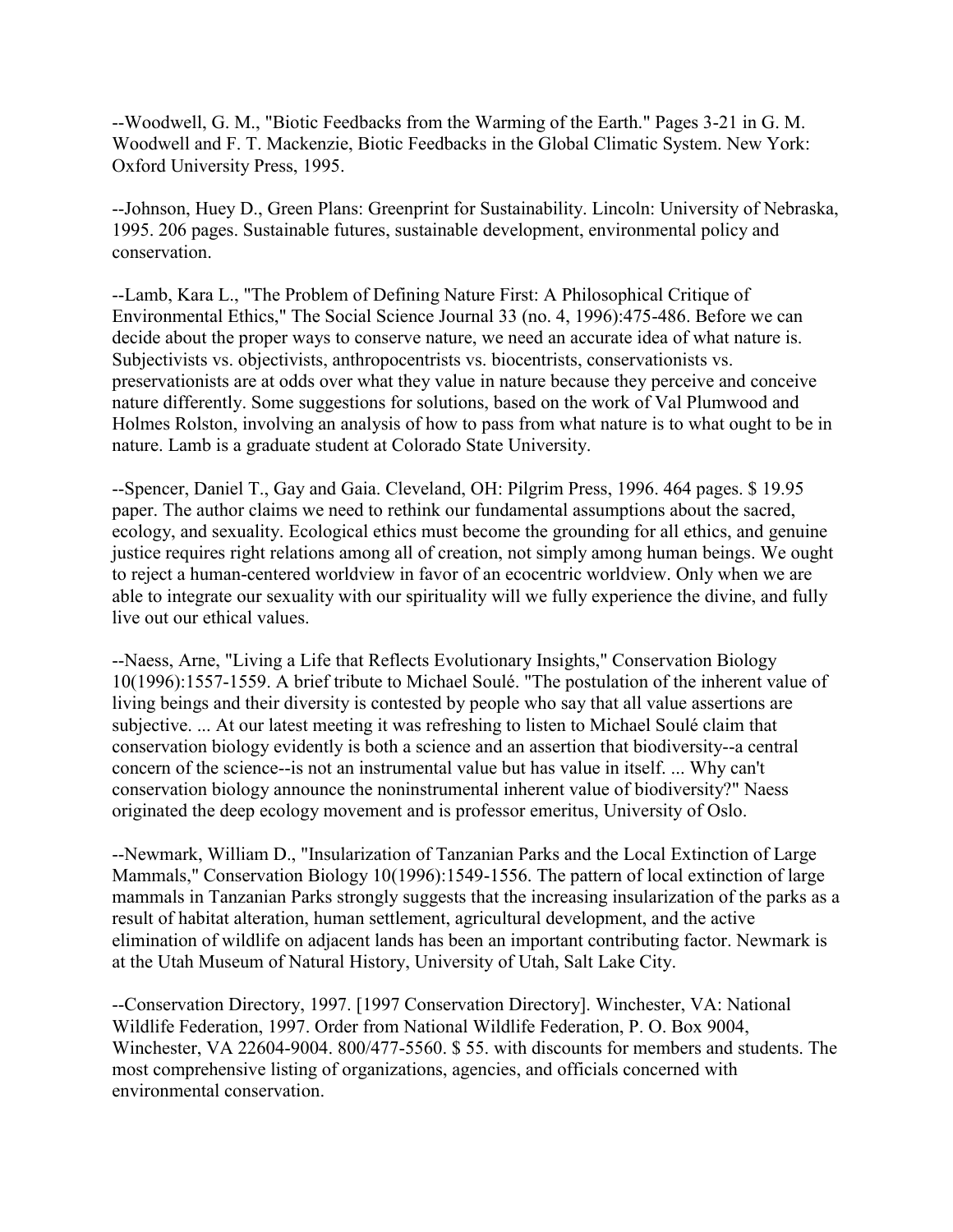--Woodwell, G. M., "Biotic Feedbacks from the Warming of the Earth." Pages 3-21 in G. M. Woodwell and F. T. Mackenzie, Biotic Feedbacks in the Global Climatic System. New York: Oxford University Press, 1995.

--Johnson, Huey D., Green Plans: Greenprint for Sustainability. Lincoln: University of Nebraska, 1995. 206 pages. Sustainable futures, sustainable development, environmental policy and conservation.

--Lamb, Kara L., "The Problem of Defining Nature First: A Philosophical Critique of Environmental Ethics," The Social Science Journal 33 (no. 4, 1996):475-486. Before we can decide about the proper ways to conserve nature, we need an accurate idea of what nature is. Subjectivists vs. objectivists, anthropocentrists vs. biocentrists, conservationists vs. preservationists are at odds over what they value in nature because they perceive and conceive nature differently. Some suggestions for solutions, based on the work of Val Plumwood and Holmes Rolston, involving an analysis of how to pass from what nature is to what ought to be in nature. Lamb is a graduate student at Colorado State University.

--Spencer, Daniel T., Gay and Gaia. Cleveland, OH: Pilgrim Press, 1996. 464 pages. $ 19.95 paper. The author claims we need to rethink our fundamental assumptions about the sacred, ecology, and sexuality. Ecological ethics must become the grounding for all ethics, and genuine justice requires right relations among all of creation, not simply among human beings. We ought to reject a human-centered worldview in favor of an ecocentric worldview. Only when we are able to integrate our sexuality with our spirituality will we fully experience the divine, and fully live out our ethical values.

--Naess, Arne, "Living a Life that Reflects Evolutionary Insights," Conservation Biology 10(1996):1557-1559. A brief tribute to Michael Soulé. "The postulation of the inherent value of living beings and their diversity is contested by people who say that all value assertions are subjective. ... At our latest meeting it was refreshing to listen to Michael Soulé claim that conservation biology evidently is both a science and an assertion that biodiversity--a central concern of the science--is not an instrumental value but has value in itself. ... Why can't conservation biology announce the noninstrumental inherent value of biodiversity?" Naess originated the deep ecology movement and is professor emeritus, University of Oslo.

--Newmark, William D., "Insularization of Tanzanian Parks and the Local Extinction of Large Mammals," Conservation Biology 10(1996):1549-1556. The pattern of local extinction of large mammals in Tanzanian Parks strongly suggests that the increasing insularization of the parks as a result of habitat alteration, human settlement, agricultural development, and the active elimination of wildlife on adjacent lands has been an important contributing factor. Newmark is at the Utah Museum of Natural History, University of Utah, Salt Lake City.

--Conservation Directory, 1997. [1997 Conservation Directory]. Winchester, VA: National Wildlife Federation, 1997. Order from National Wildlife Federation, P. O. Box 9004, Winchester, VA 22604-9004. 800/477-5560. $ 55. with discounts for members and students. The most comprehensive listing of organizations, agencies, and officials concerned with environmental conservation.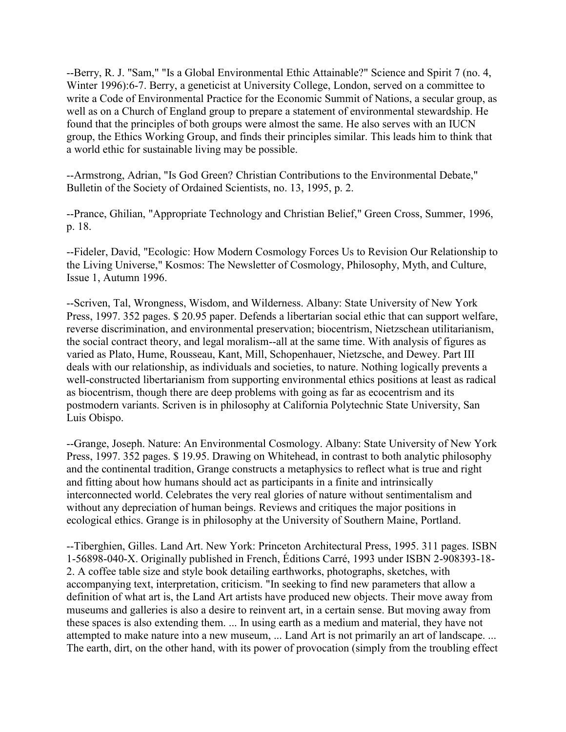--Berry, R. J. "Sam," "Is a Global Environmental Ethic Attainable?" Science and Spirit 7 (no. 4, Winter 1996):6-7. Berry, a geneticist at University College, London, served on a committee to write a Code of Environmental Practice for the Economic Summit of Nations, a secular group, as well as on a Church of England group to prepare a statement of environmental stewardship. He found that the principles of both groups were almost the same. He also serves with an IUCN group, the Ethics Working Group, and finds their principles similar. This leads him to think that a world ethic for sustainable living may be possible.

--Armstrong, Adrian, "Is God Green? Christian Contributions to the Environmental Debate," Bulletin of the Society of Ordained Scientists, no. 13, 1995, p. 2.

--Prance, Ghilian, "Appropriate Technology and Christian Belief," Green Cross, Summer, 1996, p. 18.

--Fideler, David, "Ecologic: How Modern Cosmology Forces Us to Revision Our Relationship to the Living Universe," Kosmos: The Newsletter of Cosmology, Philosophy, Myth, and Culture, Issue 1, Autumn 1996.

--Scriven, Tal, Wrongness, Wisdom, and Wilderness. Albany: State University of New York Press, 1997. 352 pages. $ 20.95 paper. Defends a libertarian social ethic that can support welfare, reverse discrimination, and environmental preservation; biocentrism, Nietzschean utilitarianism, the social contract theory, and legal moralism--all at the same time. With analysis of figures as varied as Plato, Hume, Rousseau, Kant, Mill, Schopenhauer, Nietzsche, and Dewey. Part III deals with our relationship, as individuals and societies, to nature. Nothing logically prevents a well-constructed libertarianism from supporting environmental ethics positions at least as radical as biocentrism, though there are deep problems with going as far as ecocentrism and its postmodern variants. Scriven is in philosophy at California Polytechnic State University, San Luis Obispo.

--Grange, Joseph. Nature: An Environmental Cosmology. Albany: State University of New York Press, 1997. 352 pages. $ 19.95. Drawing on Whitehead, in contrast to both analytic philosophy and the continental tradition, Grange constructs a metaphysics to reflect what is true and right and fitting about how humans should act as participants in a finite and intrinsically interconnected world. Celebrates the very real glories of nature without sentimentalism and without any depreciation of human beings. Reviews and critiques the major positions in ecological ethics. Grange is in philosophy at the University of Southern Maine, Portland.

--Tiberghien, Gilles. Land Art. New York: Princeton Architectural Press, 1995. 311 pages. ISBN 1-56898-040-X. Originally published in French, Éditions Carré, 1993 under ISBN 2-908393-18-2. A coffee table size and style book detailing earthworks, photographs, sketches, with accompanying text, interpretation, criticism. "In seeking to find new parameters that allow a definition of what art is, the Land Art artists have produced new objects. Their move away from museums and galleries is also a desire to reinvent art, in a certain sense. But moving away from these spaces is also extending them. ... In using earth as a medium and material, they have not attempted to make nature into a new museum, ... Land Art is not primarily an art of landscape. ... The earth, dirt, on the other hand, with its power of provocation (simply from the troubling effect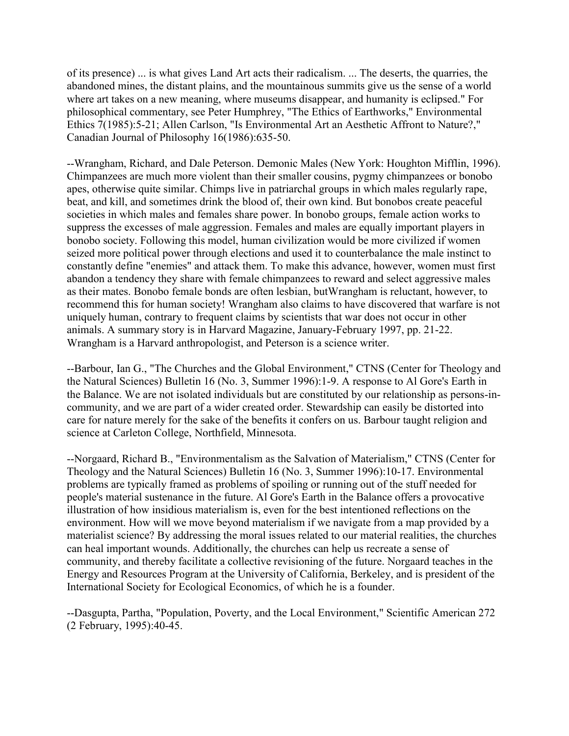of its presence) ... is what gives Land Art acts their radicalism. ... The deserts, the quarries, the abandoned mines, the distant plains, and the mountainous summits give us the sense of a world where art takes on a new meaning, where museums disappear, and humanity is eclipsed." For philosophical commentary, see Peter Humphrey, "The Ethics of Earthworks," Environmental Ethics 7(1985):5-21; Allen Carlson, "Is Environmental Art an Aesthetic Affront to Nature?," Canadian Journal of Philosophy 16(1986):635-50.

--Wrangham, Richard, and Dale Peterson. Demonic Males (New York: Houghton Mifflin, 1996). Chimpanzees are much more violent than their smaller cousins, pygmy chimpanzees or bonobo apes, otherwise quite similar. Chimps live in patriarchal groups in which males regularly rape, beat, and kill, and sometimes drink the blood of, their own kind. But bonobos create peaceful societies in which males and females share power. In bonobo groups, female action works to suppress the excesses of male aggression. Females and males are equally important players in bonobo society. Following this model, human civilization would be more civilized if women seized more political power through elections and used it to counterbalance the male instinct to constantly define "enemies" and attack them. To make this advance, however, women must first abandon a tendency they share with female chimpanzees to reward and select aggressive males as their mates. Bonobo female bonds are often lesbian, butWrangham is reluctant, however, to recommend this for human society! Wrangham also claims to have discovered that warfare is not uniquely human, contrary to frequent claims by scientists that war does not occur in other animals. A summary story is in Harvard Magazine, January-February 1997, pp. 21-22. Wrangham is a Harvard anthropologist, and Peterson is a science writer.

--Barbour, Ian G., "The Churches and the Global Environment," CTNS (Center for Theology and the Natural Sciences) Bulletin 16 (No. 3, Summer 1996):1-9. A response to Al Gore's Earth in the Balance. We are not isolated individuals but are constituted by our relationship as persons-in-community, and we are part of a wider created order. Stewardship can easily be distorted into care for nature merely for the sake of the benefits it confers on us. Barbour taught religion and science at Carleton College, Northfield, Minnesota.

--Norgaard, Richard B., "Environmentalism as the Salvation of Materialism," CTNS (Center for Theology and the Natural Sciences) Bulletin 16 (No. 3, Summer 1996):10-17. Environmental problems are typically framed as problems of spoiling or running out of the stuff needed for people's material sustenance in the future. Al Gore's Earth in the Balance offers a provocative illustration of how insidious materialism is, even for the best intentioned reflections on the environment. How will we move beyond materialism if we navigate from a map provided by a materialist science? By addressing the moral issues related to our material realities, the churches can heal important wounds. Additionally, the churches can help us recreate a sense of community, and thereby facilitate a collective revisioning of the future. Norgaard teaches in the Energy and Resources Program at the University of California, Berkeley, and is president of the International Society for Ecological Economics, of which he is a founder.

--Dasgupta, Partha, "Population, Poverty, and the Local Environment," Scientific American 272 (2 February, 1995):40-45.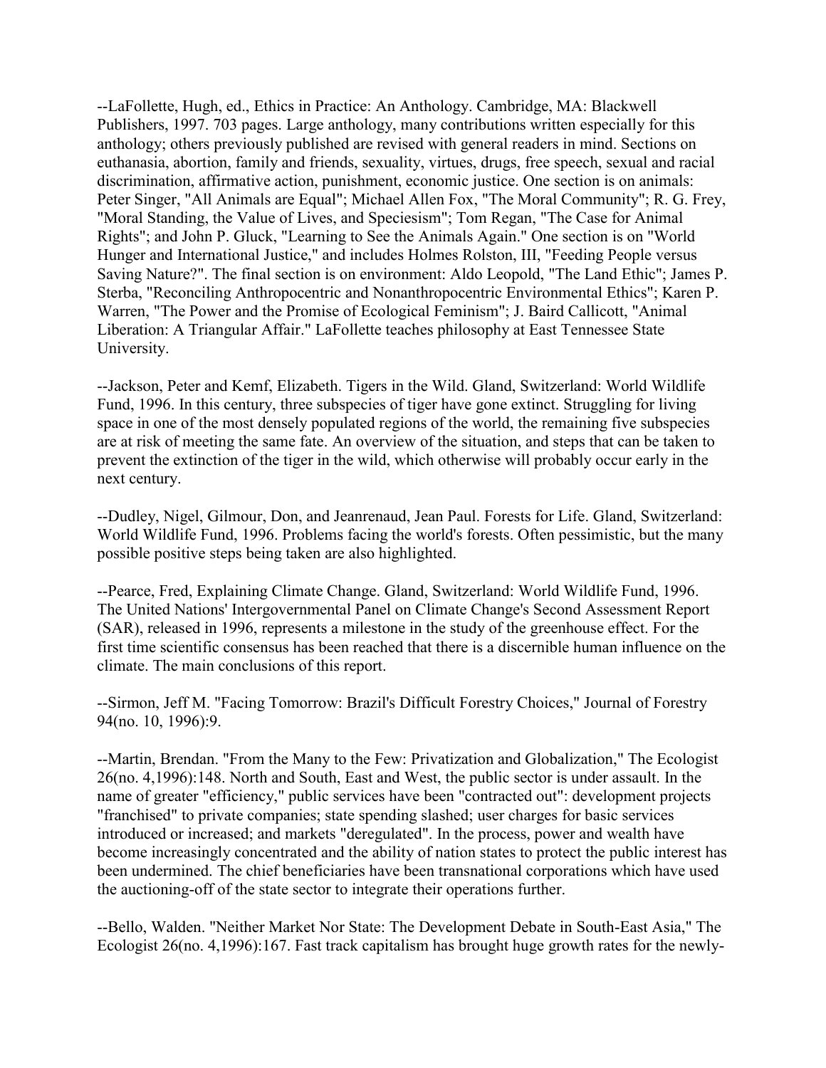--LaFollette, Hugh, ed., Ethics in Practice: An Anthology. Cambridge, MA: Blackwell Publishers, 1997. 703 pages. Large anthology, many contributions written especially for this anthology; others previously published are revised with general readers in mind. Sections on euthanasia, abortion, family and friends, sexuality, virtues, drugs, free speech, sexual and racial discrimination, affirmative action, punishment, economic justice. One section is on animals: Peter Singer, "All Animals are Equal"; Michael Allen Fox, "The Moral Community"; R. G. Frey, "Moral Standing, the Value of Lives, and Speciesism"; Tom Regan, "The Case for Animal Rights"; and John P. Gluck, "Learning to See the Animals Again." One section is on "World Hunger and International Justice," and includes Holmes Rolston, III, "Feeding People versus Saving Nature?". The final section is on environment: Aldo Leopold, "The Land Ethic"; James P. Sterba, "Reconciling Anthropocentric and Nonanthropocentric Environmental Ethics"; Karen P. Warren, "The Power and the Promise of Ecological Feminism"; J. Baird Callicott, "Animal Liberation: A Triangular Affair." LaFollette teaches philosophy at East Tennessee State University.

--Jackson, Peter and Kemf, Elizabeth. Tigers in the Wild. Gland, Switzerland: World Wildlife Fund, 1996. In this century, three subspecies of tiger have gone extinct. Struggling for living space in one of the most densely populated regions of the world, the remaining five subspecies are at risk of meeting the same fate. An overview of the situation, and steps that can be taken to prevent the extinction of the tiger in the wild, which otherwise will probably occur early in the next century.

--Dudley, Nigel, Gilmour, Don, and Jeanrenaud, Jean Paul. Forests for Life. Gland, Switzerland: World Wildlife Fund, 1996. Problems facing the world's forests. Often pessimistic, but the many possible positive steps being taken are also highlighted.

--Pearce, Fred, Explaining Climate Change. Gland, Switzerland: World Wildlife Fund, 1996. The United Nations' Intergovernmental Panel on Climate Change's Second Assessment Report (SAR), released in 1996, represents a milestone in the study of the greenhouse effect. For the first time scientific consensus has been reached that there is a discernible human influence on the climate. The main conclusions of this report.

--Sirmon, Jeff M. "Facing Tomorrow: Brazil's Difficult Forestry Choices," Journal of Forestry 94(no. 10, 1996):9.

--Martin, Brendan. "From the Many to the Few: Privatization and Globalization," The Ecologist 26(no. 4,1996):148. North and South, East and West, the public sector is under assault. In the name of greater "efficiency," public services have been "contracted out": development projects "franchised" to private companies; state spending slashed; user charges for basic services introduced or increased; and markets "deregulated". In the process, power and wealth have become increasingly concentrated and the ability of nation states to protect the public interest has been undermined. The chief beneficiaries have been transnational corporations which have used the auctioning-off of the state sector to integrate their operations further.

--Bello, Walden. "Neither Market Nor State: The Development Debate in South-East Asia," The Ecologist 26(no. 4,1996):167. Fast track capitalism has brought huge growth rates for the newly-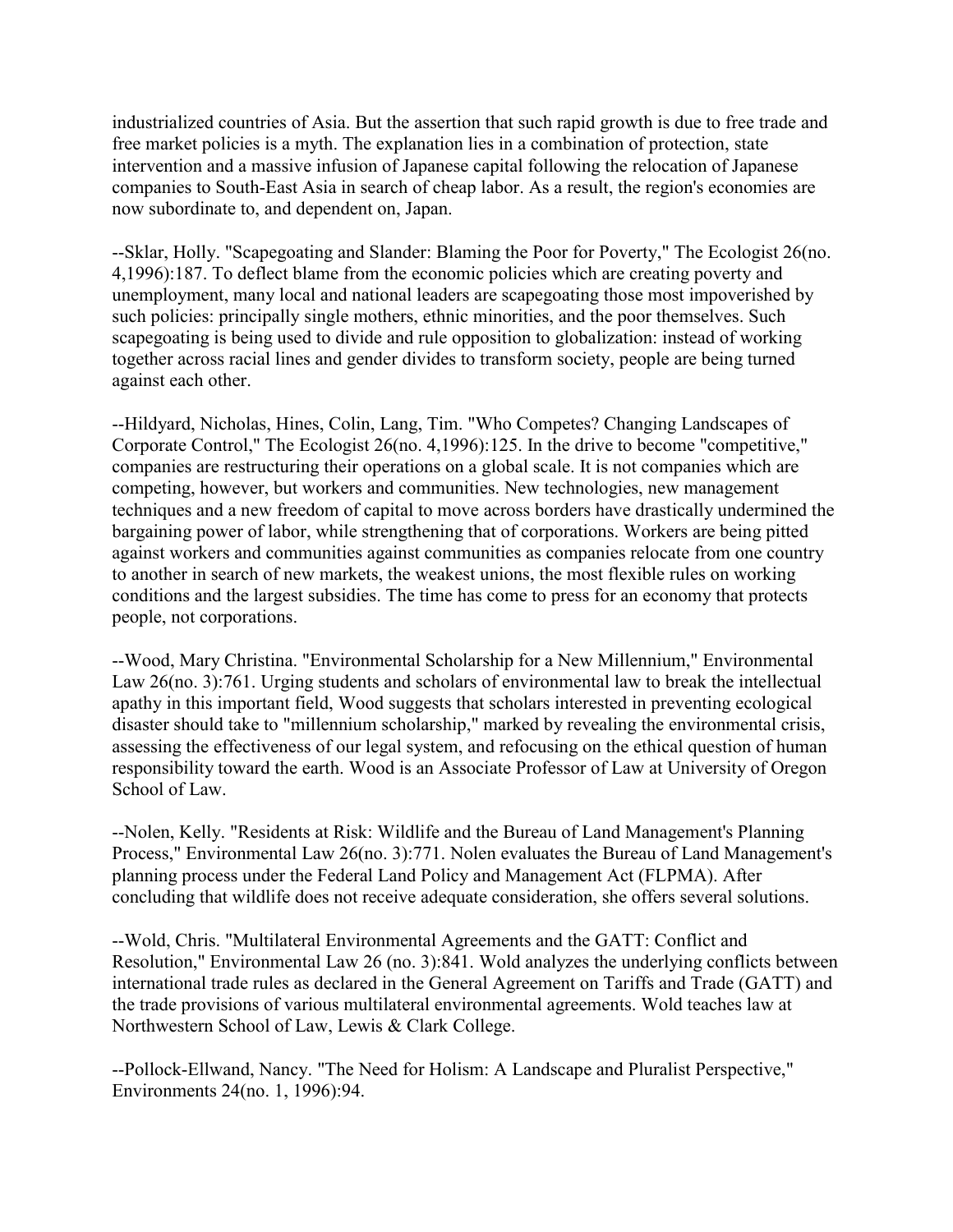industrialized countries of Asia. But the assertion that such rapid growth is due to free trade and free market policies is a myth. The explanation lies in a combination of protection, state intervention and a massive infusion of Japanese capital following the relocation of Japanese companies to South-East Asia in search of cheap labor. As a result, the region's economies are now subordinate to, and dependent on, Japan.

--Sklar, Holly. "Scapegoating and Slander: Blaming the Poor for Poverty," The Ecologist 26(no. 4,1996):187. To deflect blame from the economic policies which are creating poverty and unemployment, many local and national leaders are scapegoating those most impoverished by such policies: principally single mothers, ethnic minorities, and the poor themselves. Such scapegoating is being used to divide and rule opposition to globalization: instead of working together across racial lines and gender divides to transform society, people are being turned against each other.

--Hildyard, Nicholas, Hines, Colin, Lang, Tim. "Who Competes? Changing Landscapes of Corporate Control," The Ecologist 26(no. 4,1996):125. In the drive to become "competitive," companies are restructuring their operations on a global scale. It is not companies which are competing, however, but workers and communities. New technologies, new management techniques and a new freedom of capital to move across borders have drastically undermined the bargaining power of labor, while strengthening that of corporations. Workers are being pitted against workers and communities against communities as companies relocate from one country to another in search of new markets, the weakest unions, the most flexible rules on working conditions and the largest subsidies. The time has come to press for an economy that protects people, not corporations.

--Wood, Mary Christina. "Environmental Scholarship for a New Millennium," Environmental Law 26(no. 3):761. Urging students and scholars of environmental law to break the intellectual apathy in this important field, Wood suggests that scholars interested in preventing ecological disaster should take to "millennium scholarship," marked by revealing the environmental crisis, assessing the effectiveness of our legal system, and refocusing on the ethical question of human responsibility toward the earth. Wood is an Associate Professor of Law at University of Oregon School of Law.

--Nolen, Kelly. "Residents at Risk: Wildlife and the Bureau of Land Management's Planning Process," Environmental Law 26(no. 3):771. Nolen evaluates the Bureau of Land Management's planning process under the Federal Land Policy and Management Act (FLPMA). After concluding that wildlife does not receive adequate consideration, she offers several solutions.

--Wold, Chris. "Multilateral Environmental Agreements and the GATT: Conflict and Resolution," Environmental Law 26 (no. 3):841. Wold analyzes the underlying conflicts between international trade rules as declared in the General Agreement on Tariffs and Trade (GATT) and the trade provisions of various multilateral environmental agreements. Wold teaches law at Northwestern School of Law, Lewis & Clark College.

--Pollock-Ellwand, Nancy. "The Need for Holism: A Landscape and Pluralist Perspective," Environments 24(no. 1, 1996):94.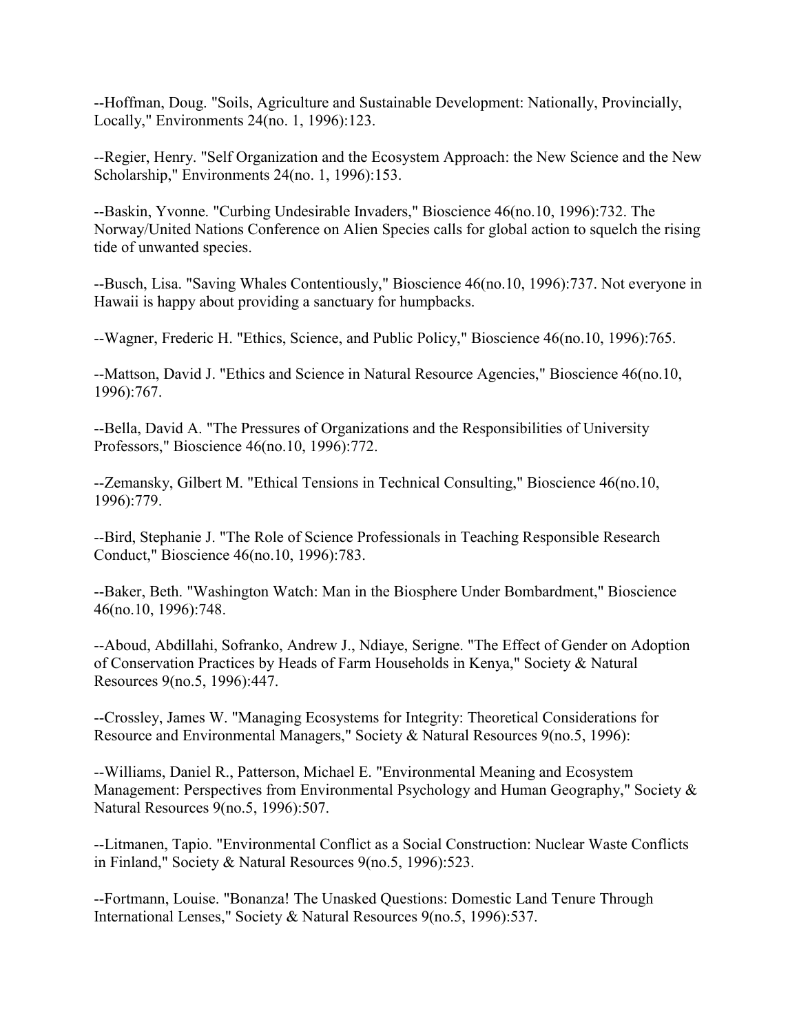--Hoffman, Doug. "Soils, Agriculture and Sustainable Development: Nationally, Provincially, Locally," Environments 24(no. 1, 1996):123.

--Regier, Henry. "Self Organization and the Ecosystem Approach: the New Science and the New Scholarship," Environments 24(no. 1, 1996):153.

--Baskin, Yvonne. "Curbing Undesirable Invaders," Bioscience 46(no.10, 1996):732. The Norway/United Nations Conference on Alien Species calls for global action to squelch the rising tide of unwanted species.

--Busch, Lisa. "Saving Whales Contentiously," Bioscience 46(no.10, 1996):737. Not everyone in Hawaii is happy about providing a sanctuary for humpbacks.

--Wagner, Frederic H. "Ethics, Science, and Public Policy," Bioscience 46(no.10, 1996):765.

--Mattson, David J. "Ethics and Science in Natural Resource Agencies," Bioscience 46(no.10, 1996):767.

--Bella, David A. "The Pressures of Organizations and the Responsibilities of University Professors," Bioscience 46(no.10, 1996):772.

--Zemansky, Gilbert M. "Ethical Tensions in Technical Consulting," Bioscience 46(no.10, 1996):779.

--Bird, Stephanie J. "The Role of Science Professionals in Teaching Responsible Research Conduct," Bioscience 46(no.10, 1996):783.

--Baker, Beth. "Washington Watch: Man in the Biosphere Under Bombardment," Bioscience 46(no.10, 1996):748.

--Aboud, Abdillahi, Sofranko, Andrew J., Ndiaye, Serigne. "The Effect of Gender on Adoption of Conservation Practices by Heads of Farm Households in Kenya," Society & Natural Resources 9(no.5, 1996):447.

--Crossley, James W. "Managing Ecosystems for Integrity: Theoretical Considerations for Resource and Environmental Managers," Society & Natural Resources 9(no.5, 1996):

--Williams, Daniel R., Patterson, Michael E. "Environmental Meaning and Ecosystem Management: Perspectives from Environmental Psychology and Human Geography," Society & Natural Resources 9(no.5, 1996):507.

--Litmanen, Tapio. "Environmental Conflict as a Social Construction: Nuclear Waste Conflicts in Finland," Society & Natural Resources 9(no.5, 1996):523.

--Fortmann, Louise. "Bonanza! The Unasked Questions: Domestic Land Tenure Through International Lenses," Society & Natural Resources 9(no.5, 1996):537.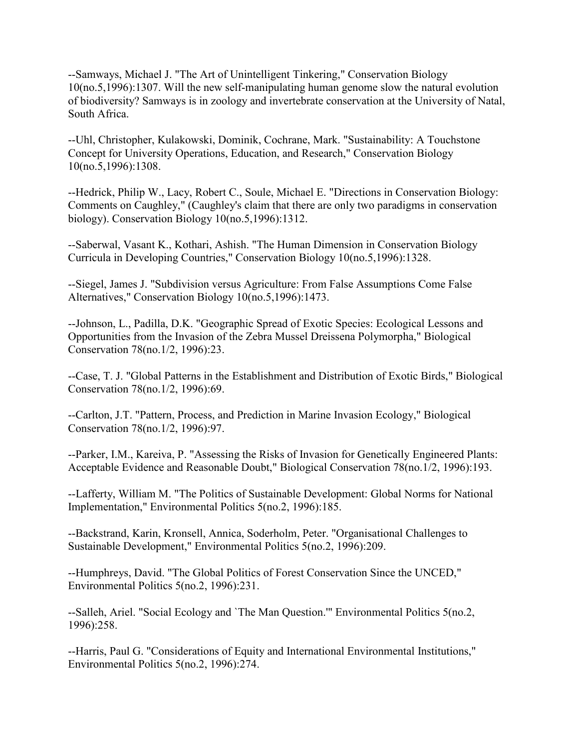--Samways, Michael J. "The Art of Unintelligent Tinkering," Conservation Biology 10(no.5,1996):1307. Will the new self-manipulating human genome slow the natural evolution of biodiversity? Samways is in zoology and invertebrate conservation at the University of Natal, South Africa.

--Uhl, Christopher, Kulakowski, Dominik, Cochrane, Mark. "Sustainability: A Touchstone Concept for University Operations, Education, and Research," Conservation Biology 10(no.5,1996):1308.

--Hedrick, Philip W., Lacy, Robert C., Soule, Michael E. "Directions in Conservation Biology: Comments on Caughley," (Caughley's claim that there are only two paradigms in conservation biology). Conservation Biology 10(no.5,1996):1312.

--Saberwal, Vasant K., Kothari, Ashish. "The Human Dimension in Conservation Biology Curricula in Developing Countries," Conservation Biology 10(no.5,1996):1328.

--Siegel, James J. "Subdivision versus Agriculture: From False Assumptions Come False Alternatives," Conservation Biology 10(no.5,1996):1473.

--Johnson, L., Padilla, D.K. "Geographic Spread of Exotic Species: Ecological Lessons and Opportunities from the Invasion of the Zebra Mussel Dreissena Polymorpha," Biological Conservation 78(no.1/2, 1996):23.

--Case, T. J. "Global Patterns in the Establishment and Distribution of Exotic Birds," Biological Conservation 78(no.1/2, 1996):69.

--Carlton, J.T. "Pattern, Process, and Prediction in Marine Invasion Ecology," Biological Conservation 78(no.1/2, 1996):97.

--Parker, I.M., Kareiva, P. "Assessing the Risks of Invasion for Genetically Engineered Plants: Acceptable Evidence and Reasonable Doubt," Biological Conservation 78(no.1/2, 1996):193.

--Lafferty, William M. "The Politics of Sustainable Development: Global Norms for National Implementation," Environmental Politics 5(no.2, 1996):185.

--Backstrand, Karin, Kronsell, Annica, Soderholm, Peter. "Organisational Challenges to Sustainable Development," Environmental Politics 5(no.2, 1996):209.

--Humphreys, David. "The Global Politics of Forest Conservation Since the UNCED," Environmental Politics 5(no.2, 1996):231.

--Salleh, Ariel. "Social Ecology and `The Man Question.'" Environmental Politics 5(no.2, 1996):258.

--Harris, Paul G. "Considerations of Equity and International Environmental Institutions," Environmental Politics 5(no.2, 1996):274.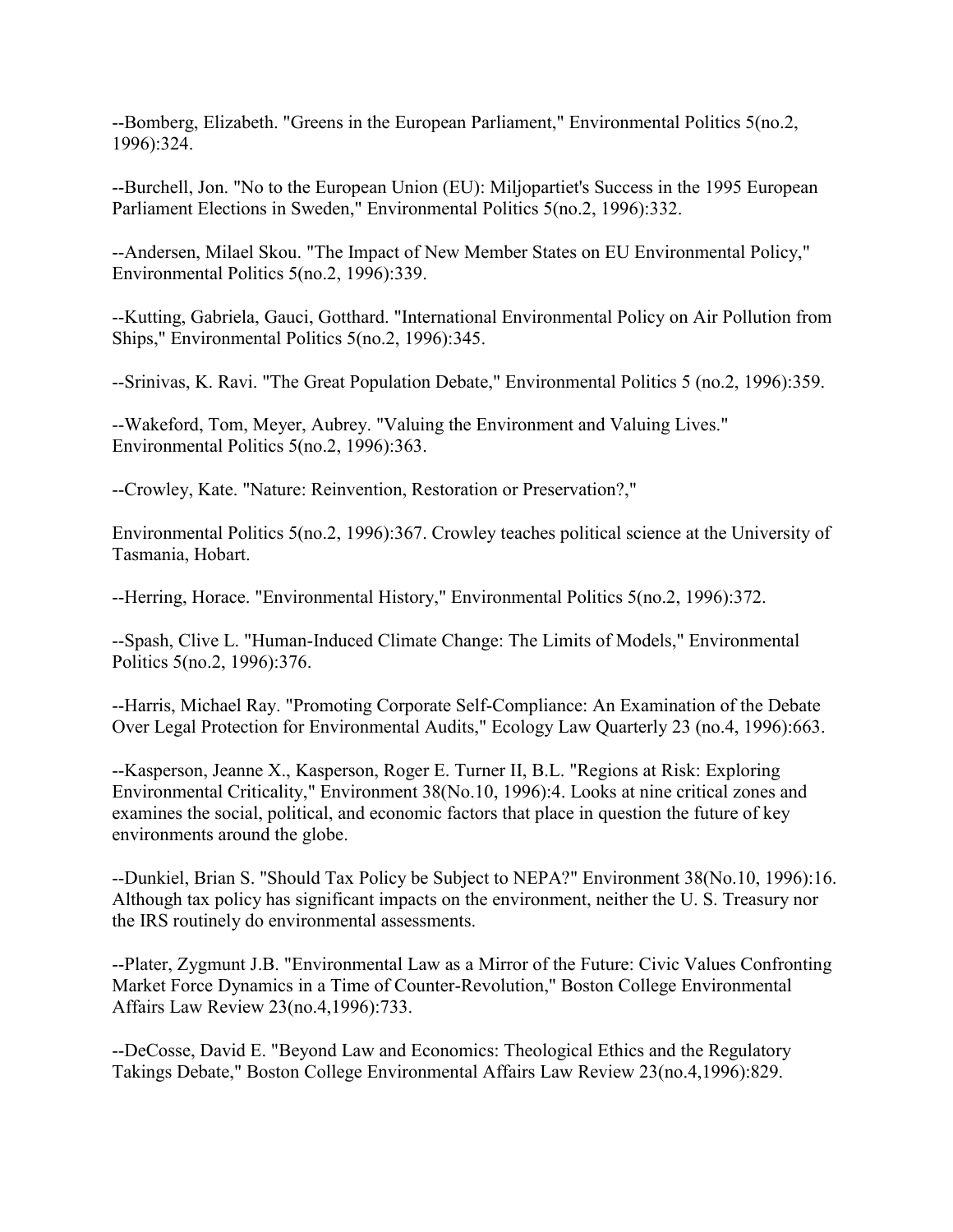--Bomberg, Elizabeth. "Greens in the European Parliament," Environmental Politics 5(no.2, 1996):324.

--Burchell, Jon. "No to the European Union (EU): Miljopartiet's Success in the 1995 European Parliament Elections in Sweden," Environmental Politics 5(no.2, 1996):332.

--Andersen, Milael Skou. "The Impact of New Member States on EU Environmental Policy," Environmental Politics 5(no.2, 1996):339.

--Kutting, Gabriela, Gauci, Gotthard. "International Environmental Policy on Air Pollution from Ships," Environmental Politics 5(no.2, 1996):345.

--Srinivas, K. Ravi. "The Great Population Debate," Environmental Politics 5 (no.2, 1996):359.

--Wakeford, Tom, Meyer, Aubrey. "Valuing the Environment and Valuing Lives." Environmental Politics 5(no.2, 1996):363.

--Crowley, Kate. "Nature: Reinvention, Restoration or Preservation?,"

Environmental Politics 5(no.2, 1996):367. Crowley teaches political science at the University of Tasmania, Hobart.

--Herring, Horace. "Environmental History," Environmental Politics 5(no.2, 1996):372.

--Spash, Clive L. "Human-Induced Climate Change: The Limits of Models," Environmental Politics 5(no.2, 1996):376.

--Harris, Michael Ray. "Promoting Corporate Self-Compliance: An Examination of the Debate Over Legal Protection for Environmental Audits," Ecology Law Quarterly 23 (no.4, 1996):663.

--Kasperson, Jeanne X., Kasperson, Roger E. Turner II, B.L. "Regions at Risk: Exploring Environmental Criticality," Environment 38(No.10, 1996):4. Looks at nine critical zones and examines the social, political, and economic factors that place in question the future of key environments around the globe.

--Dunkiel, Brian S. "Should Tax Policy be Subject to NEPA?" Environment 38(No.10, 1996):16. Although tax policy has significant impacts on the environment, neither the U. S. Treasury nor the IRS routinely do environmental assessments.

--Plater, Zygmunt J.B. "Environmental Law as a Mirror of the Future: Civic Values Confronting Market Force Dynamics in a Time of Counter-Revolution," Boston College Environmental Affairs Law Review 23(no.4,1996):733.

--DeCosse, David E. "Beyond Law and Economics: Theological Ethics and the Regulatory Takings Debate," Boston College Environmental Affairs Law Review 23(no.4,1996):829.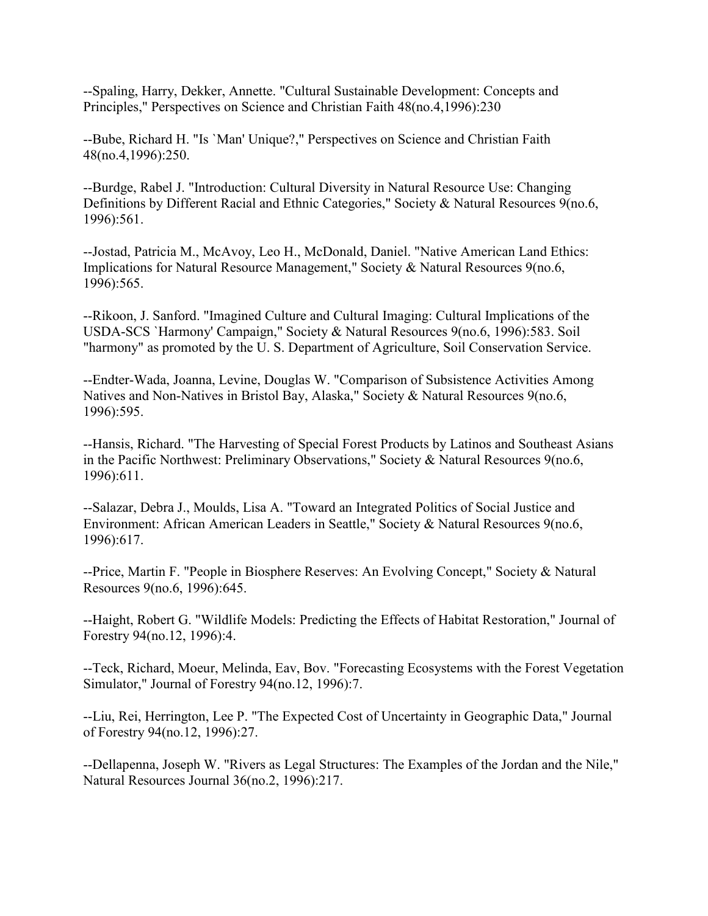--Spaling, Harry, Dekker, Annette. "Cultural Sustainable Development: Concepts and Principles," Perspectives on Science and Christian Faith 48(no.4,1996):230

--Bube, Richard H. "Is `Man' Unique?," Perspectives on Science and Christian Faith 48(no.4,1996):250.

--Burdge, Rabel J. "Introduction: Cultural Diversity in Natural Resource Use: Changing Definitions by Different Racial and Ethnic Categories," Society & Natural Resources 9(no.6, 1996):561.

--Jostad, Patricia M., McAvoy, Leo H., McDonald, Daniel. "Native American Land Ethics: Implications for Natural Resource Management," Society & Natural Resources 9(no.6, 1996):565.

--Rikoon, J. Sanford. "Imagined Culture and Cultural Imaging: Cultural Implications of the USDA-SCS `Harmony' Campaign," Society & Natural Resources 9(no.6, 1996):583. Soil "harmony" as promoted by the U. S. Department of Agriculture, Soil Conservation Service.

--Endter-Wada, Joanna, Levine, Douglas W. "Comparison of Subsistence Activities Among Natives and Non-Natives in Bristol Bay, Alaska," Society & Natural Resources 9(no.6, 1996):595.

--Hansis, Richard. "The Harvesting of Special Forest Products by Latinos and Southeast Asians in the Pacific Northwest: Preliminary Observations," Society & Natural Resources 9(no.6, 1996):611.

--Salazar, Debra J., Moulds, Lisa A. "Toward an Integrated Politics of Social Justice and Environment: African American Leaders in Seattle," Society & Natural Resources 9(no.6, 1996):617.

--Price, Martin F. "People in Biosphere Reserves: An Evolving Concept," Society & Natural Resources 9(no.6, 1996):645.

--Haight, Robert G. "Wildlife Models: Predicting the Effects of Habitat Restoration," Journal of Forestry 94(no.12, 1996):4.

--Teck, Richard, Moeur, Melinda, Eav, Bov. "Forecasting Ecosystems with the Forest Vegetation Simulator," Journal of Forestry 94(no.12, 1996):7.

--Liu, Rei, Herrington, Lee P. "The Expected Cost of Uncertainty in Geographic Data," Journal of Forestry 94(no.12, 1996):27.

--Dellapenna, Joseph W. "Rivers as Legal Structures: The Examples of the Jordan and the Nile," Natural Resources Journal 36(no.2, 1996):217.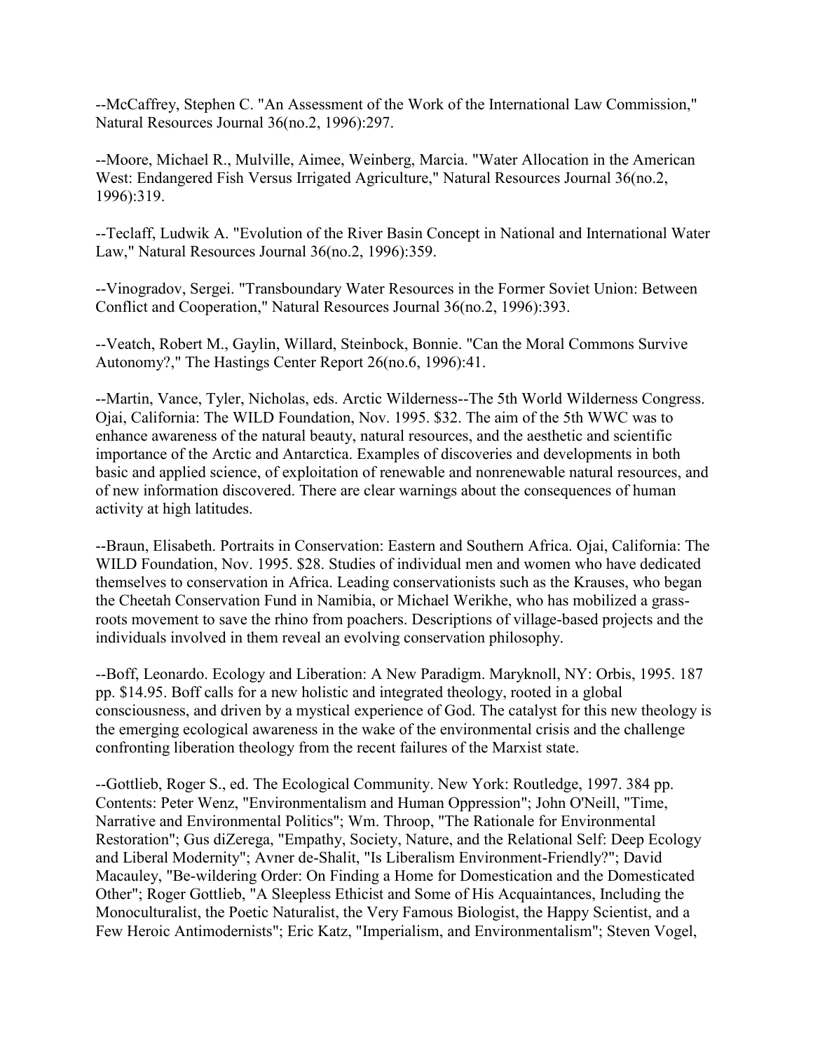--McCaffrey, Stephen C. "An Assessment of the Work of the International Law Commission," Natural Resources Journal 36(no.2, 1996):297.

--Moore, Michael R., Mulville, Aimee, Weinberg, Marcia. "Water Allocation in the American West: Endangered Fish Versus Irrigated Agriculture," Natural Resources Journal 36(no.2, 1996):319.

--Teclaff, Ludwik A. "Evolution of the River Basin Concept in National and International Water Law," Natural Resources Journal 36(no.2, 1996):359.

--Vinogradov, Sergei. "Transboundary Water Resources in the Former Soviet Union: Between Conflict and Cooperation," Natural Resources Journal 36(no.2, 1996):393.

--Veatch, Robert M., Gaylin, Willard, Steinbock, Bonnie. "Can the Moral Commons Survive Autonomy?," The Hastings Center Report 26(no.6, 1996):41.

--Martin, Vance, Tyler, Nicholas, eds. Arctic Wilderness--The 5th World Wilderness Congress. Ojai, California: The WILD Foundation, Nov. 1995. $32. The aim of the 5th WWC was to enhance awareness of the natural beauty, natural resources, and the aesthetic and scientific importance of the Arctic and Antarctica. Examples of discoveries and developments in both basic and applied science, of exploitation of renewable and nonrenewable natural resources, and of new information discovered. There are clear warnings about the consequences of human activity at high latitudes.

--Braun, Elisabeth. Portraits in Conservation: Eastern and Southern Africa. Ojai, California: The WILD Foundation, Nov. 1995. $28. Studies of individual men and women who have dedicated themselves to conservation in Africa. Leading conservationists such as the Krauses, who began the Cheetah Conservation Fund in Namibia, or Michael Werikhe, who has mobilized a grass-roots movement to save the rhino from poachers. Descriptions of village-based projects and the individuals involved in them reveal an evolving conservation philosophy.

--Boff, Leonardo. Ecology and Liberation: A New Paradigm. Maryknoll, NY: Orbis, 1995. 187 pp. $14.95. Boff calls for a new holistic and integrated theology, rooted in a global consciousness, and driven by a mystical experience of God. The catalyst for this new theology is the emerging ecological awareness in the wake of the environmental crisis and the challenge confronting liberation theology from the recent failures of the Marxist state.

--Gottlieb, Roger S., ed. The Ecological Community. New York: Routledge, 1997. 384 pp. Contents: Peter Wenz, "Environmentalism and Human Oppression"; John O'Neill, "Time, Narrative and Environmental Politics"; Wm. Throop, "The Rationale for Environmental Restoration"; Gus diZerega, "Empathy, Society, Nature, and the Relational Self: Deep Ecology and Liberal Modernity"; Avner de-Shalit, "Is Liberalism Environment-Friendly?"; David Macauley, "Be-wildering Order: On Finding a Home for Domestication and the Domesticated Other"; Roger Gottlieb, "A Sleepless Ethicist and Some of His Acquaintances, Including the Monoculturalist, the Poetic Naturalist, the Very Famous Biologist, the Happy Scientist, and a Few Heroic Antimodernists"; Eric Katz, "Imperialism, and Environmentalism"; Steven Vogel,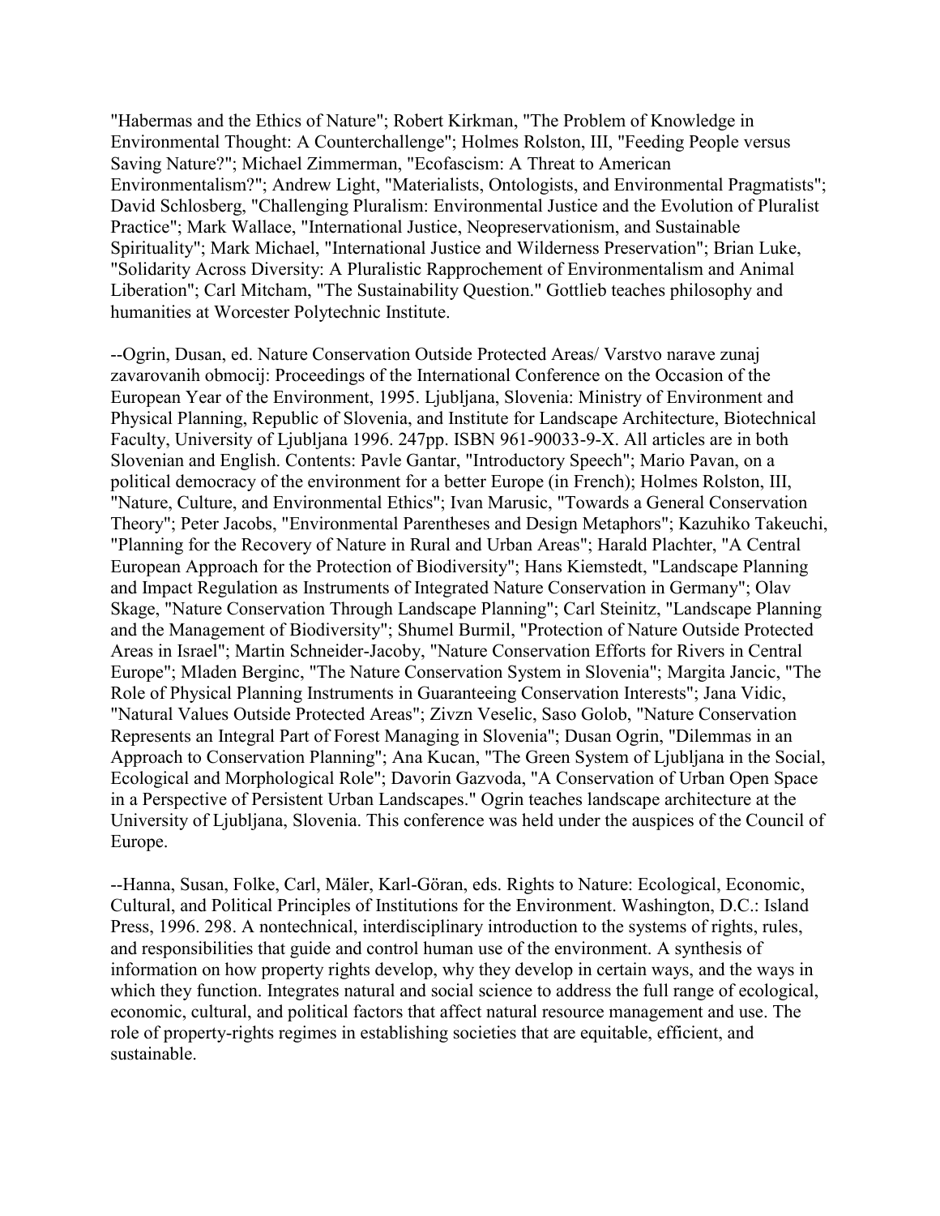"Habermas and the Ethics of Nature"; Robert Kirkman, "The Problem of Knowledge in Environmental Thought: A Counterchallenge"; Holmes Rolston, III, "Feeding People versus Saving Nature?"; Michael Zimmerman, "Ecofascism: A Threat to American Environmentalism?"; Andrew Light, "Materialists, Ontologists, and Environmental Pragmatists"; David Schlosberg, "Challenging Pluralism: Environmental Justice and the Evolution of Pluralist Practice"; Mark Wallace, "International Justice, Neopreservationism, and Sustainable Spirituality"; Mark Michael, "International Justice and Wilderness Preservation"; Brian Luke, "Solidarity Across Diversity: A Pluralistic Rapprochement of Environmentalism and Animal Liberation"; Carl Mitcham, "The Sustainability Question." Gottlieb teaches philosophy and humanities at Worcester Polytechnic Institute.

--Ogrin, Dusan, ed. Nature Conservation Outside Protected Areas/ Varstvo narave zunaj zavarovanih obmocij: Proceedings of the International Conference on the Occasion of the European Year of the Environment, 1995. Ljubljana, Slovenia: Ministry of Environment and Physical Planning, Republic of Slovenia, and Institute for Landscape Architecture, Biotechnical Faculty, University of Ljubljana 1996. 247pp. ISBN 961-90033-9-X. All articles are in both Slovenian and English. Contents: Pavle Gantar, "Introductory Speech"; Mario Pavan, on a political democracy of the environment for a better Europe (in French); Holmes Rolston, III, "Nature, Culture, and Environmental Ethics"; Ivan Marusic, "Towards a General Conservation Theory"; Peter Jacobs, "Environmental Parentheses and Design Metaphors"; Kazuhiko Takeuchi, "Planning for the Recovery of Nature in Rural and Urban Areas"; Harald Plachter, "A Central European Approach for the Protection of Biodiversity"; Hans Kiemstedt, "Landscape Planning and Impact Regulation as Instruments of Integrated Nature Conservation in Germany"; Olav Skage, "Nature Conservation Through Landscape Planning"; Carl Steinitz, "Landscape Planning and the Management of Biodiversity"; Shumel Burmil, "Protection of Nature Outside Protected Areas in Israel"; Martin Schneider-Jacoby, "Nature Conservation Efforts for Rivers in Central Europe"; Mladen Berginc, "The Nature Conservation System in Slovenia"; Margita Jancic, "The Role of Physical Planning Instruments in Guaranteeing Conservation Interests"; Jana Vidic, "Natural Values Outside Protected Areas"; Zivzn Veselic, Saso Golob, "Nature Conservation Represents an Integral Part of Forest Managing in Slovenia"; Dusan Ogrin, "Dilemmas in an Approach to Conservation Planning"; Ana Kucan, "The Green System of Ljubljana in the Social, Ecological and Morphological Role"; Davorin Gazvoda, "A Conservation of Urban Open Space in a Perspective of Persistent Urban Landscapes." Ogrin teaches landscape architecture at the University of Ljubljana, Slovenia. This conference was held under the auspices of the Council of Europe.

--Hanna, Susan, Folke, Carl, Mäler, Karl-Göran, eds. Rights to Nature: Ecological, Economic, Cultural, and Political Principles of Institutions for the Environment. Washington, D.C.: Island Press, 1996. 298. A nontechnical, interdisciplinary introduction to the systems of rights, rules, and responsibilities that guide and control human use of the environment. A synthesis of information on how property rights develop, why they develop in certain ways, and the ways in which they function. Integrates natural and social science to address the full range of ecological, economic, cultural, and political factors that affect natural resource management and use. The role of property-rights regimes in establishing societies that are equitable, efficient, and sustainable.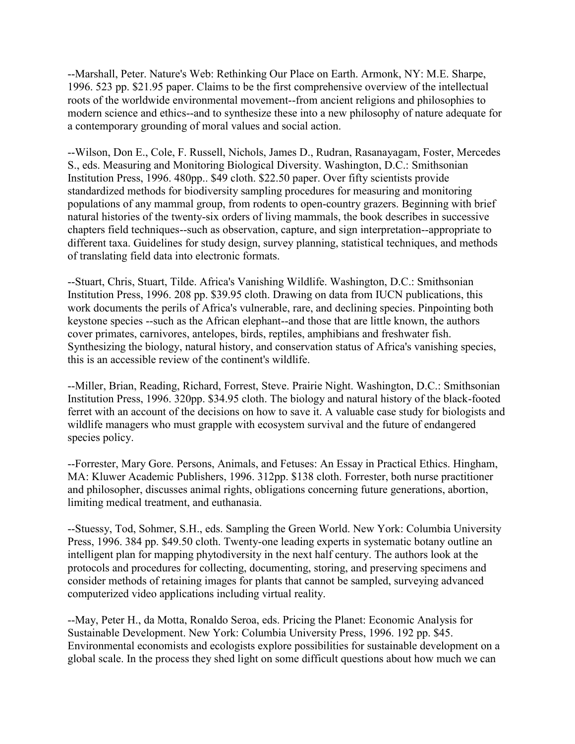--Marshall, Peter. Nature's Web: Rethinking Our Place on Earth. Armonk, NY: M.E. Sharpe, 1996. 523 pp. $21.95 paper. Claims to be the first comprehensive overview of the intellectual roots of the worldwide environmental movement--from ancient religions and philosophies to modern science and ethics--and to synthesize these into a new philosophy of nature adequate for a contemporary grounding of moral values and social action.

--Wilson, Don E., Cole, F. Russell, Nichols, James D., Rudran, Rasanayagam, Foster, Mercedes S., eds. Measuring and Monitoring Biological Diversity. Washington, D.C.: Smithsonian Institution Press, 1996. 480pp.. $49 cloth. $22.50 paper. Over fifty scientists provide standardized methods for biodiversity sampling procedures for measuring and monitoring populations of any mammal group, from rodents to open-country grazers. Beginning with brief natural histories of the twenty-six orders of living mammals, the book describes in successive chapters field techniques--such as observation, capture, and sign interpretation--appropriate to different taxa. Guidelines for study design, survey planning, statistical techniques, and methods of translating field data into electronic formats.

--Stuart, Chris, Stuart, Tilde. Africa's Vanishing Wildlife. Washington, D.C.: Smithsonian Institution Press, 1996. 208 pp. $39.95 cloth. Drawing on data from IUCN publications, this work documents the perils of Africa's vulnerable, rare, and declining species. Pinpointing both keystone species --such as the African elephant--and those that are little known, the authors cover primates, carnivores, antelopes, birds, reptiles, amphibians and freshwater fish. Synthesizing the biology, natural history, and conservation status of Africa's vanishing species, this is an accessible review of the continent's wildlife.

--Miller, Brian, Reading, Richard, Forrest, Steve. Prairie Night. Washington, D.C.: Smithsonian Institution Press, 1996. 320pp. $34.95 cloth. The biology and natural history of the black-footed ferret with an account of the decisions on how to save it. A valuable case study for biologists and wildlife managers who must grapple with ecosystem survival and the future of endangered species policy.

--Forrester, Mary Gore. Persons, Animals, and Fetuses: An Essay in Practical Ethics. Hingham, MA: Kluwer Academic Publishers, 1996. 312pp. $138 cloth. Forrester, both nurse practitioner and philosopher, discusses animal rights, obligations concerning future generations, abortion, limiting medical treatment, and euthanasia.

--Stuessy, Tod, Sohmer, S.H., eds. Sampling the Green World. New York: Columbia University Press, 1996. 384 pp. $49.50 cloth. Twenty-one leading experts in systematic botany outline an intelligent plan for mapping phytodiversity in the next half century. The authors look at the protocols and procedures for collecting, documenting, storing, and preserving specimens and consider methods of retaining images for plants that cannot be sampled, surveying advanced computerized video applications including virtual reality.

--May, Peter H., da Motta, Ronaldo Seroa, eds. Pricing the Planet: Economic Analysis for Sustainable Development. New York: Columbia University Press, 1996. 192 pp. $45. Environmental economists and ecologists explore possibilities for sustainable development on a global scale. In the process they shed light on some difficult questions about how much we can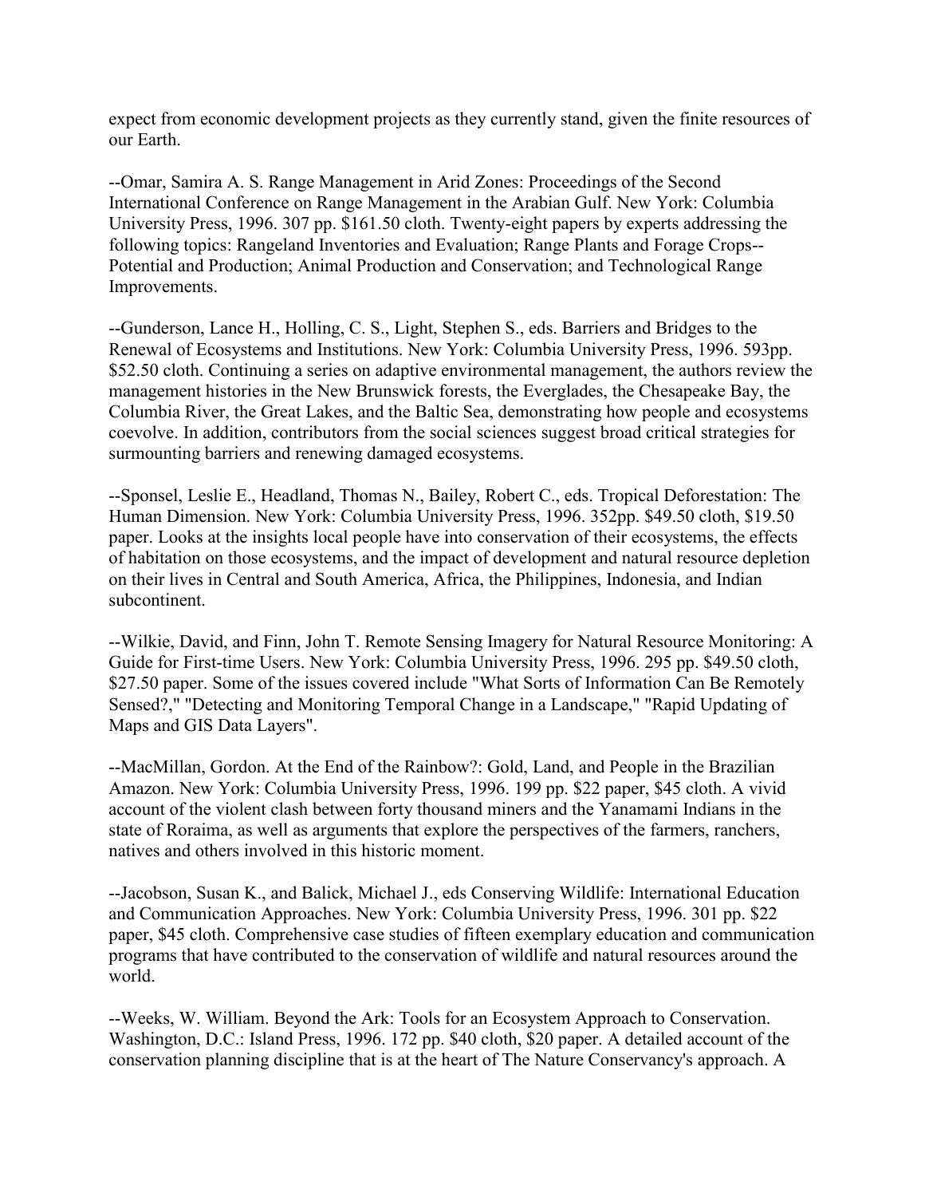expect from economic development projects as they currently stand, given the finite resources of our Earth.

--Omar, Samira A. S. Range Management in Arid Zones: Proceedings of the Second International Conference on Range Management in the Arabian Gulf. New York: Columbia University Press, 1996. 307 pp. $161.50 cloth. Twenty-eight papers by experts addressing the following topics: Rangeland Inventories and Evaluation; Range Plants and Forage Crops--Potential and Production; Animal Production and Conservation; and Technological Range Improvements.

--Gunderson, Lance H., Holling, C. S., Light, Stephen S., eds. Barriers and Bridges to the Renewal of Ecosystems and Institutions. New York: Columbia University Press, 1996. 593pp. $52.50 cloth. Continuing a series on adaptive environmental management, the authors review the management histories in the New Brunswick forests, the Everglades, the Chesapeake Bay, the Columbia River, the Great Lakes, and the Baltic Sea, demonstrating how people and ecosystems coevolve. In addition, contributors from the social sciences suggest broad critical strategies for surmounting barriers and renewing damaged ecosystems.

--Sponsel, Leslie E., Headland, Thomas N., Bailey, Robert C., eds. Tropical Deforestation: The Human Dimension. New York: Columbia University Press, 1996. 352pp. $49.50 cloth, $19.50 paper. Looks at the insights local people have into conservation of their ecosystems, the effects of habitation on those ecosystems, and the impact of development and natural resource depletion on their lives in Central and South America, Africa, the Philippines, Indonesia, and Indian subcontinent.

--Wilkie, David, and Finn, John T. Remote Sensing Imagery for Natural Resource Monitoring: A Guide for First-time Users. New York: Columbia University Press, 1996. 295 pp. $49.50 cloth, $27.50 paper. Some of the issues covered include "What Sorts of Information Can Be Remotely Sensed?," "Detecting and Monitoring Temporal Change in a Landscape," "Rapid Updating of Maps and GIS Data Layers".

--MacMillan, Gordon. At the End of the Rainbow?: Gold, Land, and People in the Brazilian Amazon. New York: Columbia University Press, 1996. 199 pp. $22 paper, $45 cloth. A vivid account of the violent clash between forty thousand miners and the Yanamami Indians in the state of Roraima, as well as arguments that explore the perspectives of the farmers, ranchers, natives and others involved in this historic moment.

--Jacobson, Susan K., and Balick, Michael J., eds Conserving Wildlife: International Education and Communication Approaches. New York: Columbia University Press, 1996. 301 pp. $22 paper, $45 cloth. Comprehensive case studies of fifteen exemplary education and communication programs that have contributed to the conservation of wildlife and natural resources around the world.

--Weeks, W. William. Beyond the Ark: Tools for an Ecosystem Approach to Conservation. Washington, D.C.: Island Press, 1996. 172 pp. $40 cloth, $20 paper. A detailed account of the conservation planning discipline that is at the heart of The Nature Conservancy's approach. A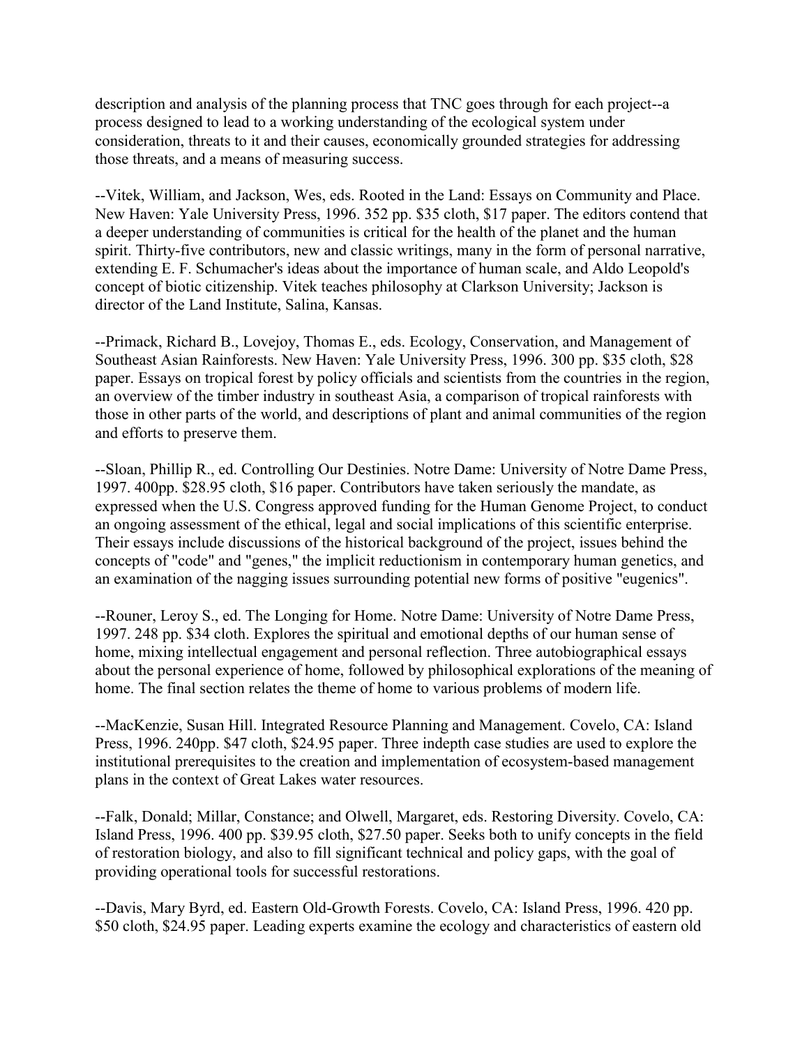description and analysis of the planning process that TNC goes through for each project--a process designed to lead to a working understanding of the ecological system under consideration, threats to it and their causes, economically grounded strategies for addressing those threats, and a means of measuring success.

--Vitek, William, and Jackson, Wes, eds. Rooted in the Land: Essays on Community and Place. New Haven: Yale University Press, 1996. 352 pp. $35 cloth, $17 paper. The editors contend that a deeper understanding of communities is critical for the health of the planet and the human spirit. Thirty-five contributors, new and classic writings, many in the form of personal narrative, extending E. F. Schumacher's ideas about the importance of human scale, and Aldo Leopold's concept of biotic citizenship. Vitek teaches philosophy at Clarkson University; Jackson is director of the Land Institute, Salina, Kansas.

--Primack, Richard B., Lovejoy, Thomas E., eds. Ecology, Conservation, and Management of Southeast Asian Rainforests. New Haven: Yale University Press, 1996. 300 pp. $35 cloth, $28 paper. Essays on tropical forest by policy officials and scientists from the countries in the region, an overview of the timber industry in southeast Asia, a comparison of tropical rainforests with those in other parts of the world, and descriptions of plant and animal communities of the region and efforts to preserve them.

--Sloan, Phillip R., ed. Controlling Our Destinies. Notre Dame: University of Notre Dame Press, 1997. 400pp. $28.95 cloth, $16 paper. Contributors have taken seriously the mandate, as expressed when the U.S. Congress approved funding for the Human Genome Project, to conduct an ongoing assessment of the ethical, legal and social implications of this scientific enterprise. Their essays include discussions of the historical background of the project, issues behind the concepts of "code" and "genes," the implicit reductionism in contemporary human genetics, and an examination of the nagging issues surrounding potential new forms of positive "eugenics".

--Rouner, Leroy S., ed. The Longing for Home. Notre Dame: University of Notre Dame Press, 1997. 248 pp. $34 cloth. Explores the spiritual and emotional depths of our human sense of home, mixing intellectual engagement and personal reflection. Three autobiographical essays about the personal experience of home, followed by philosophical explorations of the meaning of home. The final section relates the theme of home to various problems of modern life.

--MacKenzie, Susan Hill. Integrated Resource Planning and Management. Covelo, CA: Island Press, 1996. 240pp. $47 cloth, $24.95 paper. Three indepth case studies are used to explore the institutional prerequisites to the creation and implementation of ecosystem-based management plans in the context of Great Lakes water resources.

--Falk, Donald; Millar, Constance; and Olwell, Margaret, eds. Restoring Diversity. Covelo, CA: Island Press, 1996. 400 pp. $39.95 cloth, $27.50 paper. Seeks both to unify concepts in the field of restoration biology, and also to fill significant technical and policy gaps, with the goal of providing operational tools for successful restorations.

--Davis, Mary Byrd, ed. Eastern Old-Growth Forests. Covelo, CA: Island Press, 1996. 420 pp. $50 cloth, $24.95 paper. Leading experts examine the ecology and characteristics of eastern old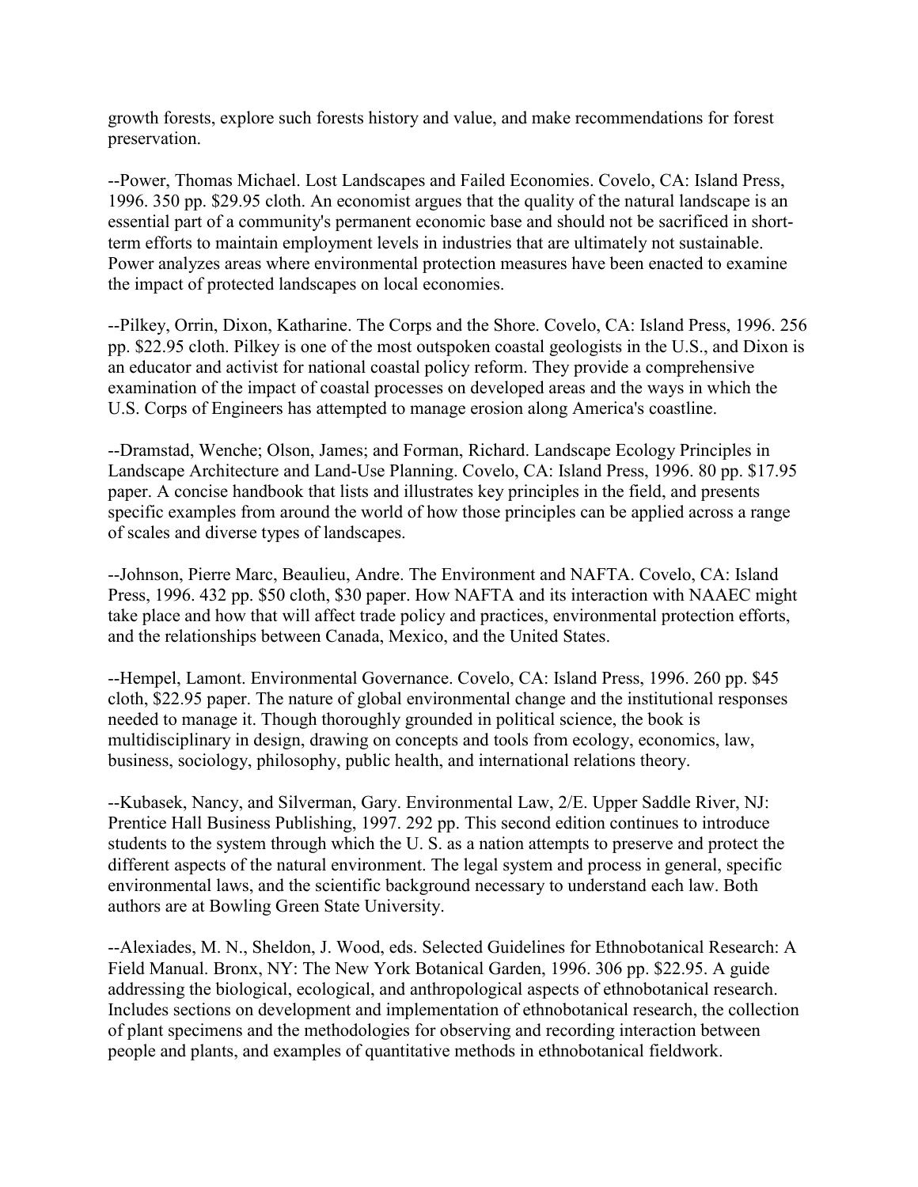growth forests, explore such forests history and value, and make recommendations for forest preservation.

--Power, Thomas Michael. Lost Landscapes and Failed Economies. Covelo, CA: Island Press, 1996. 350 pp. $29.95 cloth. An economist argues that the quality of the natural landscape is an essential part of a community's permanent economic base and should not be sacrificed in short-term efforts to maintain employment levels in industries that are ultimately not sustainable. Power analyzes areas where environmental protection measures have been enacted to examine the impact of protected landscapes on local economies.

--Pilkey, Orrin, Dixon, Katharine. The Corps and the Shore. Covelo, CA: Island Press, 1996. 256 pp. $22.95 cloth. Pilkey is one of the most outspoken coastal geologists in the U.S., and Dixon is an educator and activist for national coastal policy reform. They provide a comprehensive examination of the impact of coastal processes on developed areas and the ways in which the U.S. Corps of Engineers has attempted to manage erosion along America's coastline.

--Dramstad, Wenche; Olson, James; and Forman, Richard. Landscape Ecology Principles in Landscape Architecture and Land-Use Planning. Covelo, CA: Island Press, 1996. 80 pp. $17.95 paper. A concise handbook that lists and illustrates key principles in the field, and presents specific examples from around the world of how those principles can be applied across a range of scales and diverse types of landscapes.

--Johnson, Pierre Marc, Beaulieu, Andre. The Environment and NAFTA. Covelo, CA: Island Press, 1996. 432 pp. $50 cloth, $30 paper. How NAFTA and its interaction with NAAEC might take place and how that will affect trade policy and practices, environmental protection efforts, and the relationships between Canada, Mexico, and the United States.

--Hempel, Lamont. Environmental Governance. Covelo, CA: Island Press, 1996. 260 pp. $45 cloth, $22.95 paper. The nature of global environmental change and the institutional responses needed to manage it. Though thoroughly grounded in political science, the book is multidisciplinary in design, drawing on concepts and tools from ecology, economics, law, business, sociology, philosophy, public health, and international relations theory.

--Kubasek, Nancy, and Silverman, Gary. Environmental Law, 2/E. Upper Saddle River, NJ: Prentice Hall Business Publishing, 1997. 292 pp. This second edition continues to introduce students to the system through which the U. S. as a nation attempts to preserve and protect the different aspects of the natural environment. The legal system and process in general, specific environmental laws, and the scientific background necessary to understand each law. Both authors are at Bowling Green State University.

--Alexiades, M. N., Sheldon, J. Wood, eds. Selected Guidelines for Ethnobotanical Research: A Field Manual. Bronx, NY: The New York Botanical Garden, 1996. 306 pp. $22.95. A guide addressing the biological, ecological, and anthropological aspects of ethnobotanical research. Includes sections on development and implementation of ethnobotanical research, the collection of plant specimens and the methodologies for observing and recording interaction between people and plants, and examples of quantitative methods in ethnobotanical fieldwork.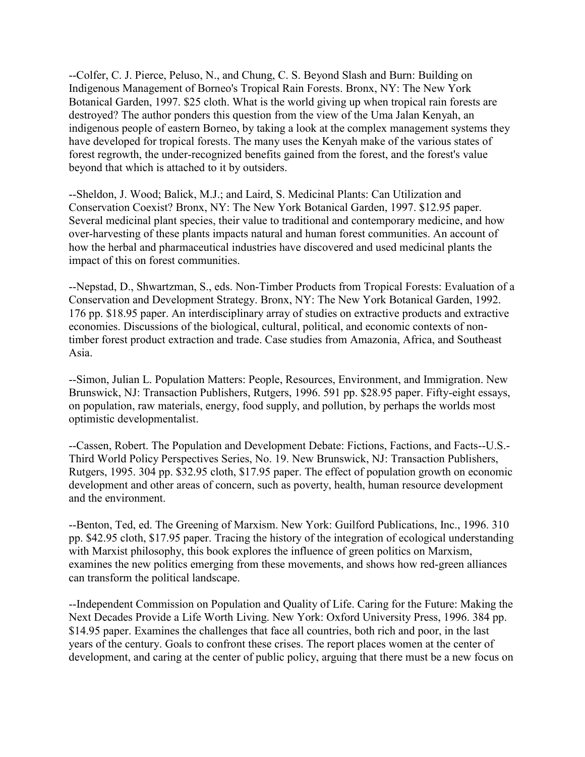--Colfer, C. J. Pierce, Peluso, N., and Chung, C. S. Beyond Slash and Burn: Building on Indigenous Management of Borneo's Tropical Rain Forests. Bronx, NY: The New York Botanical Garden, 1997. $25 cloth. What is the world giving up when tropical rain forests are destroyed? The author ponders this question from the view of the Uma Jalan Kenyah, an indigenous people of eastern Borneo, by taking a look at the complex management systems they have developed for tropical forests. The many uses the Kenyah make of the various states of forest regrowth, the under-recognized benefits gained from the forest, and the forest's value beyond that which is attached to it by outsiders.

--Sheldon, J. Wood; Balick, M.J.; and Laird, S. Medicinal Plants: Can Utilization and Conservation Coexist? Bronx, NY: The New York Botanical Garden, 1997. $12.95 paper. Several medicinal plant species, their value to traditional and contemporary medicine, and how over-harvesting of these plants impacts natural and human forest communities. An account of how the herbal and pharmaceutical industries have discovered and used medicinal plants the impact of this on forest communities.

--Nepstad, D., Shwartzman, S., eds. Non-Timber Products from Tropical Forests: Evaluation of a Conservation and Development Strategy. Bronx, NY: The New York Botanical Garden, 1992. 176 pp. $18.95 paper. An interdisciplinary array of studies on extractive products and extractive economies. Discussions of the biological, cultural, political, and economic contexts of non-timber forest product extraction and trade. Case studies from Amazonia, Africa, and Southeast Asia.

--Simon, Julian L. Population Matters: People, Resources, Environment, and Immigration. New Brunswick, NJ: Transaction Publishers, Rutgers, 1996. 591 pp. $28.95 paper. Fifty-eight essays, on population, raw materials, energy, food supply, and pollution, by perhaps the worlds most optimistic developmentalist.

--Cassen, Robert. The Population and Development Debate: Fictions, Factions, and Facts--U.S.-Third World Policy Perspectives Series, No. 19. New Brunswick, NJ: Transaction Publishers, Rutgers, 1995. 304 pp. $32.95 cloth, $17.95 paper. The effect of population growth on economic development and other areas of concern, such as poverty, health, human resource development and the environment.

--Benton, Ted, ed. The Greening of Marxism. New York: Guilford Publications, Inc., 1996. 310 pp. $42.95 cloth, $17.95 paper. Tracing the history of the integration of ecological understanding with Marxist philosophy, this book explores the influence of green politics on Marxism, examines the new politics emerging from these movements, and shows how red-green alliances can transform the political landscape.

--Independent Commission on Population and Quality of Life. Caring for the Future: Making the Next Decades Provide a Life Worth Living. New York: Oxford University Press, 1996. 384 pp. $14.95 paper. Examines the challenges that face all countries, both rich and poor, in the last years of the century. Goals to confront these crises. The report places women at the center of development, and caring at the center of public policy, arguing that there must be a new focus on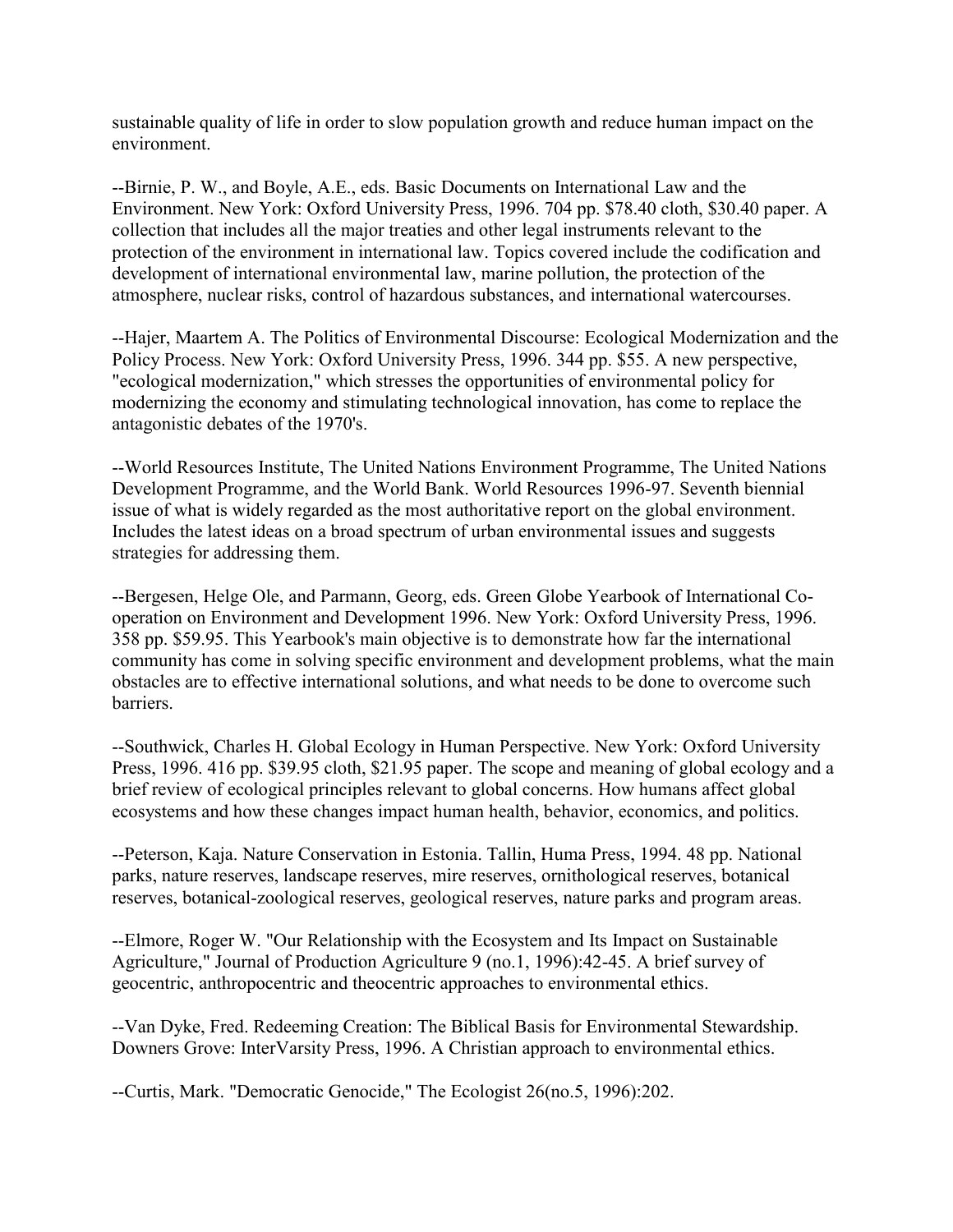sustainable quality of life in order to slow population growth and reduce human impact on the environment.

--Birnie, P. W., and Boyle, A.E., eds. Basic Documents on International Law and the Environment. New York: Oxford University Press, 1996. 704 pp. $78.40 cloth, $30.40 paper. A collection that includes all the major treaties and other legal instruments relevant to the protection of the environment in international law. Topics covered include the codification and development of international environmental law, marine pollution, the protection of the atmosphere, nuclear risks, control of hazardous substances, and international watercourses.

--Hajer, Maartem A. The Politics of Environmental Discourse: Ecological Modernization and the Policy Process. New York: Oxford University Press, 1996. 344 pp. $55. A new perspective, "ecological modernization," which stresses the opportunities of environmental policy for modernizing the economy and stimulating technological innovation, has come to replace the antagonistic debates of the 1970's.

--World Resources Institute, The United Nations Environment Programme, The United Nations Development Programme, and the World Bank. World Resources 1996-97. Seventh biennial issue of what is widely regarded as the most authoritative report on the global environment. Includes the latest ideas on a broad spectrum of urban environmental issues and suggests strategies for addressing them.

--Bergesen, Helge Ole, and Parmann, Georg, eds. Green Globe Yearbook of International Co-operation on Environment and Development 1996. New York: Oxford University Press, 1996. 358 pp. $59.95. This Yearbook's main objective is to demonstrate how far the international community has come in solving specific environment and development problems, what the main obstacles are to effective international solutions, and what needs to be done to overcome such barriers.

--Southwick, Charles H. Global Ecology in Human Perspective. New York: Oxford University Press, 1996. 416 pp. $39.95 cloth, $21.95 paper. The scope and meaning of global ecology and a brief review of ecological principles relevant to global concerns. How humans affect global ecosystems and how these changes impact human health, behavior, economics, and politics.

--Peterson, Kaja. Nature Conservation in Estonia. Tallin, Huma Press, 1994. 48 pp. National parks, nature reserves, landscape reserves, mire reserves, ornithological reserves, botanical reserves, botanical-zoological reserves, geological reserves, nature parks and program areas.

--Elmore, Roger W. "Our Relationship with the Ecosystem and Its Impact on Sustainable Agriculture," Journal of Production Agriculture 9 (no.1, 1996):42-45. A brief survey of geocentric, anthropocentric and theocentric approaches to environmental ethics.

--Van Dyke, Fred. Redeeming Creation: The Biblical Basis for Environmental Stewardship. Downers Grove: InterVarsity Press, 1996. A Christian approach to environmental ethics.

--Curtis, Mark. "Democratic Genocide," The Ecologist 26(no.5, 1996):202.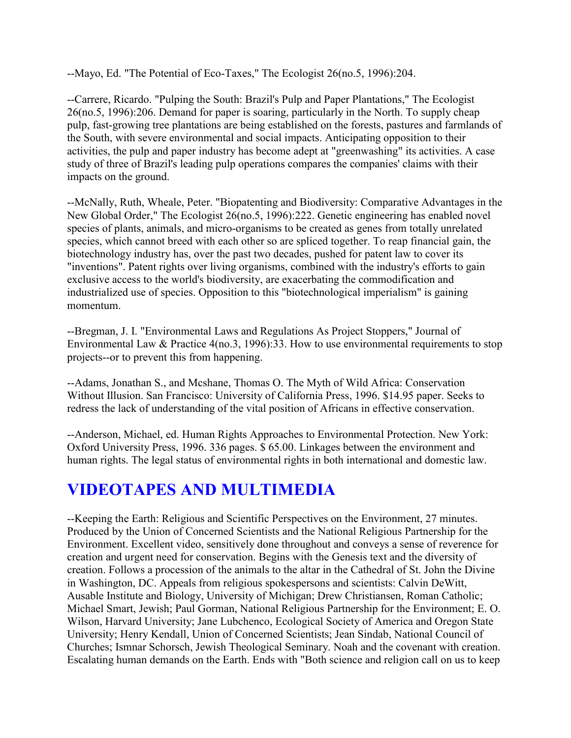--Mayo, Ed. "The Potential of Eco-Taxes," The Ecologist 26(no.5, 1996):204.

--Carrere, Ricardo. "Pulping the South: Brazil's Pulp and Paper Plantations," The Ecologist 26(no.5, 1996):206. Demand for paper is soaring, particularly in the North. To supply cheap pulp, fast-growing tree plantations are being established on the forests, pastures and farmlands of the South, with severe environmental and social impacts. Anticipating opposition to their activities, the pulp and paper industry has become adept at "greenwashing" its activities. A case study of three of Brazil's leading pulp operations compares the companies' claims with their impacts on the ground.

--McNally, Ruth, Wheale, Peter. "Biopatenting and Biodiversity: Comparative Advantages in the New Global Order," The Ecologist 26(no.5, 1996):222. Genetic engineering has enabled novel species of plants, animals, and micro-organisms to be created as genes from totally unrelated species, which cannot breed with each other so are spliced together. To reap financial gain, the biotechnology industry has, over the past two decades, pushed for patent law to cover its "inventions". Patent rights over living organisms, combined with the industry's efforts to gain exclusive access to the world's biodiversity, are exacerbating the commodification and industrialized use of species. Opposition to this "biotechnological imperialism" is gaining momentum.

--Bregman, J. I. "Environmental Laws and Regulations As Project Stoppers," Journal of Environmental Law & Practice 4(no.3, 1996):33. How to use environmental requirements to stop projects--or to prevent this from happening.

--Adams, Jonathan S., and Mcshane, Thomas O. The Myth of Wild Africa: Conservation Without Illusion. San Francisco: University of California Press, 1996. $14.95 paper. Seeks to redress the lack of understanding of the vital position of Africans in effective conservation.

--Anderson, Michael, ed. Human Rights Approaches to Environmental Protection. New York: Oxford University Press, 1996. 336 pages. $ 65.00. Linkages between the environment and human rights. The legal status of environmental rights in both international and domestic law.

## VIDEOTAPES AND MULTIMEDIA

--Keeping the Earth: Religious and Scientific Perspectives on the Environment, 27 minutes. Produced by the Union of Concerned Scientists and the National Religious Partnership for the Environment. Excellent video, sensitively done throughout and conveys a sense of reverence for creation and urgent need for conservation. Begins with the Genesis text and the diversity of creation. Follows a procession of the animals to the altar in the Cathedral of St. John the Divine in Washington, DC. Appeals from religious spokespersons and scientists: Calvin DeWitt, Ausable Institute and Biology, University of Michigan; Drew Christiansen, Roman Catholic; Michael Smart, Jewish; Paul Gorman, National Religious Partnership for the Environment; E. O. Wilson, Harvard University; Jane Lubchenco, Ecological Society of America and Oregon State University; Henry Kendall, Union of Concerned Scientists; Jean Sindab, National Council of Churches; Ismnar Schorsch, Jewish Theological Seminary. Noah and the covenant with creation. Escalating human demands on the Earth. Ends with "Both science and religion call on us to keep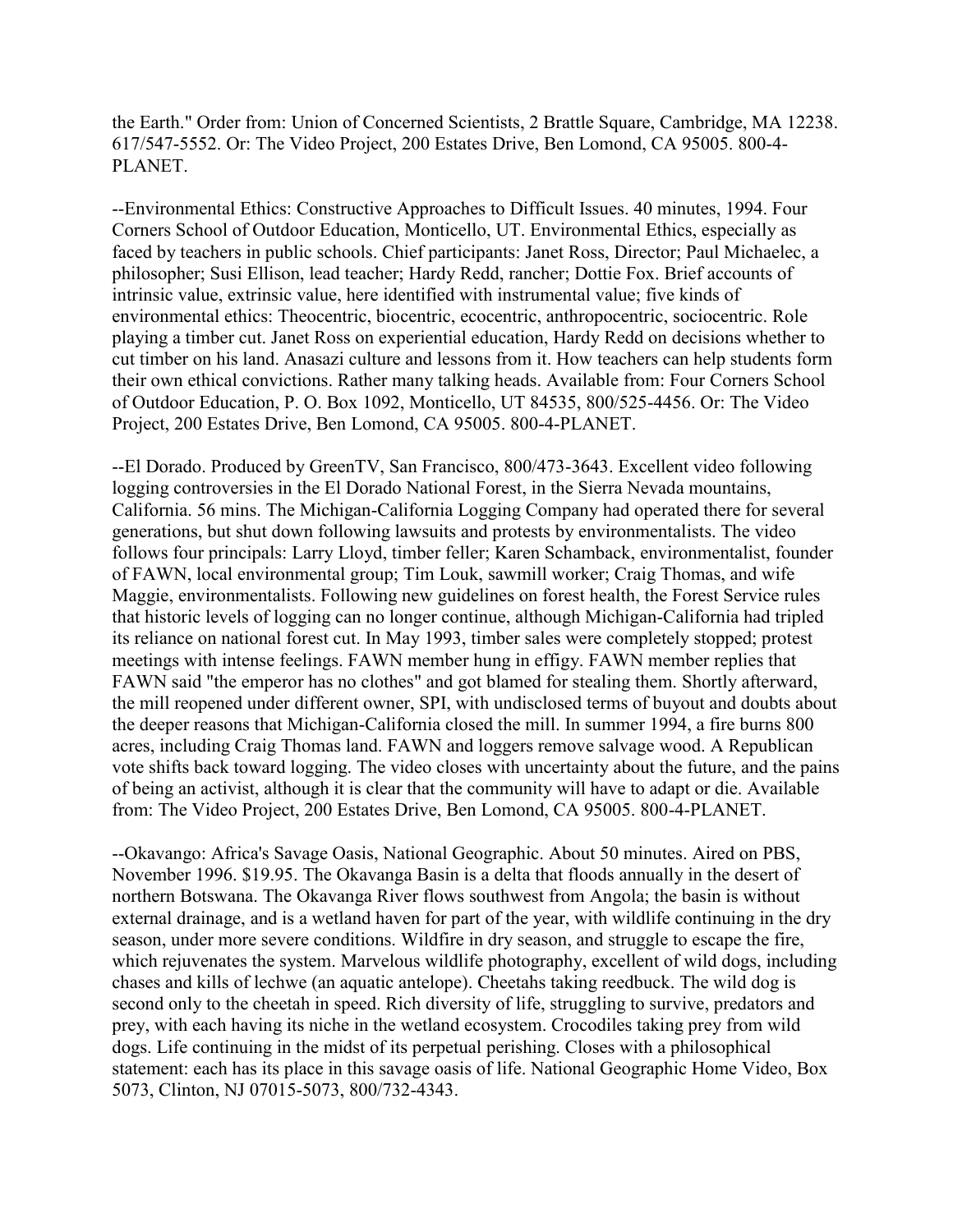the Earth." Order from: Union of Concerned Scientists, 2 Brattle Square, Cambridge, MA 12238. 617/547-5552. Or: The Video Project, 200 Estates Drive, Ben Lomond, CA 95005. 800-4-PLANET.

--Environmental Ethics: Constructive Approaches to Difficult Issues. 40 minutes, 1994. Four Corners School of Outdoor Education, Monticello, UT. Environmental Ethics, especially as faced by teachers in public schools. Chief participants: Janet Ross, Director; Paul Michaelec, a philosopher; Susi Ellison, lead teacher; Hardy Redd, rancher; Dottie Fox. Brief accounts of intrinsic value, extrinsic value, here identified with instrumental value; five kinds of environmental ethics: Theocentric, biocentric, ecocentric, anthropocentric, sociocentric. Role playing a timber cut. Janet Ross on experiential education, Hardy Redd on decisions whether to cut timber on his land. Anasazi culture and lessons from it. How teachers can help students form their own ethical convictions. Rather many talking heads. Available from: Four Corners School of Outdoor Education, P. O. Box 1092, Monticello, UT 84535, 800/525-4456. Or: The Video Project, 200 Estates Drive, Ben Lomond, CA 95005. 800-4-PLANET.

--El Dorado. Produced by GreenTV, San Francisco, 800/473-3643. Excellent video following logging controversies in the El Dorado National Forest, in the Sierra Nevada mountains, California. 56 mins. The Michigan-California Logging Company had operated there for several generations, but shut down following lawsuits and protests by environmentalists. The video follows four principals: Larry Lloyd, timber feller; Karen Schamback, environmentalist, founder of FAWN, local environmental group; Tim Louk, sawmill worker; Craig Thomas, and wife Maggie, environmentalists. Following new guidelines on forest health, the Forest Service rules that historic levels of logging can no longer continue, although Michigan-California had tripled its reliance on national forest cut. In May 1993, timber sales were completely stopped; protest meetings with intense feelings. FAWN member hung in effigy. FAWN member replies that FAWN said "the emperor has no clothes" and got blamed for stealing them. Shortly afterward, the mill reopened under different owner, SPI, with undisclosed terms of buyout and doubts about the deeper reasons that Michigan-California closed the mill. In summer 1994, a fire burns 800 acres, including Craig Thomas land. FAWN and loggers remove salvage wood. A Republican vote shifts back toward logging. The video closes with uncertainty about the future, and the pains of being an activist, although it is clear that the community will have to adapt or die. Available from: The Video Project, 200 Estates Drive, Ben Lomond, CA 95005. 800-4-PLANET.

--Okavango: Africa's Savage Oasis, National Geographic. About 50 minutes. Aired on PBS, November 1996. $19.95. The Okavanga Basin is a delta that floods annually in the desert of northern Botswana. The Okavanga River flows southwest from Angola; the basin is without external drainage, and is a wetland haven for part of the year, with wildlife continuing in the dry season, under more severe conditions. Wildfire in dry season, and struggle to escape the fire, which rejuvenates the system. Marvelous wildlife photography, excellent of wild dogs, including chases and kills of lechwe (an aquatic antelope). Cheetahs taking reedbuck. The wild dog is second only to the cheetah in speed. Rich diversity of life, struggling to survive, predators and prey, with each having its niche in the wetland ecosystem. Crocodiles taking prey from wild dogs. Life continuing in the midst of its perpetual perishing. Closes with a philosophical statement: each has its place in this savage oasis of life. National Geographic Home Video, Box 5073, Clinton, NJ 07015-5073, 800/732-4343.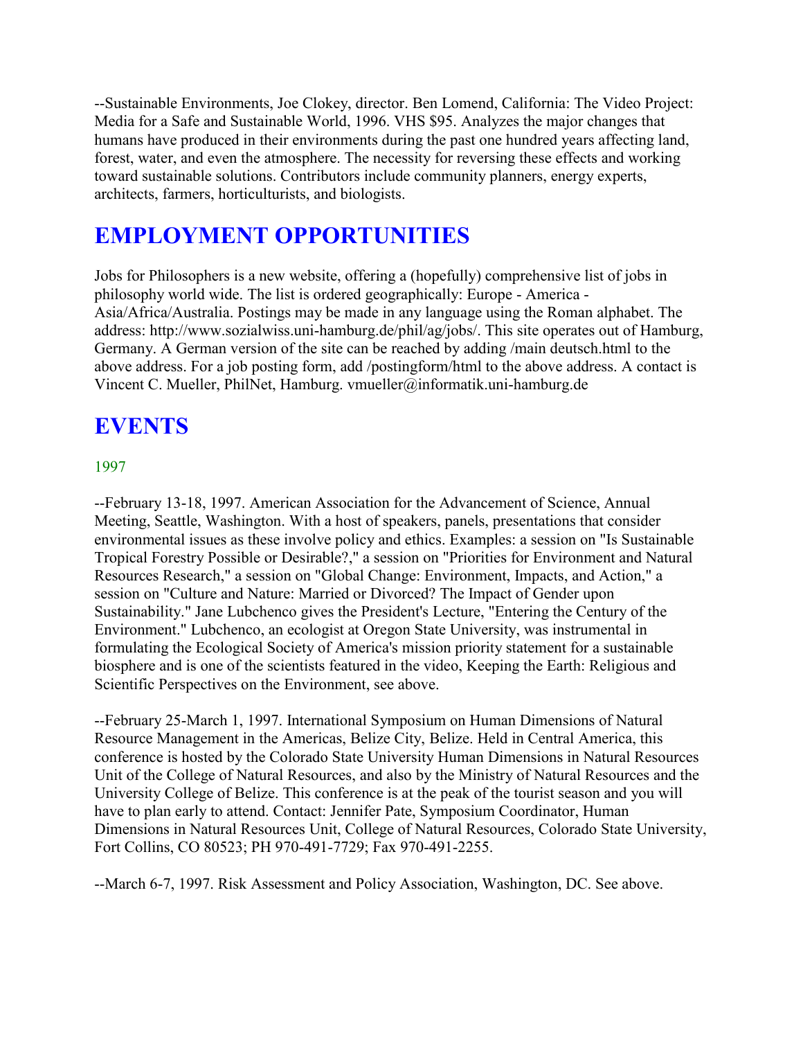--Sustainable Environments, Joe Clokey, director. Ben Lomend, California: The Video Project: Media for a Safe and Sustainable World, 1996. VHS $95. Analyzes the major changes that humans have produced in their environments during the past one hundred years affecting land, forest, water, and even the atmosphere. The necessity for reversing these effects and working toward sustainable solutions. Contributors include community planners, energy experts, architects, farmers, horticulturists, and biologists.

# EMPLOYMENT OPPORTUNITIES

Jobs for Philosophers is a new website, offering a (hopefully) comprehensive list of jobs in philosophy world wide. The list is ordered geographically: Europe - America - Asia/Africa/Australia. Postings may be made in any language using the Roman alphabet. The address: http://www.sozialwiss.uni-hamburg.de/phil/ag/jobs/. This site operates out of Hamburg, Germany. A German version of the site can be reached by adding /main deutsch.html to the above address. For a job posting form, add /postingform/html to the above address. A contact is Vincent C. Mueller, PhilNet, Hamburg. vmueller@informatik.uni-hamburg.de

# EVENTS

### 1997

--February 13-18, 1997. American Association for the Advancement of Science, Annual Meeting, Seattle, Washington. With a host of speakers, panels, presentations that consider environmental issues as these involve policy and ethics. Examples: a session on "Is Sustainable Tropical Forestry Possible or Desirable?," a session on "Priorities for Environment and Natural Resources Research," a session on "Global Change: Environment, Impacts, and Action," a session on "Culture and Nature: Married or Divorced? The Impact of Gender upon Sustainability." Jane Lubchenco gives the President's Lecture, "Entering the Century of the Environment." Lubchenco, an ecologist at Oregon State University, was instrumental in formulating the Ecological Society of America's mission priority statement for a sustainable biosphere and is one of the scientists featured in the video, Keeping the Earth: Religious and Scientific Perspectives on the Environment, see above.

--February 25-March 1, 1997. International Symposium on Human Dimensions of Natural Resource Management in the Americas, Belize City, Belize. Held in Central America, this conference is hosted by the Colorado State University Human Dimensions in Natural Resources Unit of the College of Natural Resources, and also by the Ministry of Natural Resources and the University College of Belize. This conference is at the peak of the tourist season and you will have to plan early to attend. Contact: Jennifer Pate, Symposium Coordinator, Human Dimensions in Natural Resources Unit, College of Natural Resources, Colorado State University, Fort Collins, CO 80523; PH 970-491-7729; Fax 970-491-2255.

--March 6-7, 1997. Risk Assessment and Policy Association, Washington, DC. See above.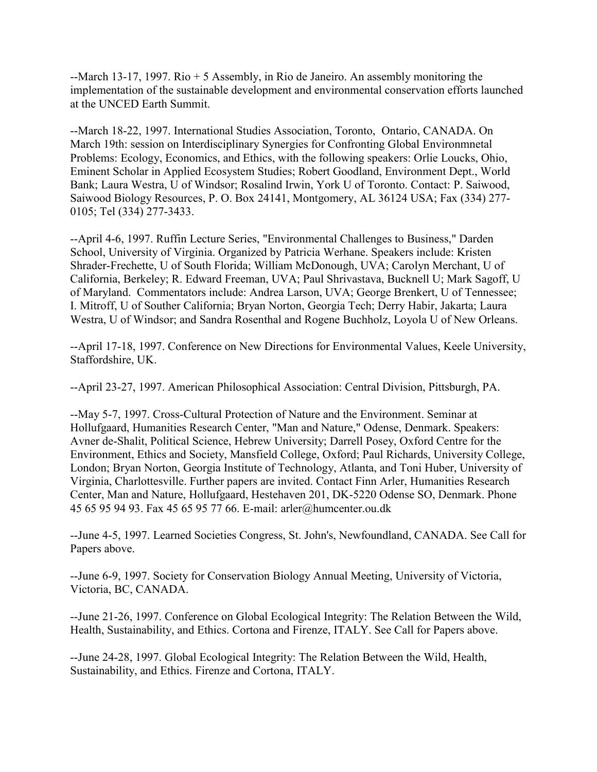--March 13-17, 1997. Rio + 5 Assembly, in Rio de Janeiro. An assembly monitoring the implementation of the sustainable development and environmental conservation efforts launched at the UNCED Earth Summit.

--March 18-22, 1997. International Studies Association, Toronto, Ontario, CANADA. On March 19th: session on Interdisciplinary Synergies for Confronting Global Environmnetal Problems: Ecology, Economics, and Ethics, with the following speakers: Orlie Loucks, Ohio, Eminent Scholar in Applied Ecosystem Studies; Robert Goodland, Environment Dept., World Bank; Laura Westra, U of Windsor; Rosalind Irwin, York U of Toronto. Contact: P. Saiwood, Saiwood Biology Resources, P. O. Box 24141, Montgomery, AL 36124 USA; Fax (334) 277-0105; Tel (334) 277-3433.

--April 4-6, 1997. Ruffin Lecture Series, "Environmental Challenges to Business," Darden School, University of Virginia. Organized by Patricia Werhane. Speakers include: Kristen Shrader-Frechette, U of South Florida; William McDonough, UVA; Carolyn Merchant, U of California, Berkeley; R. Edward Freeman, UVA; Paul Shrivastava, Bucknell U; Mark Sagoff, U of Maryland. Commentators include: Andrea Larson, UVA; George Brenkert, U of Tennessee; I. Mitroff, U of Souther California; Bryan Norton, Georgia Tech; Derry Habir, Jakarta; Laura Westra, U of Windsor; and Sandra Rosenthal and Rogene Buchholz, Loyola U of New Orleans.

--April 17-18, 1997. Conference on New Directions for Environmental Values, Keele University, Staffordshire, UK.

--April 23-27, 1997. American Philosophical Association: Central Division, Pittsburgh, PA.

--May 5-7, 1997. Cross-Cultural Protection of Nature and the Environment. Seminar at Hollufgaard, Humanities Research Center, "Man and Nature," Odense, Denmark. Speakers: Avner de-Shalit, Political Science, Hebrew University; Darrell Posey, Oxford Centre for the Environment, Ethics and Society, Mansfield College, Oxford; Paul Richards, University College, London; Bryan Norton, Georgia Institute of Technology, Atlanta, and Toni Huber, University of Virginia, Charlottesville. Further papers are invited. Contact Finn Arler, Humanities Research Center, Man and Nature, Hollufgaard, Hestehaven 201, DK-5220 Odense SO, Denmark. Phone 45 65 95 94 93. Fax 45 65 95 77 66. E-mail: arler@humcenter.ou.dk

--June 4-5, 1997. Learned Societies Congress, St. John's, Newfoundland, CANADA. See Call for Papers above.

--June 6-9, 1997. Society for Conservation Biology Annual Meeting, University of Victoria, Victoria, BC, CANADA.

--June 21-26, 1997. Conference on Global Ecological Integrity: The Relation Between the Wild, Health, Sustainability, and Ethics. Cortona and Firenze, ITALY. See Call for Papers above.

--June 24-28, 1997. Global Ecological Integrity: The Relation Between the Wild, Health, Sustainability, and Ethics. Firenze and Cortona, ITALY.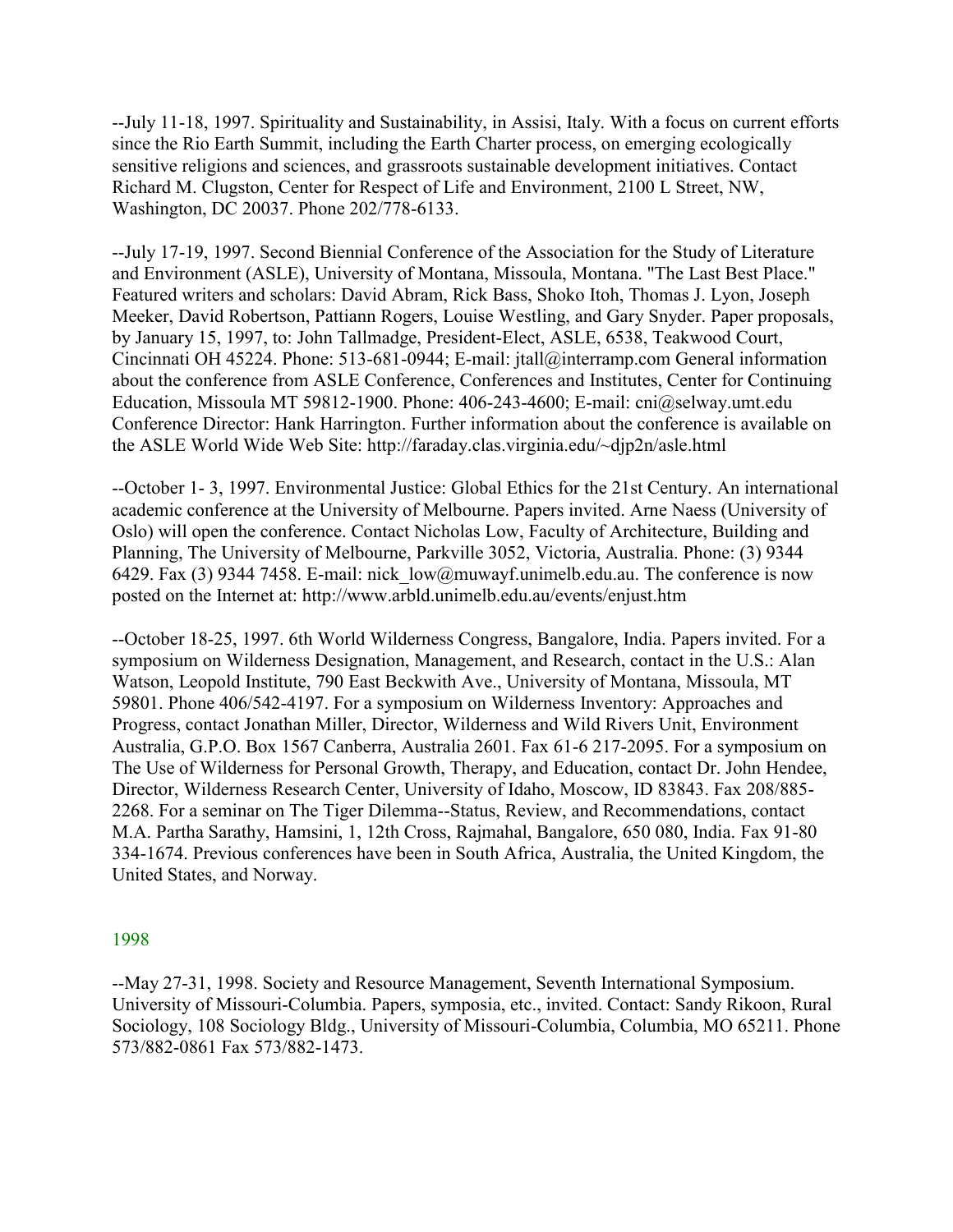--July 11-18, 1997. Spirituality and Sustainability, in Assisi, Italy. With a focus on current efforts since the Rio Earth Summit, including the Earth Charter process, on emerging ecologically sensitive religions and sciences, and grassroots sustainable development initiatives. Contact Richard M. Clugston, Center for Respect of Life and Environment, 2100 L Street, NW, Washington, DC 20037. Phone 202/778-6133.

--July 17-19, 1997. Second Biennial Conference of the Association for the Study of Literature and Environment (ASLE), University of Montana, Missoula, Montana. "The Last Best Place." Featured writers and scholars: David Abram, Rick Bass, Shoko Itoh, Thomas J. Lyon, Joseph Meeker, David Robertson, Pattiann Rogers, Louise Westling, and Gary Snyder. Paper proposals, by January 15, 1997, to: John Tallmadge, President-Elect, ASLE, 6538, Teakwood Court, Cincinnati OH 45224. Phone: 513-681-0944; E-mail: jtall@interramp.com General information about the conference from ASLE Conference, Conferences and Institutes, Center for Continuing Education, Missoula MT 59812-1900. Phone: 406-243-4600; E-mail: cni@selway.umt.edu Conference Director: Hank Harrington. Further information about the conference is available on the ASLE World Wide Web Site: http://faraday.clas.virginia.edu/~djp2n/asle.html

--October 1- 3, 1997. Environmental Justice: Global Ethics for the 21st Century. An international academic conference at the University of Melbourne. Papers invited. Arne Naess (University of Oslo) will open the conference. Contact Nicholas Low, Faculty of Architecture, Building and Planning, The University of Melbourne, Parkville 3052, Victoria, Australia. Phone: (3) 9344 6429. Fax (3) 9344 7458. E-mail: nick_low@muwayf.unimelb.edu.au. The conference is now posted on the Internet at: http://www.arbld.unimelb.edu.au/events/enjust.htm

--October 18-25, 1997. 6th World Wilderness Congress, Bangalore, India. Papers invited. For a symposium on Wilderness Designation, Management, and Research, contact in the U.S.: Alan Watson, Leopold Institute, 790 East Beckwith Ave., University of Montana, Missoula, MT 59801. Phone 406/542-4197. For a symposium on Wilderness Inventory: Approaches and Progress, contact Jonathan Miller, Director, Wilderness and Wild Rivers Unit, Environment Australia, G.P.O. Box 1567 Canberra, Australia 2601. Fax 61-6 217-2095. For a symposium on The Use of Wilderness for Personal Growth, Therapy, and Education, contact Dr. John Hendee, Director, Wilderness Research Center, University of Idaho, Moscow, ID 83843. Fax 208/885-2268. For a seminar on The Tiger Dilemma--Status, Review, and Recommendations, contact M.A. Partha Sarathy, Hamsini, 1, 12th Cross, Rajmahal, Bangalore, 650 080, India. Fax 91-80 334-1674. Previous conferences have been in South Africa, Australia, the United Kingdom, the United States, and Norway.

## 1998

--May 27-31, 1998. Society and Resource Management, Seventh International Symposium. University of Missouri-Columbia. Papers, symposia, etc., invited. Contact: Sandy Rikoon, Rural Sociology, 108 Sociology Bldg., University of Missouri-Columbia, Columbia, MO 65211. Phone 573/882-0861 Fax 573/882-1473.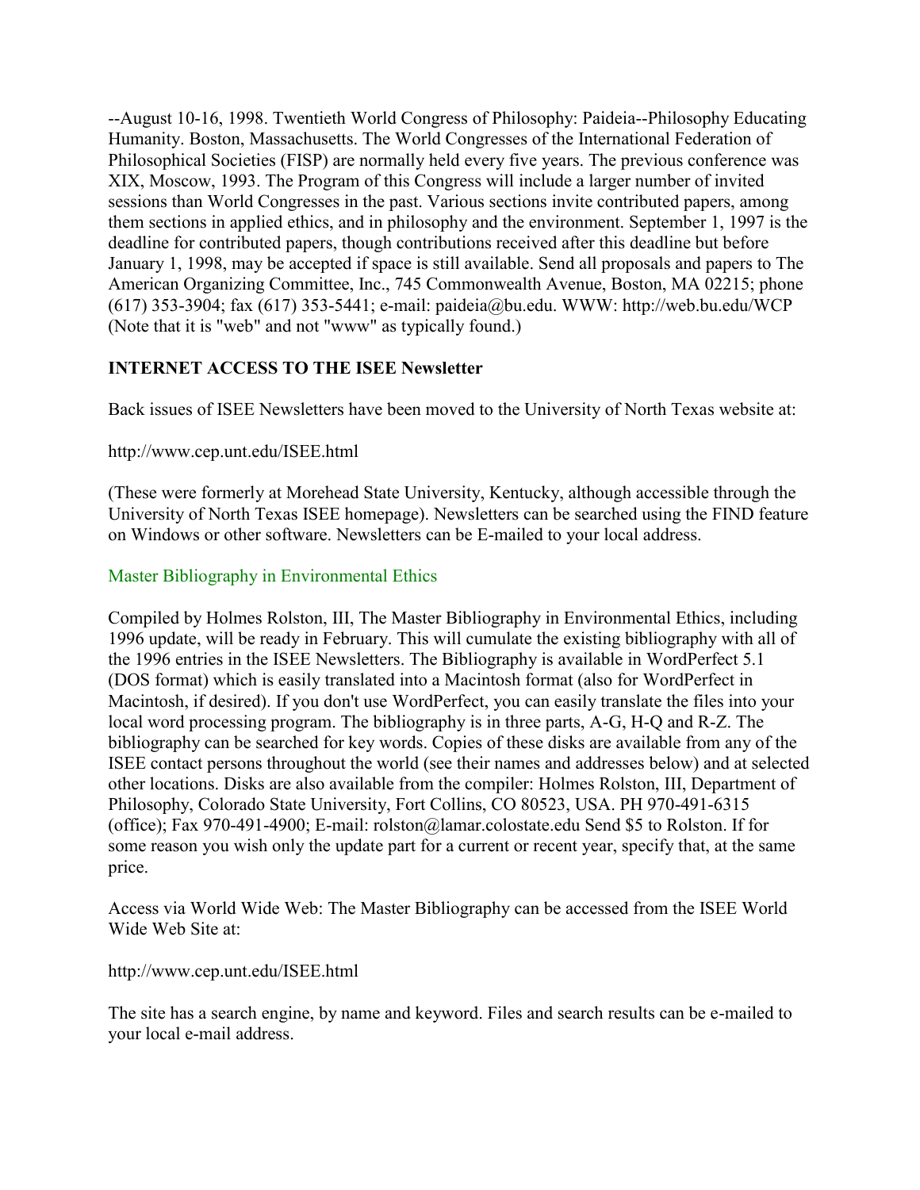--August 10-16, 1998. Twentieth World Congress of Philosophy: Paideia--Philosophy Educating Humanity. Boston, Massachusetts. The World Congresses of the International Federation of Philosophical Societies (FISP) are normally held every five years. The previous conference was XIX, Moscow, 1993. The Program of this Congress will include a larger number of invited sessions than World Congresses in the past. Various sections invite contributed papers, among them sections in applied ethics, and in philosophy and the environment. September 1, 1997 is the deadline for contributed papers, though contributions received after this deadline but before January 1, 1998, may be accepted if space is still available. Send all proposals and papers to The American Organizing Committee, Inc., 745 Commonwealth Avenue, Boston, MA 02215; phone (617) 353-3904; fax (617) 353-5441; e-mail: paideia@bu.edu. WWW: http://web.bu.edu/WCP (Note that it is "web" and not "www" as typically found.)

**INTERNET ACCESS TO THE ISEE Newsletter**

Back issues of ISEE Newsletters have been moved to the University of North Texas website at:

http://www.cep.unt.edu/ISEE.html

(These were formerly at Morehead State University, Kentucky, although accessible through the University of North Texas ISEE homepage). Newsletters can be searched using the FIND feature on Windows or other software. Newsletters can be E-mailed to your local address.

Master Bibliography in Environmental Ethics

Compiled by Holmes Rolston, III, The Master Bibliography in Environmental Ethics, including 1996 update, will be ready in February. This will cumulate the existing bibliography with all of the 1996 entries in the ISEE Newsletters. The Bibliography is available in WordPerfect 5.1 (DOS format) which is easily translated into a Macintosh format (also for WordPerfect in Macintosh, if desired). If you don't use WordPerfect, you can easily translate the files into your local word processing program. The bibliography is in three parts, A-G, H-Q and R-Z. The bibliography can be searched for key words. Copies of these disks are available from any of the ISEE contact persons throughout the world (see their names and addresses below) and at selected other locations. Disks are also available from the compiler: Holmes Rolston, III, Department of Philosophy, Colorado State University, Fort Collins, CO 80523, USA. PH 970-491-6315 (office); Fax 970-491-4900; E-mail: rolston@lamar.colostate.edu Send $5 to Rolston. If for some reason you wish only the update part for a current or recent year, specify that, at the same price.

Access via World Wide Web: The Master Bibliography can be accessed from the ISEE World Wide Web Site at:

http://www.cep.unt.edu/ISEE.html

The site has a search engine, by name and keyword. Files and search results can be e-mailed to your local e-mail address.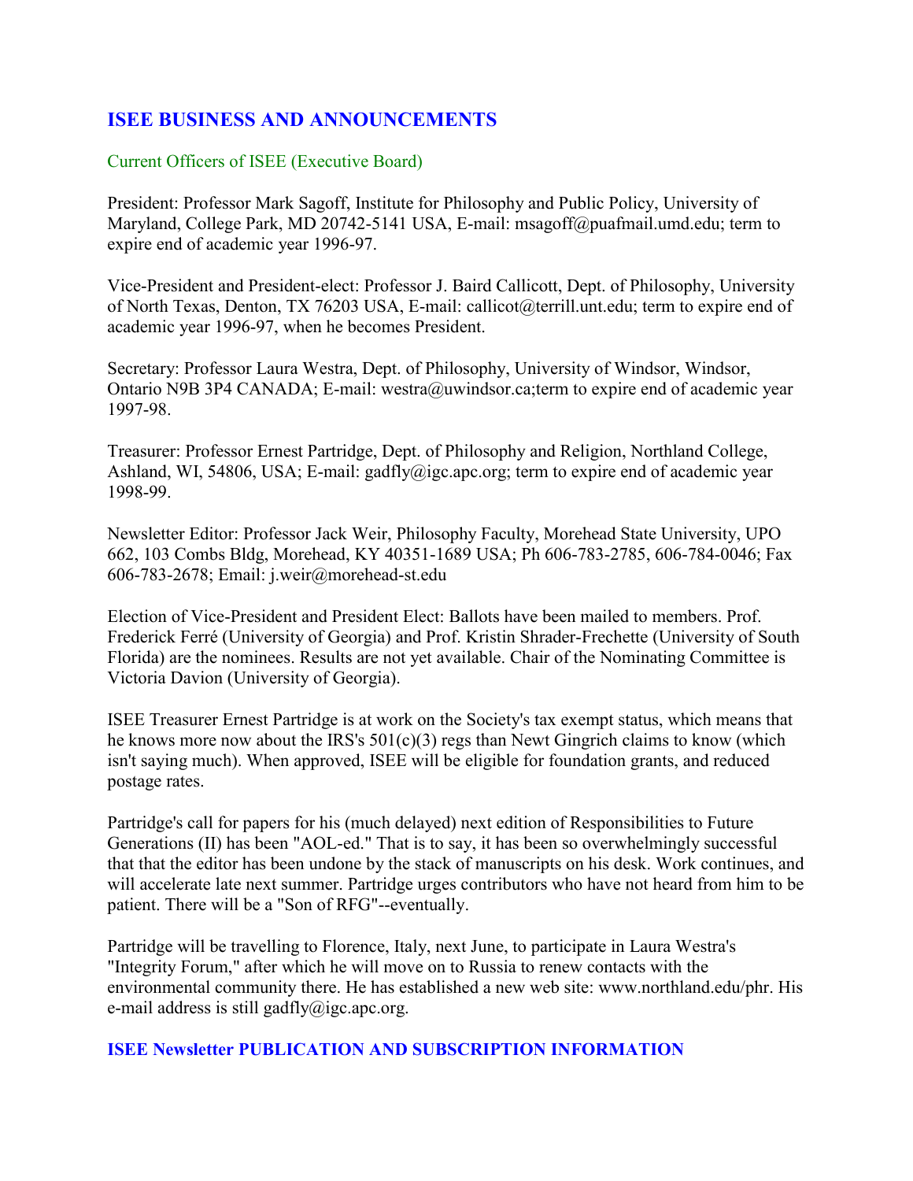## ISEE BUSINESS AND ANNOUNCEMENTS

### Current Officers of ISEE (Executive Board)

President: Professor Mark Sagoff, Institute for Philosophy and Public Policy, University of Maryland, College Park, MD 20742-5141 USA, E-mail: msagoff@puafmail.umd.edu; term to expire end of academic year 1996-97.

Vice-President and President-elect: Professor J. Baird Callicott, Dept. of Philosophy, University of North Texas, Denton, TX 76203 USA, E-mail: callicot@terrill.unt.edu; term to expire end of academic year 1996-97, when he becomes President.

Secretary: Professor Laura Westra, Dept. of Philosophy, University of Windsor, Windsor, Ontario N9B 3P4 CANADA; E-mail: westra@uwindsor.ca;term to expire end of academic year 1997-98.

Treasurer: Professor Ernest Partridge, Dept. of Philosophy and Religion, Northland College, Ashland, WI, 54806, USA; E-mail: gadfly@igc.apc.org; term to expire end of academic year 1998-99.

Newsletter Editor: Professor Jack Weir, Philosophy Faculty, Morehead State University, UPO 662, 103 Combs Bldg, Morehead, KY 40351-1689 USA; Ph 606-783-2785, 606-784-0046; Fax 606-783-2678; Email: j.weir@morehead-st.edu

Election of Vice-President and President Elect: Ballots have been mailed to members. Prof. Frederick Ferré (University of Georgia) and Prof. Kristin Shrader-Frechette (University of South Florida) are the nominees. Results are not yet available. Chair of the Nominating Committee is Victoria Davion (University of Georgia).

ISEE Treasurer Ernest Partridge is at work on the Society's tax exempt status, which means that he knows more now about the IRS's 501(c)(3) regs than Newt Gingrich claims to know (which isn't saying much). When approved, ISEE will be eligible for foundation grants, and reduced postage rates.

Partridge's call for papers for his (much delayed) next edition of Responsibilities to Future Generations (II) has been "AOL-ed." That is to say, it has been so overwhelmingly successful that that the editor has been undone by the stack of manuscripts on his desk. Work continues, and will accelerate late next summer. Partridge urges contributors who have not heard from him to be patient. There will be a "Son of RFG"--eventually.

Partridge will be travelling to Florence, Italy, next June, to participate in Laura Westra's "Integrity Forum," after which he will move on to Russia to renew contacts with the environmental community there. He has established a new web site: www.northland.edu/phr. His e-mail address is still gadfly@igc.apc.org.

## ISEE Newsletter PUBLICATION AND SUBSCRIPTION INFORMATION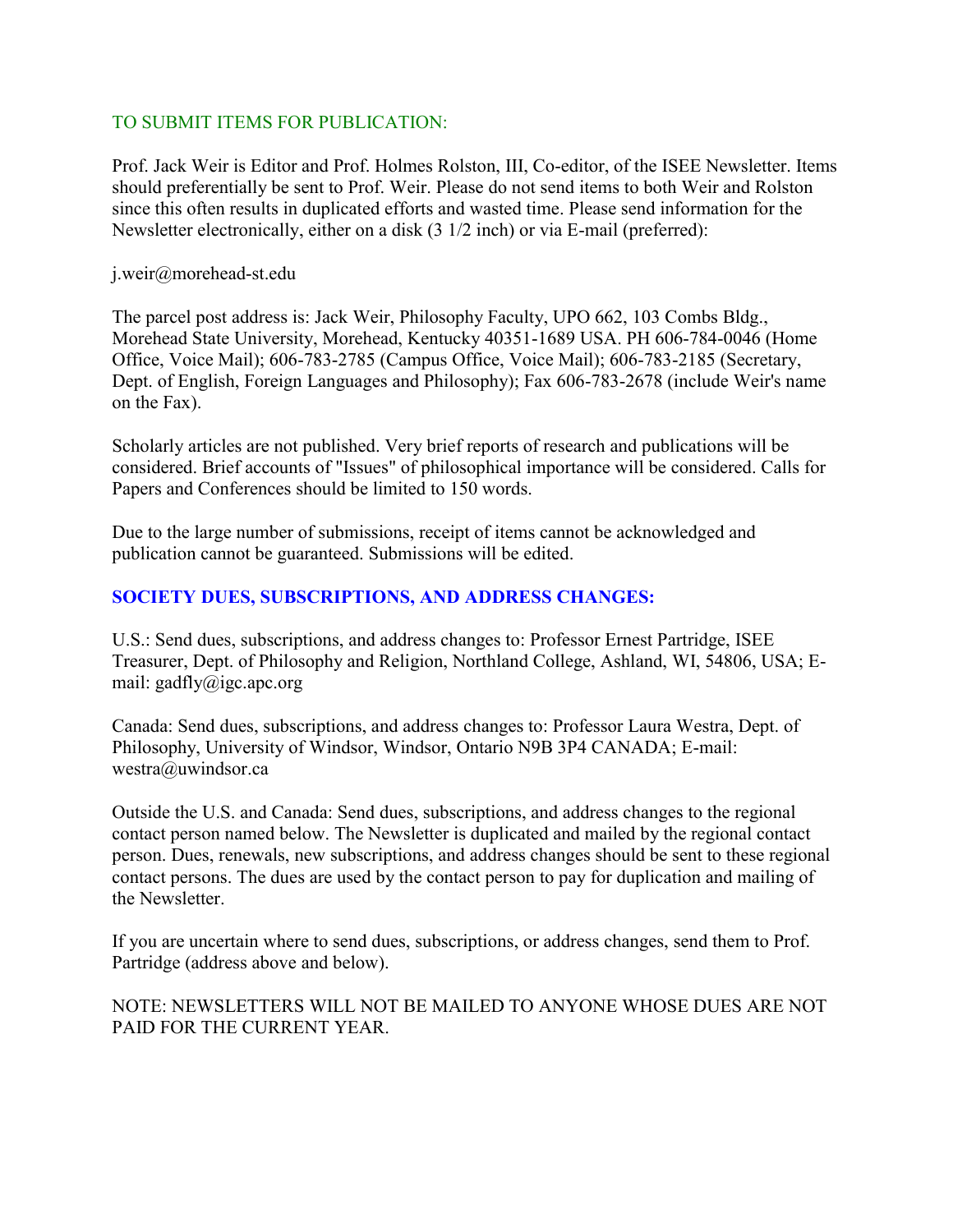## TO SUBMIT ITEMS FOR PUBLICATION:

Prof. Jack Weir is Editor and Prof. Holmes Rolston, III, Co-editor, of the ISEE Newsletter. Items should preferentially be sent to Prof. Weir. Please do not send items to both Weir and Rolston since this often results in duplicated efforts and wasted time. Please send information for the Newsletter electronically, either on a disk (3 1/2 inch) or via E-mail (preferred):

j.weir@morehead-st.edu

The parcel post address is: Jack Weir, Philosophy Faculty, UPO 662, 103 Combs Bldg., Morehead State University, Morehead, Kentucky 40351-1689 USA. PH 606-784-0046 (Home Office, Voice Mail); 606-783-2785 (Campus Office, Voice Mail); 606-783-2185 (Secretary, Dept. of English, Foreign Languages and Philosophy); Fax 606-783-2678 (include Weir's name on the Fax).

Scholarly articles are not published. Very brief reports of research and publications will be considered. Brief accounts of "Issues" of philosophical importance will be considered. Calls for Papers and Conferences should be limited to 150 words.

Due to the large number of submissions, receipt of items cannot be acknowledged and publication cannot be guaranteed. Submissions will be edited.

## SOCIETY DUES, SUBSCRIPTIONS, AND ADDRESS CHANGES:

U.S.: Send dues, subscriptions, and address changes to: Professor Ernest Partridge, ISEE Treasurer, Dept. of Philosophy and Religion, Northland College, Ashland, WI, 54806, USA; E-mail: gadfly@igc.apc.org

Canada: Send dues, subscriptions, and address changes to: Professor Laura Westra, Dept. of Philosophy, University of Windsor, Windsor, Ontario N9B 3P4 CANADA; E-mail: westra@uwindsor.ca

Outside the U.S. and Canada: Send dues, subscriptions, and address changes to the regional contact person named below. The Newsletter is duplicated and mailed by the regional contact person. Dues, renewals, new subscriptions, and address changes should be sent to these regional contact persons. The dues are used by the contact person to pay for duplication and mailing of the Newsletter.

If you are uncertain where to send dues, subscriptions, or address changes, send them to Prof. Partridge (address above and below).

NOTE: NEWSLETTERS WILL NOT BE MAILED TO ANYONE WHOSE DUES ARE NOT PAID FOR THE CURRENT YEAR.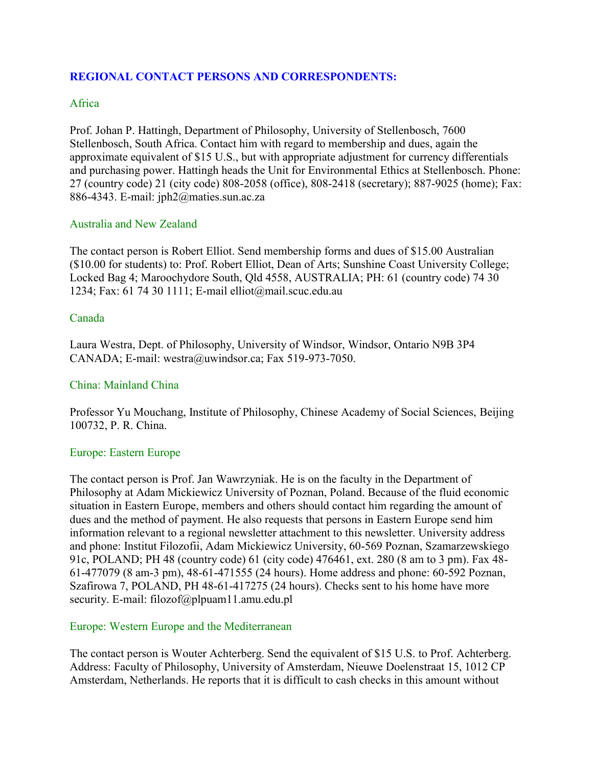## REGIONAL CONTACT PERSONS AND CORRESPONDENTS:

### Africa

Prof. Johan P. Hattingh, Department of Philosophy, University of Stellenbosch, 7600 Stellenbosch, South Africa. Contact him with regard to membership and dues, again the approximate equivalent of $15 U.S., but with appropriate adjustment for currency differentials and purchasing power. Hattingh heads the Unit for Environmental Ethics at Stellenbosch. Phone: 27 (country code) 21 (city code) 808-2058 (office), 808-2418 (secretary); 887-9025 (home); Fax: 886-4343. E-mail: jph2@maties.sun.ac.za

### Australia and New Zealand

The contact person is Robert Elliot. Send membership forms and dues of $15.00 Australian ($10.00 for students) to: Prof. Robert Elliot, Dean of Arts; Sunshine Coast University College; Locked Bag 4; Maroochydore South, Qld 4558, AUSTRALIA; PH: 61 (country code) 74 30 1234; Fax: 61 74 30 1111; E-mail elliot@mail.scuc.edu.au

### Canada

Laura Westra, Dept. of Philosophy, University of Windsor, Windsor, Ontario N9B 3P4 CANADA; E-mail: westra@uwindsor.ca; Fax 519-973-7050.

### China: Mainland China

Professor Yu Mouchang, Institute of Philosophy, Chinese Academy of Social Sciences, Beijing 100732, P. R. China.

### Europe: Eastern Europe

The contact person is Prof. Jan Wawrzyniak. He is on the faculty in the Department of Philosophy at Adam Mickiewicz University of Poznan, Poland. Because of the fluid economic situation in Eastern Europe, members and others should contact him regarding the amount of dues and the method of payment. He also requests that persons in Eastern Europe send him information relevant to a regional newsletter attachment to this newsletter. University address and phone: Institut Filozofii, Adam Mickiewicz University, 60-569 Poznan, Szamarzewskiego 91c, POLAND; PH 48 (country code) 61 (city code) 476461, ext. 280 (8 am to 3 pm). Fax 48-61-477079 (8 am-3 pm), 48-61-471555 (24 hours). Home address and phone: 60-592 Poznan, Szafirowa 7, POLAND, PH 48-61-417275 (24 hours). Checks sent to his home have more security. E-mail: filozof@plpuam11.amu.edu.pl

### Europe: Western Europe and the Mediterranean

The contact person is Wouter Achterberg. Send the equivalent of $15 U.S. to Prof. Achterberg. Address: Faculty of Philosophy, University of Amsterdam, Nieuwe Doelenstraat 15, 1012 CP Amsterdam, Netherlands. He reports that it is difficult to cash checks in this amount without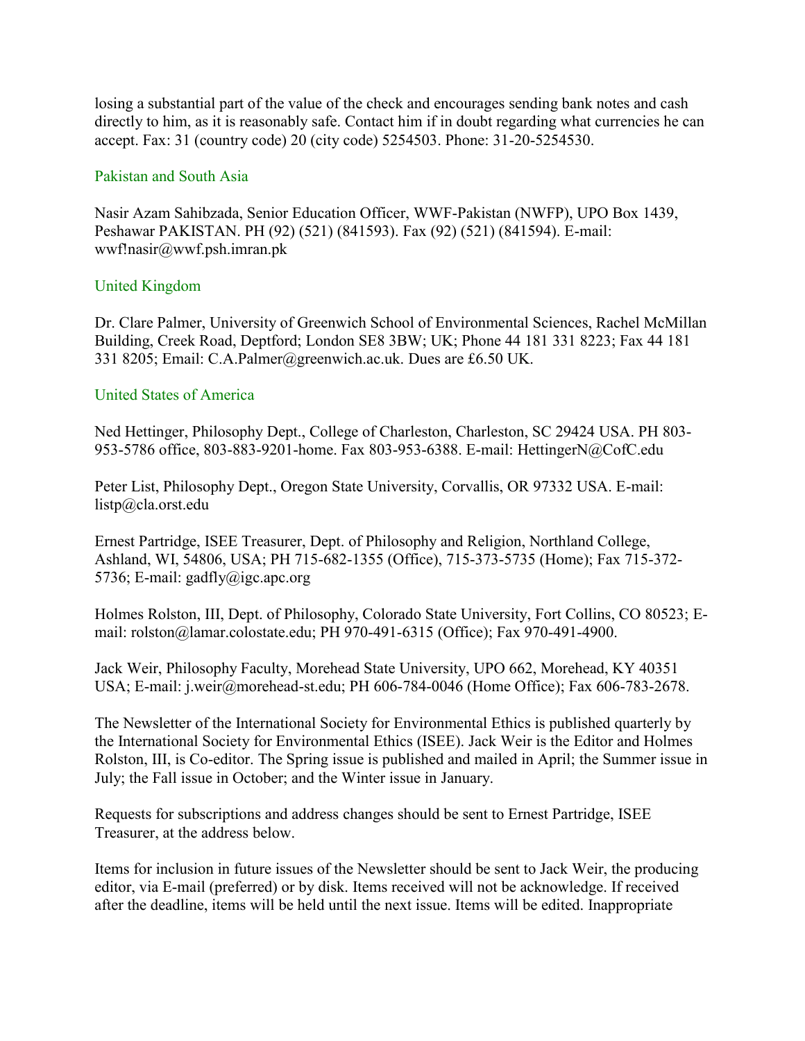losing a substantial part of the value of the check and encourages sending bank notes and cash directly to him, as it is reasonably safe. Contact him if in doubt regarding what currencies he can accept. Fax: 31 (country code) 20 (city code) 5254503. Phone: 31-20-5254530.

### Pakistan and South Asia

Nasir Azam Sahibzada, Senior Education Officer, WWF-Pakistan (NWFP), UPO Box 1439, Peshawar PAKISTAN. PH (92) (521) (841593). Fax (92) (521) (841594). E-mail: wwf!nasir@wwf.psh.imran.pk

### United Kingdom

Dr. Clare Palmer, University of Greenwich School of Environmental Sciences, Rachel McMillan Building, Creek Road, Deptford; London SE8 3BW; UK; Phone 44 181 331 8223; Fax 44 181 331 8205; Email: C.A.Palmer@greenwich.ac.uk. Dues are £6.50 UK.

### United States of America

Ned Hettinger, Philosophy Dept., College of Charleston, Charleston, SC 29424 USA. PH 803-953-5786 office, 803-883-9201-home. Fax 803-953-6388. E-mail: HettingerN@CofC.edu

Peter List, Philosophy Dept., Oregon State University, Corvallis, OR 97332 USA. E-mail: listp@cla.orst.edu

Ernest Partridge, ISEE Treasurer, Dept. of Philosophy and Religion, Northland College, Ashland, WI, 54806, USA; PH 715-682-1355 (Office), 715-373-5735 (Home); Fax 715-372-5736; E-mail: gadfly@igc.apc.org

Holmes Rolston, III, Dept. of Philosophy, Colorado State University, Fort Collins, CO 80523; E-mail: rolston@lamar.colostate.edu; PH 970-491-6315 (Office); Fax 970-491-4900.

Jack Weir, Philosophy Faculty, Morehead State University, UPO 662, Morehead, KY 40351 USA; E-mail: j.weir@morehead-st.edu; PH 606-784-0046 (Home Office); Fax 606-783-2678.

The Newsletter of the International Society for Environmental Ethics is published quarterly by the International Society for Environmental Ethics (ISEE). Jack Weir is the Editor and Holmes Rolston, III, is Co-editor. The Spring issue is published and mailed in April; the Summer issue in July; the Fall issue in October; and the Winter issue in January.

Requests for subscriptions and address changes should be sent to Ernest Partridge, ISEE Treasurer, at the address below.

Items for inclusion in future issues of the Newsletter should be sent to Jack Weir, the producing editor, via E-mail (preferred) or by disk. Items received will not be acknowledge. If received after the deadline, items will be held until the next issue. Items will be edited. Inappropriate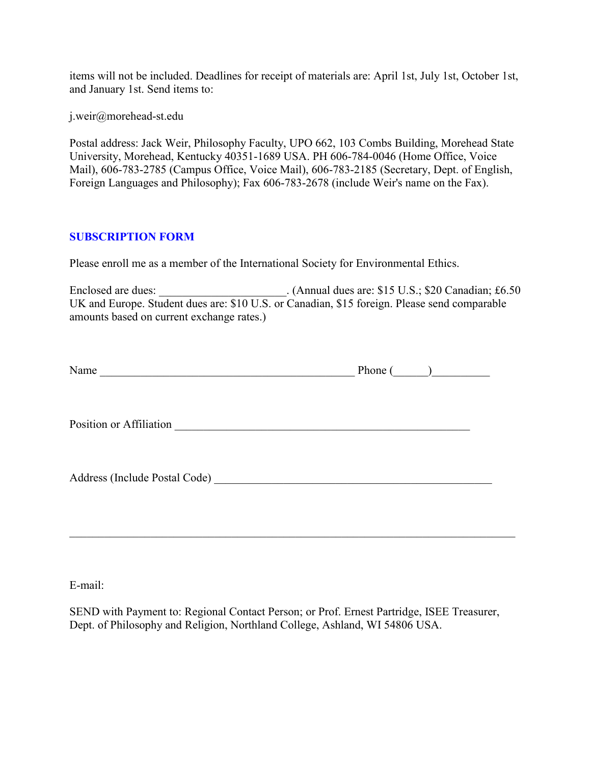items will not be included. Deadlines for receipt of materials are: April 1st, July 1st, October 1st, and January 1st. Send items to:

j.weir@morehead-st.edu

Postal address: Jack Weir, Philosophy Faculty, UPO 662, 103 Combs Building, Morehead State University, Morehead, Kentucky 40351-1689 USA. PH 606-784-0046 (Home Office, Voice Mail), 606-783-2785 (Campus Office, Voice Mail), 606-783-2185 (Secretary, Dept. of English, Foreign Languages and Philosophy); Fax 606-783-2678 (include Weir's name on the Fax).

## SUBSCRIPTION FORM

Please enroll me as a member of the International Society for Environmental Ethics.

Enclosed are dues: ______________________. (Annual dues are: $15 U.S.; $20 Canadian; £6.50 UK and Europe. Student dues are: $10 U.S. or Canadian, $15 foreign. Please send comparable amounts based on current exchange rates.)

Name ____________________________________________ Phone (______)__________

Position or Affiliation ____________________________________________________

Address (Include Postal Code) ________________________________________________

_____________________________________________________________________________

E-mail:

SEND with Payment to: Regional Contact Person; or Prof. Ernest Partridge, ISEE Treasurer, Dept. of Philosophy and Religion, Northland College, Ashland, WI 54806 USA.